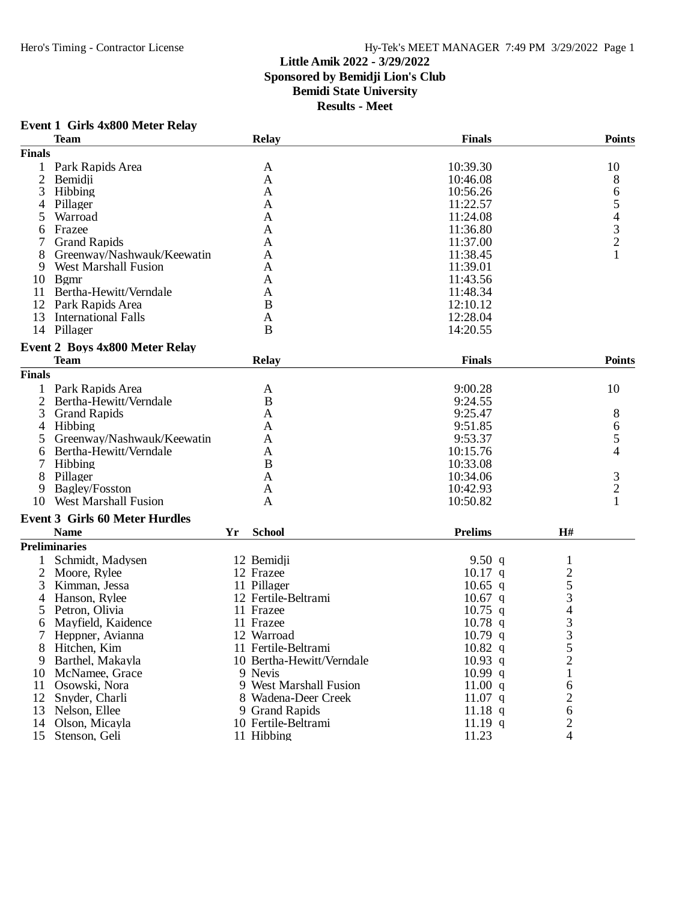# Little Amik 2022 - 3/29/2022
## Sponsored by Bemidji Lion's Club
## Bemidi State University
## Results - Meet

### Event 1 Girls 4x800 Meter Relay

| | Team | Relay | Finals | Points |
|---|---|---|---|---|
| **Finals** | | | | |
| 1 | Park Rapids Area | A | 10:39.30 | 10 |
| 2 | Bemidji | A | 10:46.08 | 8 |
| 3 | Hibbing | A | 10:56.26 | 6 |
| 4 | Pillager | A | 11:22.57 | 5 |
| 5 | Warroad | A | 11:24.08 | 4 |
| 6 | Frazee | A | 11:36.80 | 3 |
| 7 | Grand Rapids | A | 11:37.00 | 2 |
| 8 | Greenway/Nashwauk/Keewatin | A | 11:38.45 | 1 |
| 9 | West Marshall Fusion | A | 11:39.01 | |
| 10 | Bgmr | A | 11:43.56 | |
| 11 | Bertha-Hewitt/Verndale | A | 11:48.34 | |
| 12 | Park Rapids Area | B | 12:10.12 | |
| 13 | International Falls | A | 12:28.04 | |
| 14 | Pillager | B | 14:20.55 | |

### Event 2 Boys 4x800 Meter Relay

| | Team | Relay | Finals | Points |
|---|---|---|---|---|
| **Finals** | | | | |
| 1 | Park Rapids Area | A | 9:00.28 | 10 |
| 2 | Bertha-Hewitt/Verndale | B | 9:24.55 | |
| 3 | Grand Rapids | A | 9:25.47 | 8 |
| 4 | Hibbing | A | 9:51.85 | 6 |
| 5 | Greenway/Nashwauk/Keewatin | A | 9:53.37 | 5 |
| 6 | Bertha-Hewitt/Verndale | A | 10:15.76 | 4 |
| 7 | Hibbing | B | 10:33.08 | |
| 8 | Pillager | A | 10:34.06 | 3 |
| 9 | Bagley/Fosston | A | 10:42.93 | 2 |
| 10 | West Marshall Fusion | A | 10:50.82 | 1 |

### Event 3 Girls 60 Meter Hurdles

| | Name | Yr | School | Prelims | | H# |
|---|---|---|---|---|---|---|
| **Preliminaries** | | | | | | |
| 1 | Schmidt, Madysen | 12 | Bemidji | 9.50 | q | 1 |
| 2 | Moore, Rylee | 12 | Frazee | 10.17 | q | 2 |
| 3 | Kimman, Jessa | 11 | Pillager | 10.65 | q | 5 |
| 4 | Hanson, Rylee | 12 | Fertile-Beltrami | 10.67 | q | 3 |
| 5 | Petron, Olivia | 11 | Frazee | 10.75 | q | 4 |
| 6 | Mayfield, Kaidence | 11 | Frazee | 10.78 | q | 3 |
| 7 | Heppner, Avianna | 12 | Warroad | 10.79 | q | 3 |
| 8 | Hitchen, Kim | 11 | Fertile-Beltrami | 10.82 | q | 5 |
| 9 | Barthel, Makayla | 10 | Bertha-Hewitt/Verndale | 10.93 | q | 2 |
| 10 | McNamee, Grace | 9 | Nevis | 10.99 | q | 1 |
| 11 | Osowski, Nora | 9 | West Marshall Fusion | 11.00 | q | 6 |
| 12 | Snyder, Charli | 8 | Wadena-Deer Creek | 11.07 | q | 2 |
| 13 | Nelson, Ellee | 9 | Grand Rapids | 11.18 | q | 6 |
| 14 | Olson, Micayla | 10 | Fertile-Beltrami | 11.19 | q | 2 |
| 15 | Stenson, Geli | 11 | Hibbing | 11.23 | | 4 |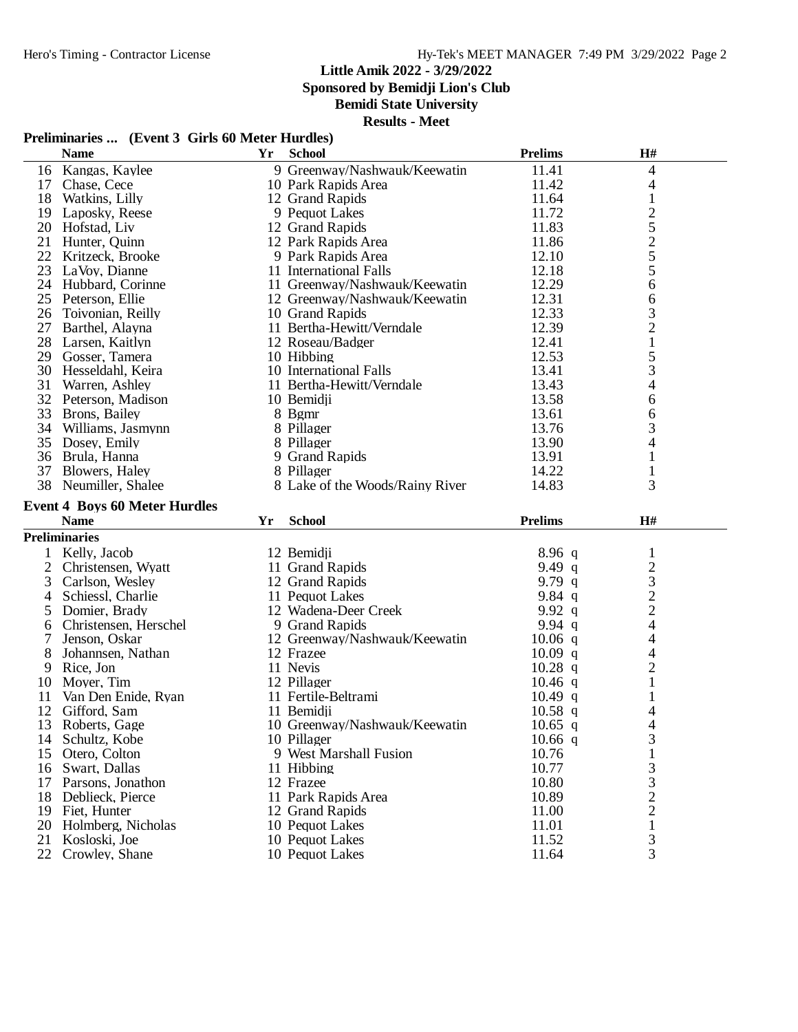# Little Amik 2022 - 3/29/2022

**Sponsored by Bemidji Lion's Club**

**Bemidi State University**

**Results - Meet**

## Preliminaries ... (Event 3 Girls 60 Meter Hurdles)

| | Name | Yr | School | Prelims | H# |
|---|---|---|---|---|---|
| 16 | Kangas, Kaylee | 9 | Greenway/Nashwauk/Keewatin | 11.41 | 4 |
| 17 | Chase, Cece | 10 | Park Rapids Area | 11.42 | 4 |
| 18 | Watkins, Lilly | 12 | Grand Rapids | 11.64 | 1 |
| 19 | Laposky, Reese | 9 | Pequot Lakes | 11.72 | 2 |
| 20 | Hofstad, Liv | 12 | Grand Rapids | 11.83 | 5 |
| 21 | Hunter, Quinn | 12 | Park Rapids Area | 11.86 | 2 |
| 22 | Kritzeck, Brooke | 9 | Park Rapids Area | 12.10 | 5 |
| 23 | LaVoy, Dianne | 11 | International Falls | 12.18 | 5 |
| 24 | Hubbard, Corinne | 11 | Greenway/Nashwauk/Keewatin | 12.29 | 6 |
| 25 | Peterson, Ellie | 12 | Greenway/Nashwauk/Keewatin | 12.31 | 6 |
| 26 | Toivonian, Reilly | 10 | Grand Rapids | 12.33 | 3 |
| 27 | Barthel, Alayna | 11 | Bertha-Hewitt/Verndale | 12.39 | 2 |
| 28 | Larsen, Kaitlyn | 12 | Roseau/Badger | 12.41 | 1 |
| 29 | Gosser, Tamera | 10 | Hibbing | 12.53 | 5 |
| 30 | Hesseldahl, Keira | 10 | International Falls | 13.41 | 3 |
| 31 | Warren, Ashley | 11 | Bertha-Hewitt/Verndale | 13.43 | 4 |
| 32 | Peterson, Madison | 10 | Bemidji | 13.58 | 6 |
| 33 | Brons, Bailey | 8 | Bgmr | 13.61 | 6 |
| 34 | Williams, Jasmynn | 8 | Pillager | 13.76 | 3 |
| 35 | Dosey, Emily | 8 | Pillager | 13.90 | 4 |
| 36 | Brula, Hanna | 9 | Grand Rapids | 13.91 | 1 |
| 37 | Blowers, Haley | 8 | Pillager | 14.22 | 1 |
| 38 | Neumiller, Shalee | 8 | Lake of the Woods/Rainy River | 14.83 | 3 |

## Event 4 Boys 60 Meter Hurdles

**Preliminaries**

| | Name | Yr | School | Prelims | H# |
|---|---|---|---|---|---|
| 1 | Kelly, Jacob | 12 | Bemidji | 8.96 q | 1 |
| 2 | Christensen, Wyatt | 11 | Grand Rapids | 9.49 q | 2 |
| 3 | Carlson, Wesley | 12 | Grand Rapids | 9.79 q | 3 |
| 4 | Schiessl, Charlie | 11 | Pequot Lakes | 9.84 q | 2 |
| 5 | Domier, Brady | 12 | Wadena-Deer Creek | 9.92 q | 2 |
| 6 | Christensen, Herschel | 9 | Grand Rapids | 9.94 q | 4 |
| 7 | Jenson, Oskar | 12 | Greenway/Nashwauk/Keewatin | 10.06 q | 4 |
| 8 | Johannsen, Nathan | 12 | Frazee | 10.09 q | 4 |
| 9 | Rice, Jon | 11 | Nevis | 10.28 q | 2 |
| 10 | Moyer, Tim | 12 | Pillager | 10.46 q | 1 |
| 11 | Van Den Enide, Ryan | 11 | Fertile-Beltrami | 10.49 q | 1 |
| 12 | Gifford, Sam | 11 | Bemidji | 10.58 q | 4 |
| 13 | Roberts, Gage | 10 | Greenway/Nashwauk/Keewatin | 10.65 q | 4 |
| 14 | Schultz, Kobe | 10 | Pillager | 10.66 q | 3 |
| 15 | Otero, Colton | 9 | West Marshall Fusion | 10.76 | 1 |
| 16 | Swart, Dallas | 11 | Hibbing | 10.77 | 3 |
| 17 | Parsons, Jonathon | 12 | Frazee | 10.80 | 3 |
| 18 | Deblieck, Pierce | 11 | Park Rapids Area | 10.89 | 2 |
| 19 | Fiet, Hunter | 12 | Grand Rapids | 11.00 | 2 |
| 20 | Holmberg, Nicholas | 10 | Pequot Lakes | 11.01 | 1 |
| 21 | Kosloski, Joe | 10 | Pequot Lakes | 11.52 | 3 |
| 22 | Crowley, Shane | 10 | Pequot Lakes | 11.64 | 3 |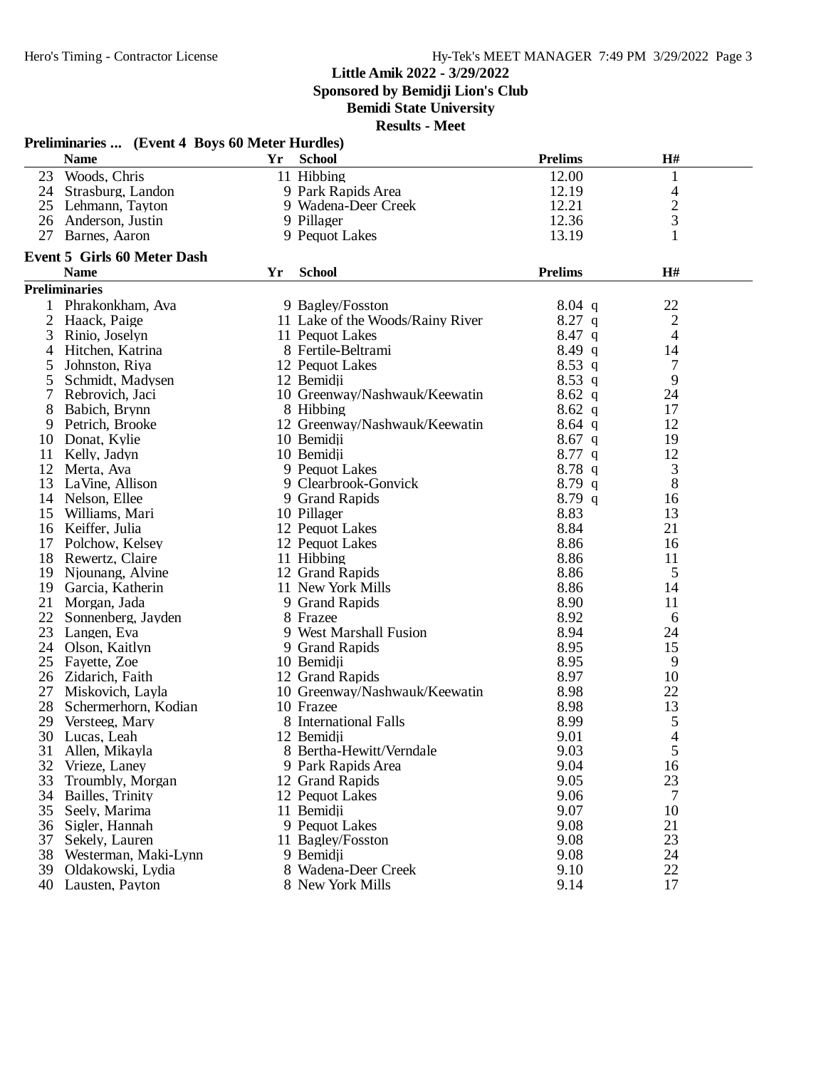**Little Amik 2022 - 3/29/2022**
**Sponsored by Bemidji Lion's Club**
**Bemidi State University**
**Results - Meet**

### Preliminaries ... (Event 4 Boys 60 Meter Hurdles)

| | Name | Yr | School | Prelims | H# |
|---|---|---|---|---|---|
| 23 | Woods, Chris | 11 | Hibbing | 12.00 | 1 |
| 24 | Strasburg, Landon | 9 | Park Rapids Area | 12.19 | 4 |
| 25 | Lehmann, Tayton | 9 | Wadena-Deer Creek | 12.21 | 2 |
| 26 | Anderson, Justin | 9 | Pillager | 12.36 | 3 |
| 27 | Barnes, Aaron | 9 | Pequot Lakes | 13.19 | 1 |

### Event 5 Girls 60 Meter Dash

**Preliminaries**

| | Name | Yr | School | Prelims | H# |
|---|---|---|---|---|---|
| 1 | Phrakonkham, Ava | 9 | Bagley/Fosston | 8.04 q | 22 |
| 2 | Haack, Paige | 11 | Lake of the Woods/Rainy River | 8.27 q | 2 |
| 3 | Rinio, Joselyn | 11 | Pequot Lakes | 8.47 q | 4 |
| 4 | Hitchen, Katrina | 8 | Fertile-Beltrami | 8.49 q | 14 |
| 5 | Johnston, Riya | 12 | Pequot Lakes | 8.53 q | 7 |
| 5 | Schmidt, Madysen | 12 | Bemidji | 8.53 q | 9 |
| 7 | Rebrovich, Jaci | 10 | Greenway/Nashwauk/Keewatin | 8.62 q | 24 |
| 8 | Babich, Brynn | 8 | Hibbing | 8.62 q | 17 |
| 9 | Petrich, Brooke | 12 | Greenway/Nashwauk/Keewatin | 8.64 q | 12 |
| 10 | Donat, Kylie | 10 | Bemidji | 8.67 q | 19 |
| 11 | Kelly, Jadyn | 10 | Bemidji | 8.77 q | 12 |
| 12 | Merta, Ava | 9 | Pequot Lakes | 8.78 q | 3 |
| 13 | LaVine, Allison | 9 | Clearbrook-Gonvick | 8.79 q | 8 |
| 14 | Nelson, Ellee | 9 | Grand Rapids | 8.79 q | 16 |
| 15 | Williams, Mari | 10 | Pillager | 8.83 | 13 |
| 16 | Keiffer, Julia | 12 | Pequot Lakes | 8.84 | 21 |
| 17 | Polchow, Kelsey | 12 | Pequot Lakes | 8.86 | 16 |
| 18 | Rewertz, Claire | 11 | Hibbing | 8.86 | 11 |
| 19 | Njounang, Alvine | 12 | Grand Rapids | 8.86 | 5 |
| 19 | Garcia, Katherin | 11 | New York Mills | 8.86 | 14 |
| 21 | Morgan, Jada | 9 | Grand Rapids | 8.90 | 11 |
| 22 | Sonnenberg, Jayden | 8 | Frazee | 8.92 | 6 |
| 23 | Langen, Eva | 9 | West Marshall Fusion | 8.94 | 24 |
| 24 | Olson, Kaitlyn | 9 | Grand Rapids | 8.95 | 15 |
| 25 | Fayette, Zoe | 10 | Bemidji | 8.95 | 9 |
| 26 | Zidarich, Faith | 12 | Grand Rapids | 8.97 | 10 |
| 27 | Miskovich, Layla | 10 | Greenway/Nashwauk/Keewatin | 8.98 | 22 |
| 28 | Schermerhorn, Kodian | 10 | Frazee | 8.98 | 13 |
| 29 | Versteeg, Mary | 8 | International Falls | 8.99 | 5 |
| 30 | Lucas, Leah | 12 | Bemidji | 9.01 | 4 |
| 31 | Allen, Mikayla | 8 | Bertha-Hewitt/Verndale | 9.03 | 5 |
| 32 | Vrieze, Laney | 9 | Park Rapids Area | 9.04 | 16 |
| 33 | Troumbly, Morgan | 12 | Grand Rapids | 9.05 | 23 |
| 34 | Bailles, Trinity | 12 | Pequot Lakes | 9.06 | 7 |
| 35 | Seely, Marima | 11 | Bemidji | 9.07 | 10 |
| 36 | Sigler, Hannah | 9 | Pequot Lakes | 9.08 | 21 |
| 37 | Sekely, Lauren | 11 | Bagley/Fosston | 9.08 | 23 |
| 38 | Westerman, Maki-Lynn | 9 | Bemidji | 9.08 | 24 |
| 39 | Oldakowski, Lydia | 8 | Wadena-Deer Creek | 9.10 | 22 |
| 40 | Lausten, Payton | 8 | New York Mills | 9.14 | 17 |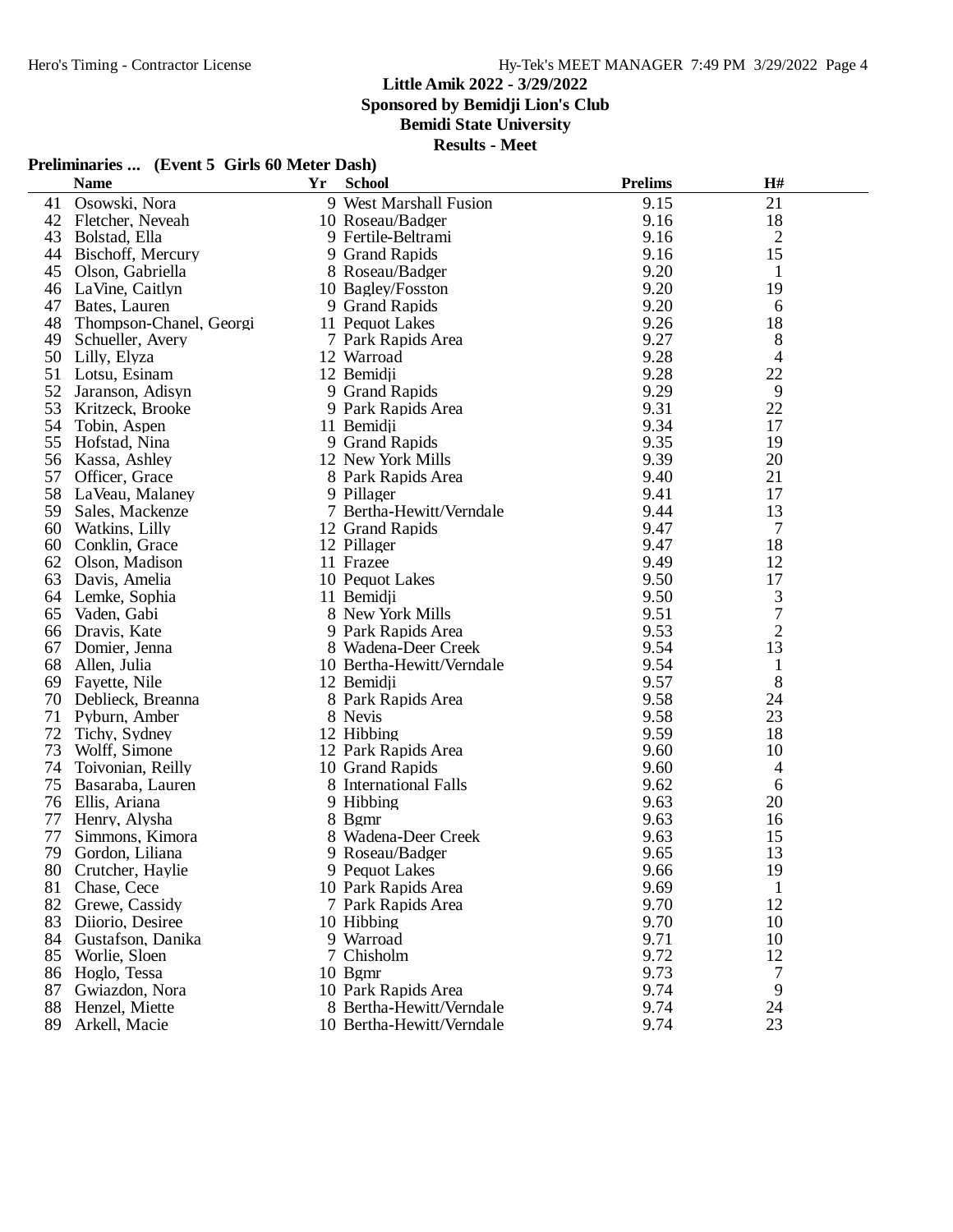Little Amik 2022 - 3/29/2022
Sponsored by Bemidji Lion's Club
Bemidi State University
Results - Meet

**Preliminaries ... (Event 5 Girls 60 Meter Dash)**

| | Name | Yr | School | Prelims | H# |
|---|---|---|---|---|---|
| 41 | Osowski, Nora | 9 | West Marshall Fusion | 9.15 | 21 |
| 42 | Fletcher, Neveah | 10 | Roseau/Badger | 9.16 | 18 |
| 43 | Bolstad, Ella | 9 | Fertile-Beltrami | 9.16 | 2 |
| 44 | Bischoff, Mercury | 9 | Grand Rapids | 9.16 | 15 |
| 45 | Olson, Gabriella | 8 | Roseau/Badger | 9.20 | 1 |
| 46 | LaVine, Caitlyn | 10 | Bagley/Fosston | 9.20 | 19 |
| 47 | Bates, Lauren | 9 | Grand Rapids | 9.20 | 6 |
| 48 | Thompson-Chanel, Georgi | 11 | Pequot Lakes | 9.26 | 18 |
| 49 | Schueller, Avery | 7 | Park Rapids Area | 9.27 | 8 |
| 50 | Lilly, Elyza | 12 | Warroad | 9.28 | 4 |
| 51 | Lotsu, Esinam | 12 | Bemidji | 9.28 | 22 |
| 52 | Jaranson, Adisyn | 9 | Grand Rapids | 9.29 | 9 |
| 53 | Kritzeck, Brooke | 9 | Park Rapids Area | 9.31 | 22 |
| 54 | Tobin, Aspen | 11 | Bemidji | 9.34 | 17 |
| 55 | Hofstad, Nina | 9 | Grand Rapids | 9.35 | 19 |
| 56 | Kassa, Ashley | 12 | New York Mills | 9.39 | 20 |
| 57 | Officer, Grace | 8 | Park Rapids Area | 9.40 | 21 |
| 58 | LaVeau, Malaney | 9 | Pillager | 9.41 | 17 |
| 59 | Sales, Mackenze | 7 | Bertha-Hewitt/Verndale | 9.44 | 13 |
| 60 | Watkins, Lilly | 12 | Grand Rapids | 9.47 | 7 |
| 60 | Conklin, Grace | 12 | Pillager | 9.47 | 18 |
| 62 | Olson, Madison | 11 | Frazee | 9.49 | 12 |
| 63 | Davis, Amelia | 10 | Pequot Lakes | 9.50 | 17 |
| 64 | Lemke, Sophia | 11 | Bemidji | 9.50 | 3 |
| 65 | Vaden, Gabi | 8 | New York Mills | 9.51 | 7 |
| 66 | Dravis, Kate | 9 | Park Rapids Area | 9.53 | 2 |
| 67 | Domier, Jenna | 8 | Wadena-Deer Creek | 9.54 | 13 |
| 68 | Allen, Julia | 10 | Bertha-Hewitt/Verndale | 9.54 | 1 |
| 69 | Fayette, Nile | 12 | Bemidji | 9.57 | 8 |
| 70 | Deblieck, Breanna | 8 | Park Rapids Area | 9.58 | 24 |
| 71 | Pyburn, Amber | 8 | Nevis | 9.58 | 23 |
| 72 | Tichy, Sydney | 12 | Hibbing | 9.59 | 18 |
| 73 | Wolff, Simone | 12 | Park Rapids Area | 9.60 | 10 |
| 74 | Toivonian, Reilly | 10 | Grand Rapids | 9.60 | 4 |
| 75 | Basaraba, Lauren | 8 | International Falls | 9.62 | 6 |
| 76 | Ellis, Ariana | 9 | Hibbing | 9.63 | 20 |
| 77 | Henry, Alysha | 8 | Bgmr | 9.63 | 16 |
| 77 | Simmons, Kimora | 8 | Wadena-Deer Creek | 9.63 | 15 |
| 79 | Gordon, Liliana | 9 | Roseau/Badger | 9.65 | 13 |
| 80 | Crutcher, Haylie | 9 | Pequot Lakes | 9.66 | 19 |
| 81 | Chase, Cece | 10 | Park Rapids Area | 9.69 | 1 |
| 82 | Grewe, Cassidy | 7 | Park Rapids Area | 9.70 | 12 |
| 83 | Diiorio, Desiree | 10 | Hibbing | 9.70 | 10 |
| 84 | Gustafson, Danika | 9 | Warroad | 9.71 | 10 |
| 85 | Worlie, Sloen | 7 | Chisholm | 9.72 | 12 |
| 86 | Hoglo, Tessa | 10 | Bgmr | 9.73 | 7 |
| 87 | Gwiazdon, Nora | 10 | Park Rapids Area | 9.74 | 9 |
| 88 | Henzel, Miette | 8 | Bertha-Hewitt/Verndale | 9.74 | 24 |
| 89 | Arkell, Macie | 10 | Bertha-Hewitt/Verndale | 9.74 | 23 |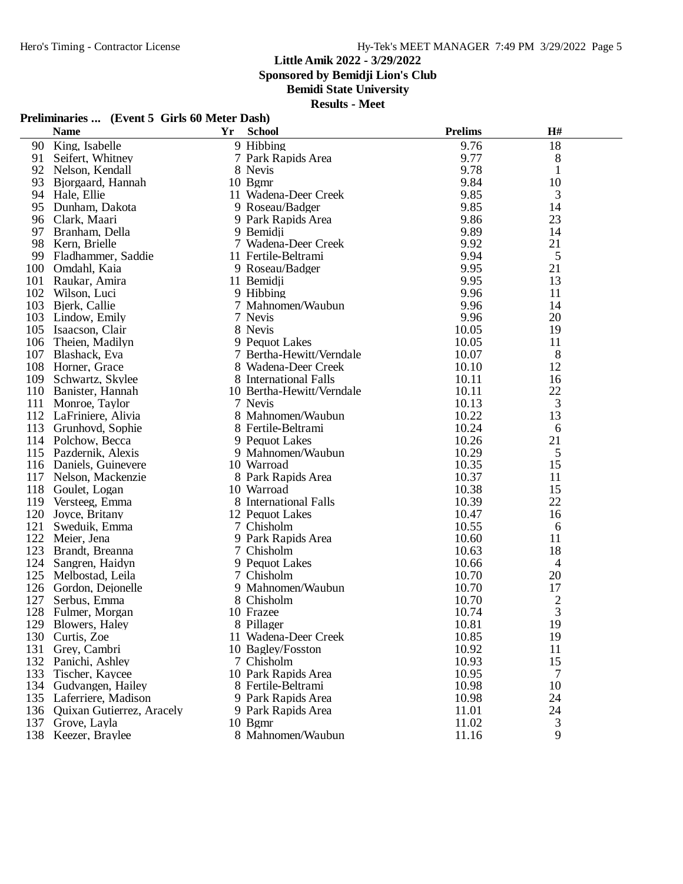## Little Amik 2022 - 3/29/2022

**Sponsored by Bemidji Lion's Club**

**Bemidi State University**

**Results - Meet**

### Preliminaries ... (Event 5 Girls 60 Meter Dash)

| | Name | Yr | School | Prelims | H# |
|---|---|---|---|---|---|
| 90 | King, Isabelle | 9 | Hibbing | 9.76 | 18 |
| 91 | Seifert, Whitney | 7 | Park Rapids Area | 9.77 | 8 |
| 92 | Nelson, Kendall | 8 | Nevis | 9.78 | 1 |
| 93 | Bjorgaard, Hannah | 10 | Bgmr | 9.84 | 10 |
| 94 | Hale, Ellie | 11 | Wadena-Deer Creek | 9.85 | 3 |
| 95 | Dunham, Dakota | 9 | Roseau/Badger | 9.85 | 14 |
| 96 | Clark, Maari | 9 | Park Rapids Area | 9.86 | 23 |
| 97 | Branham, Della | 9 | Bemidji | 9.89 | 14 |
| 98 | Kern, Brielle | 7 | Wadena-Deer Creek | 9.92 | 21 |
| 99 | Fladhammer, Saddie | 11 | Fertile-Beltrami | 9.94 | 5 |
| 100 | Omdahl, Kaia | 9 | Roseau/Badger | 9.95 | 21 |
| 101 | Raukar, Amira | 11 | Bemidji | 9.95 | 13 |
| 102 | Wilson, Luci | 9 | Hibbing | 9.96 | 11 |
| 103 | Bjerk, Callie | 7 | Mahnomen/Waubun | 9.96 | 14 |
| 103 | Lindow, Emily | 7 | Nevis | 9.96 | 20 |
| 105 | Isaacson, Clair | 8 | Nevis | 10.05 | 19 |
| 106 | Theien, Madilyn | 9 | Pequot Lakes | 10.05 | 11 |
| 107 | Blashack, Eva | 7 | Bertha-Hewitt/Verndale | 10.07 | 8 |
| 108 | Horner, Grace | 8 | Wadena-Deer Creek | 10.10 | 12 |
| 109 | Schwartz, Skylee | 8 | International Falls | 10.11 | 16 |
| 110 | Banister, Hannah | 10 | Bertha-Hewitt/Verndale | 10.11 | 22 |
| 111 | Monroe, Taylor | 7 | Nevis | 10.13 | 3 |
| 112 | LaFriniere, Alivia | 8 | Mahnomen/Waubun | 10.22 | 13 |
| 113 | Grunhovd, Sophie | 8 | Fertile-Beltrami | 10.24 | 6 |
| 114 | Polchow, Becca | 9 | Pequot Lakes | 10.26 | 21 |
| 115 | Pazdernik, Alexis | 9 | Mahnomen/Waubun | 10.29 | 5 |
| 116 | Daniels, Guinevere | 10 | Warroad | 10.35 | 15 |
| 117 | Nelson, Mackenzie | 8 | Park Rapids Area | 10.37 | 11 |
| 118 | Goulet, Logan | 10 | Warroad | 10.38 | 15 |
| 119 | Versteeg, Emma | 8 | International Falls | 10.39 | 22 |
| 120 | Joyce, Britany | 12 | Pequot Lakes | 10.47 | 16 |
| 121 | Sweduik, Emma | 7 | Chisholm | 10.55 | 6 |
| 122 | Meier, Jena | 9 | Park Rapids Area | 10.60 | 11 |
| 123 | Brandt, Breanna | 7 | Chisholm | 10.63 | 18 |
| 124 | Sangren, Haidyn | 9 | Pequot Lakes | 10.66 | 4 |
| 125 | Melbostad, Leila | 7 | Chisholm | 10.70 | 20 |
| 126 | Gordon, Dejonelle | 9 | Mahnomen/Waubun | 10.70 | 17 |
| 127 | Serbus, Emma | 8 | Chisholm | 10.70 | 2 |
| 128 | Fulmer, Morgan | 10 | Frazee | 10.74 | 3 |
| 129 | Blowers, Haley | 8 | Pillager | 10.81 | 19 |
| 130 | Curtis, Zoe | 11 | Wadena-Deer Creek | 10.85 | 19 |
| 131 | Grey, Cambri | 10 | Bagley/Fosston | 10.92 | 11 |
| 132 | Panichi, Ashley | 7 | Chisholm | 10.93 | 15 |
| 133 | Tischer, Kaycee | 10 | Park Rapids Area | 10.95 | 7 |
| 134 | Gudvangen, Hailey | 8 | Fertile-Beltrami | 10.98 | 10 |
| 135 | Laferriere, Madison | 9 | Park Rapids Area | 10.98 | 24 |
| 136 | Quixan Gutierrez, Aracely | 9 | Park Rapids Area | 11.01 | 24 |
| 137 | Grove, Layla | 10 | Bgmr | 11.02 | 3 |
| 138 | Keezer, Braylee | 8 | Mahnomen/Waubun | 11.16 | 9 |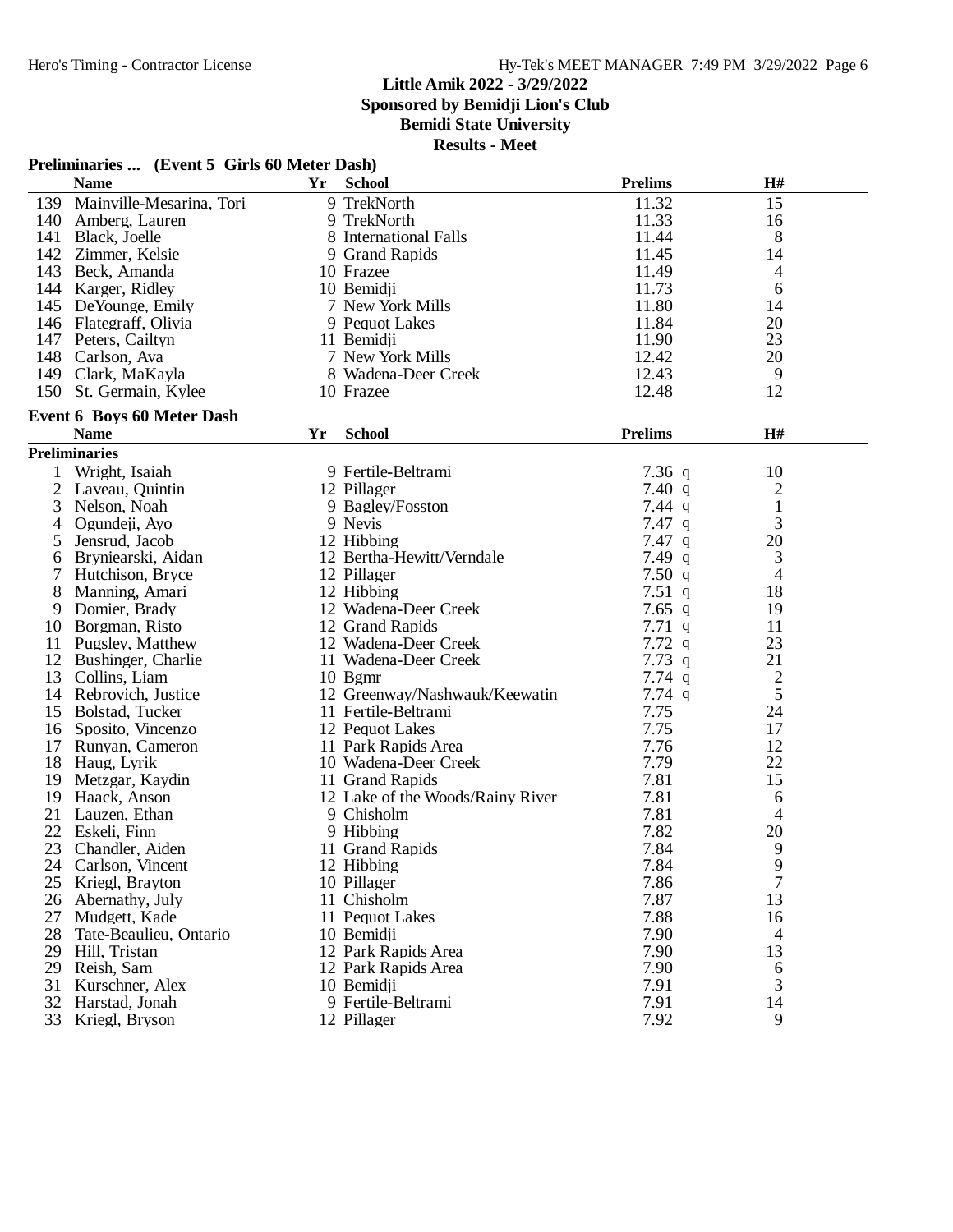# Little Amik 2022 - 3/29/2022

**Sponsored by Bemidji Lion's Club**

**Bemidi State University**

**Results - Meet**

## Preliminaries ... (Event 5 Girls 60 Meter Dash)

| | Name | Yr | School | Prelims | H# |
|---|---|---|---|---|---|
| 139 | Mainville-Mesarina, Tori | 9 | TrekNorth | 11.32 | 15 |
| 140 | Amberg, Lauren | 9 | TrekNorth | 11.33 | 16 |
| 141 | Black, Joelle | 8 | International Falls | 11.44 | 8 |
| 142 | Zimmer, Kelsie | 9 | Grand Rapids | 11.45 | 14 |
| 143 | Beck, Amanda | 10 | Frazee | 11.49 | 4 |
| 144 | Karger, Ridley | 10 | Bemidji | 11.73 | 6 |
| 145 | DeYounge, Emily | 7 | New York Mills | 11.80 | 14 |
| 146 | Flategraff, Olivia | 9 | Pequot Lakes | 11.84 | 20 |
| 147 | Peters, Cailtyn | 11 | Bemidji | 11.90 | 23 |
| 148 | Carlson, Ava | 7 | New York Mills | 12.42 | 20 |
| 149 | Clark, MaKayla | 8 | Wadena-Deer Creek | 12.43 | 9 |
| 150 | St. Germain, Kylee | 10 | Frazee | 12.48 | 12 |

## Event 6 Boys 60 Meter Dash

### Preliminaries

| | Name | Yr | School | Prelims | H# |
|---|---|---|---|---|---|
| 1 | Wright, Isaiah | 9 | Fertile-Beltrami | 7.36 q | 10 |
| 2 | Laveau, Quintin | 12 | Pillager | 7.40 q | 2 |
| 3 | Nelson, Noah | 9 | Bagley/Fosston | 7.44 q | 1 |
| 4 | Ogundeji, Ayo | 9 | Nevis | 7.47 q | 3 |
| 5 | Jensrud, Jacob | 12 | Hibbing | 7.47 q | 20 |
| 6 | Bryniearski, Aidan | 12 | Bertha-Hewitt/Verndale | 7.49 q | 3 |
| 7 | Hutchison, Bryce | 12 | Pillager | 7.50 q | 4 |
| 8 | Manning, Amari | 12 | Hibbing | 7.51 q | 18 |
| 9 | Domier, Brady | 12 | Wadena-Deer Creek | 7.65 q | 19 |
| 10 | Borgman, Risto | 12 | Grand Rapids | 7.71 q | 11 |
| 11 | Pugsley, Matthew | 12 | Wadena-Deer Creek | 7.72 q | 23 |
| 12 | Bushinger, Charlie | 11 | Wadena-Deer Creek | 7.73 q | 21 |
| 13 | Collins, Liam | 10 | Bgmr | 7.74 q | 2 |
| 14 | Rebrovich, Justice | 12 | Greenway/Nashwauk/Keewatin | 7.74 q | 5 |
| 15 | Bolstad, Tucker | 11 | Fertile-Beltrami | 7.75 | 24 |
| 16 | Sposito, Vincenzo | 12 | Pequot Lakes | 7.75 | 17 |
| 17 | Runyan, Cameron | 11 | Park Rapids Area | 7.76 | 12 |
| 18 | Haug, Lyrik | 10 | Wadena-Deer Creek | 7.79 | 22 |
| 19 | Metzgar, Kaydin | 11 | Grand Rapids | 7.81 | 15 |
| 19 | Haack, Anson | 12 | Lake of the Woods/Rainy River | 7.81 | 6 |
| 21 | Lauzen, Ethan | 9 | Chisholm | 7.81 | 4 |
| 22 | Eskeli, Finn | 9 | Hibbing | 7.82 | 20 |
| 23 | Chandler, Aiden | 11 | Grand Rapids | 7.84 | 9 |
| 24 | Carlson, Vincent | 12 | Hibbing | 7.84 | 9 |
| 25 | Kriegl, Brayton | 10 | Pillager | 7.86 | 7 |
| 26 | Abernathy, July | 11 | Chisholm | 7.87 | 13 |
| 27 | Mudgett, Kade | 11 | Pequot Lakes | 7.88 | 16 |
| 28 | Tate-Beaulieu, Ontario | 10 | Bemidji | 7.90 | 4 |
| 29 | Hill, Tristan | 12 | Park Rapids Area | 7.90 | 13 |
| 29 | Reish, Sam | 12 | Park Rapids Area | 7.90 | 6 |
| 31 | Kurschner, Alex | 10 | Bemidji | 7.91 | 3 |
| 32 | Harstad, Jonah | 9 | Fertile-Beltrami | 7.91 | 14 |
| 33 | Kriegl, Bryson | 12 | Pillager | 7.92 | 9 |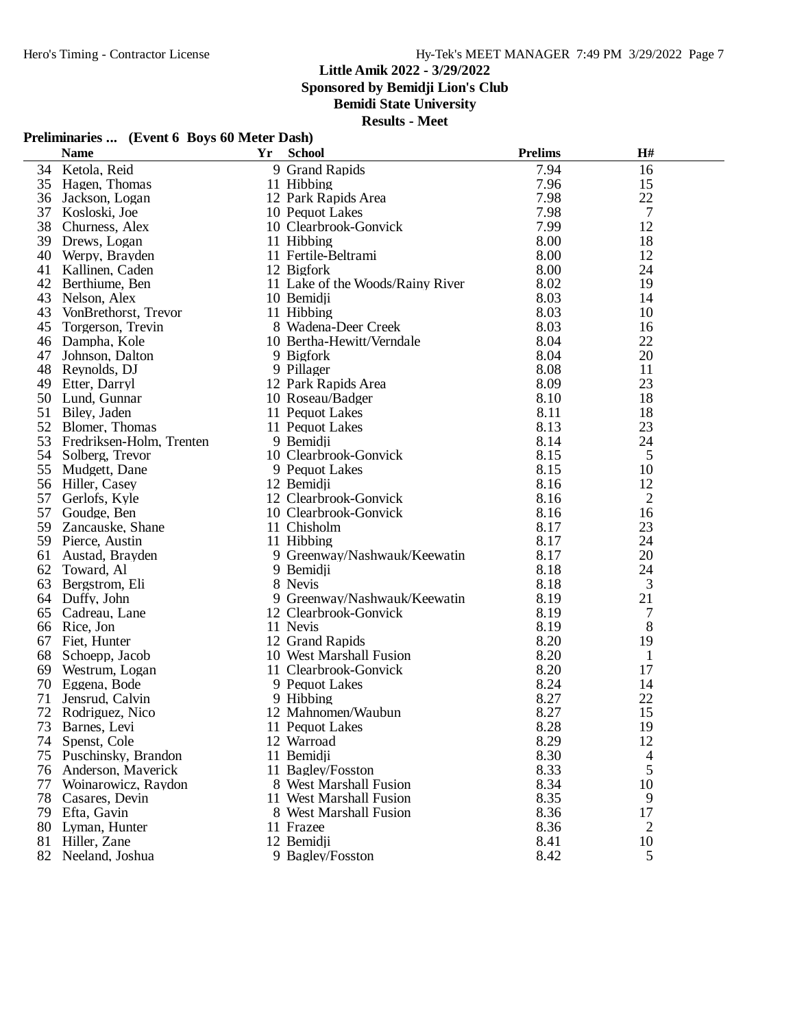**Little Amik 2022 - 3/29/2022**

**Sponsored by Bemidji Lion's Club**

**Bemidi State University**

**Results - Meet**

**Preliminaries ... (Event 6 Boys 60 Meter Dash)**

| | Name | Yr | School | Prelims | H# |
|---|---|---|---|---|---|
| 34 | Ketola, Reid | 9 | Grand Rapids | 7.94 | 16 |
| 35 | Hagen, Thomas | 11 | Hibbing | 7.96 | 15 |
| 36 | Jackson, Logan | 12 | Park Rapids Area | 7.98 | 22 |
| 37 | Kosloski, Joe | 10 | Pequot Lakes | 7.98 | 7 |
| 38 | Churness, Alex | 10 | Clearbrook-Gonvick | 7.99 | 12 |
| 39 | Drews, Logan | 11 | Hibbing | 8.00 | 18 |
| 40 | Werpy, Brayden | 11 | Fertile-Beltrami | 8.00 | 12 |
| 41 | Kallinen, Caden | 12 | Bigfork | 8.00 | 24 |
| 42 | Berthiume, Ben | 11 | Lake of the Woods/Rainy River | 8.02 | 19 |
| 43 | Nelson, Alex | 10 | Bemidji | 8.03 | 14 |
| 43 | VonBrethorst, Trevor | 11 | Hibbing | 8.03 | 10 |
| 45 | Torgerson, Trevin | 8 | Wadena-Deer Creek | 8.03 | 16 |
| 46 | Dampha, Kole | 10 | Bertha-Hewitt/Verndale | 8.04 | 22 |
| 47 | Johnson, Dalton | 9 | Bigfork | 8.04 | 20 |
| 48 | Reynolds, DJ | 9 | Pillager | 8.08 | 11 |
| 49 | Etter, Darryl | 12 | Park Rapids Area | 8.09 | 23 |
| 50 | Lund, Gunnar | 10 | Roseau/Badger | 8.10 | 18 |
| 51 | Biley, Jaden | 11 | Pequot Lakes | 8.11 | 18 |
| 52 | Blomer, Thomas | 11 | Pequot Lakes | 8.13 | 23 |
| 53 | Fredriksen-Holm, Trenten | 9 | Bemidji | 8.14 | 24 |
| 54 | Solberg, Trevor | 10 | Clearbrook-Gonvick | 8.15 | 5 |
| 55 | Mudgett, Dane | 9 | Pequot Lakes | 8.15 | 10 |
| 56 | Hiller, Casey | 12 | Bemidji | 8.16 | 12 |
| 57 | Gerlofs, Kyle | 12 | Clearbrook-Gonvick | 8.16 | 2 |
| 57 | Goudge, Ben | 10 | Clearbrook-Gonvick | 8.16 | 16 |
| 59 | Zancauske, Shane | 11 | Chisholm | 8.17 | 23 |
| 59 | Pierce, Austin | 11 | Hibbing | 8.17 | 24 |
| 61 | Austad, Brayden | 9 | Greenway/Nashwauk/Keewatin | 8.17 | 20 |
| 62 | Toward, Al | 9 | Bemidji | 8.18 | 24 |
| 63 | Bergstrom, Eli | 8 | Nevis | 8.18 | 3 |
| 64 | Duffy, John | 9 | Greenway/Nashwauk/Keewatin | 8.19 | 21 |
| 65 | Cadreau, Lane | 12 | Clearbrook-Gonvick | 8.19 | 7 |
| 66 | Rice, Jon | 11 | Nevis | 8.19 | 8 |
| 67 | Fiet, Hunter | 12 | Grand Rapids | 8.20 | 19 |
| 68 | Schoepp, Jacob | 10 | West Marshall Fusion | 8.20 | 1 |
| 69 | Westrum, Logan | 11 | Clearbrook-Gonvick | 8.20 | 17 |
| 70 | Eggena, Bode | 9 | Pequot Lakes | 8.24 | 14 |
| 71 | Jensrud, Calvin | 9 | Hibbing | 8.27 | 22 |
| 72 | Rodriguez, Nico | 12 | Mahnomen/Waubun | 8.27 | 15 |
| 73 | Barnes, Levi | 11 | Pequot Lakes | 8.28 | 19 |
| 74 | Spenst, Cole | 12 | Warroad | 8.29 | 12 |
| 75 | Puschinsky, Brandon | 11 | Bemidji | 8.30 | 4 |
| 76 | Anderson, Maverick | 11 | Bagley/Fosston | 8.33 | 5 |
| 77 | Woinarowicz, Raydon | 8 | West Marshall Fusion | 8.34 | 10 |
| 78 | Casares, Devin | 11 | West Marshall Fusion | 8.35 | 9 |
| 79 | Efta, Gavin | 8 | West Marshall Fusion | 8.36 | 17 |
| 80 | Lyman, Hunter | 11 | Frazee | 8.36 | 2 |
| 81 | Hiller, Zane | 12 | Bemidji | 8.41 | 10 |
| 82 | Neeland, Joshua | 9 | Bagley/Fosston | 8.42 | 5 |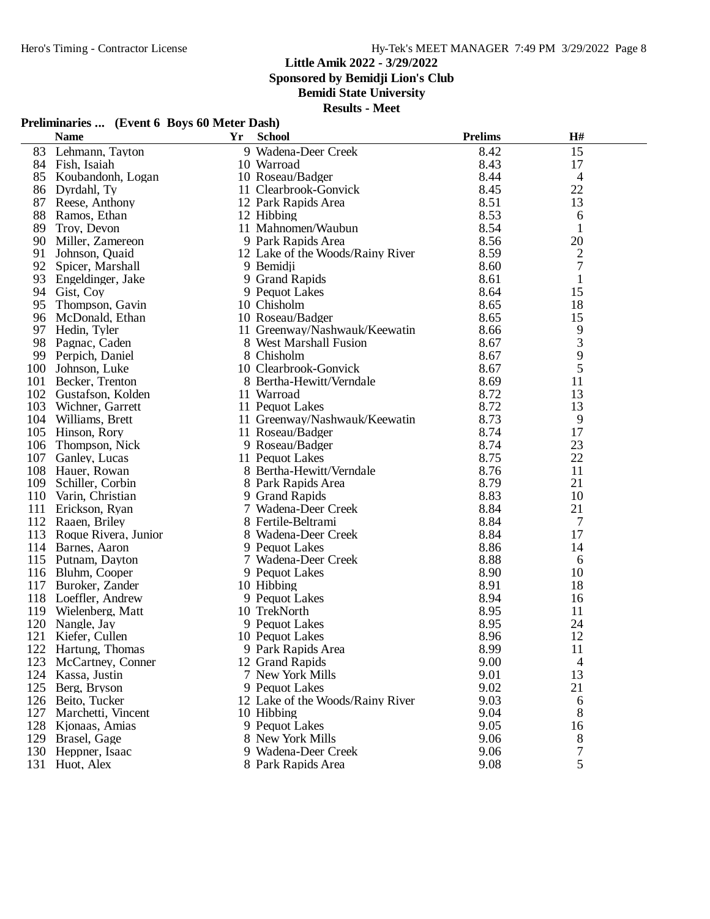# Little Amik 2022 - 3/29/2022

**Sponsored by Bemidji Lion's Club**

**Bemidi State University**

**Results - Meet**

## Preliminaries ... (Event 6 Boys 60 Meter Dash)

| | Name | Yr | School | Prelims | H# |
|---|---|---|---|---|---|
| 83 | Lehmann, Tayton | 9 | Wadena-Deer Creek | 8.42 | 15 |
| 84 | Fish, Isaiah | 10 | Warroad | 8.43 | 17 |
| 85 | Koubandonh, Logan | 10 | Roseau/Badger | 8.44 | 4 |
| 86 | Dyrdahl, Ty | 11 | Clearbrook-Gonvick | 8.45 | 22 |
| 87 | Reese, Anthony | 12 | Park Rapids Area | 8.51 | 13 |
| 88 | Ramos, Ethan | 12 | Hibbing | 8.53 | 6 |
| 89 | Troy, Devon | 11 | Mahnomen/Waubun | 8.54 | 1 |
| 90 | Miller, Zamereon | 9 | Park Rapids Area | 8.56 | 20 |
| 91 | Johnson, Quaid | 12 | Lake of the Woods/Rainy River | 8.59 | 2 |
| 92 | Spicer, Marshall | 9 | Bemidji | 8.60 | 7 |
| 93 | Engeldinger, Jake | 9 | Grand Rapids | 8.61 | 1 |
| 94 | Gist, Coy | 9 | Pequot Lakes | 8.64 | 15 |
| 95 | Thompson, Gavin | 10 | Chisholm | 8.65 | 18 |
| 96 | McDonald, Ethan | 10 | Roseau/Badger | 8.65 | 15 |
| 97 | Hedin, Tyler | 11 | Greenway/Nashwauk/Keewatin | 8.66 | 9 |
| 98 | Pagnac, Caden | 8 | West Marshall Fusion | 8.67 | 3 |
| 99 | Perpich, Daniel | 8 | Chisholm | 8.67 | 9 |
| 100 | Johnson, Luke | 10 | Clearbrook-Gonvick | 8.67 | 5 |
| 101 | Becker, Trenton | 8 | Bertha-Hewitt/Verndale | 8.69 | 11 |
| 102 | Gustafson, Kolden | 11 | Warroad | 8.72 | 13 |
| 103 | Wichner, Garrett | 11 | Pequot Lakes | 8.72 | 13 |
| 104 | Williams, Brett | 11 | Greenway/Nashwauk/Keewatin | 8.73 | 9 |
| 105 | Hinson, Rory | 11 | Roseau/Badger | 8.74 | 17 |
| 106 | Thompson, Nick | 9 | Roseau/Badger | 8.74 | 23 |
| 107 | Ganley, Lucas | 11 | Pequot Lakes | 8.75 | 22 |
| 108 | Hauer, Rowan | 8 | Bertha-Hewitt/Verndale | 8.76 | 11 |
| 109 | Schiller, Corbin | 8 | Park Rapids Area | 8.79 | 21 |
| 110 | Varin, Christian | 9 | Grand Rapids | 8.83 | 10 |
| 111 | Erickson, Ryan | 7 | Wadena-Deer Creek | 8.84 | 21 |
| 112 | Raaen, Briley | 8 | Fertile-Beltrami | 8.84 | 7 |
| 113 | Roque Rivera, Junior | 8 | Wadena-Deer Creek | 8.84 | 17 |
| 114 | Barnes, Aaron | 9 | Pequot Lakes | 8.86 | 14 |
| 115 | Putnam, Dayton | 7 | Wadena-Deer Creek | 8.88 | 6 |
| 116 | Bluhm, Cooper | 9 | Pequot Lakes | 8.90 | 10 |
| 117 | Buroker, Zander | 10 | Hibbing | 8.91 | 18 |
| 118 | Loeffler, Andrew | 9 | Pequot Lakes | 8.94 | 16 |
| 119 | Wielenberg, Matt | 10 | TrekNorth | 8.95 | 11 |
| 120 | Nangle, Jay | 9 | Pequot Lakes | 8.95 | 24 |
| 121 | Kiefer, Cullen | 10 | Pequot Lakes | 8.96 | 12 |
| 122 | Hartung, Thomas | 9 | Park Rapids Area | 8.99 | 11 |
| 123 | McCartney, Conner | 12 | Grand Rapids | 9.00 | 4 |
| 124 | Kassa, Justin | 7 | New York Mills | 9.01 | 13 |
| 125 | Berg, Bryson | 9 | Pequot Lakes | 9.02 | 21 |
| 126 | Beito, Tucker | 12 | Lake of the Woods/Rainy River | 9.03 | 6 |
| 127 | Marchetti, Vincent | 10 | Hibbing | 9.04 | 8 |
| 128 | Kjonaas, Amias | 9 | Pequot Lakes | 9.05 | 16 |
| 129 | Brasel, Gage | 8 | New York Mills | 9.06 | 8 |
| 130 | Heppner, Isaac | 9 | Wadena-Deer Creek | 9.06 | 7 |
| 131 | Huot, Alex | 8 | Park Rapids Area | 9.08 | 5 |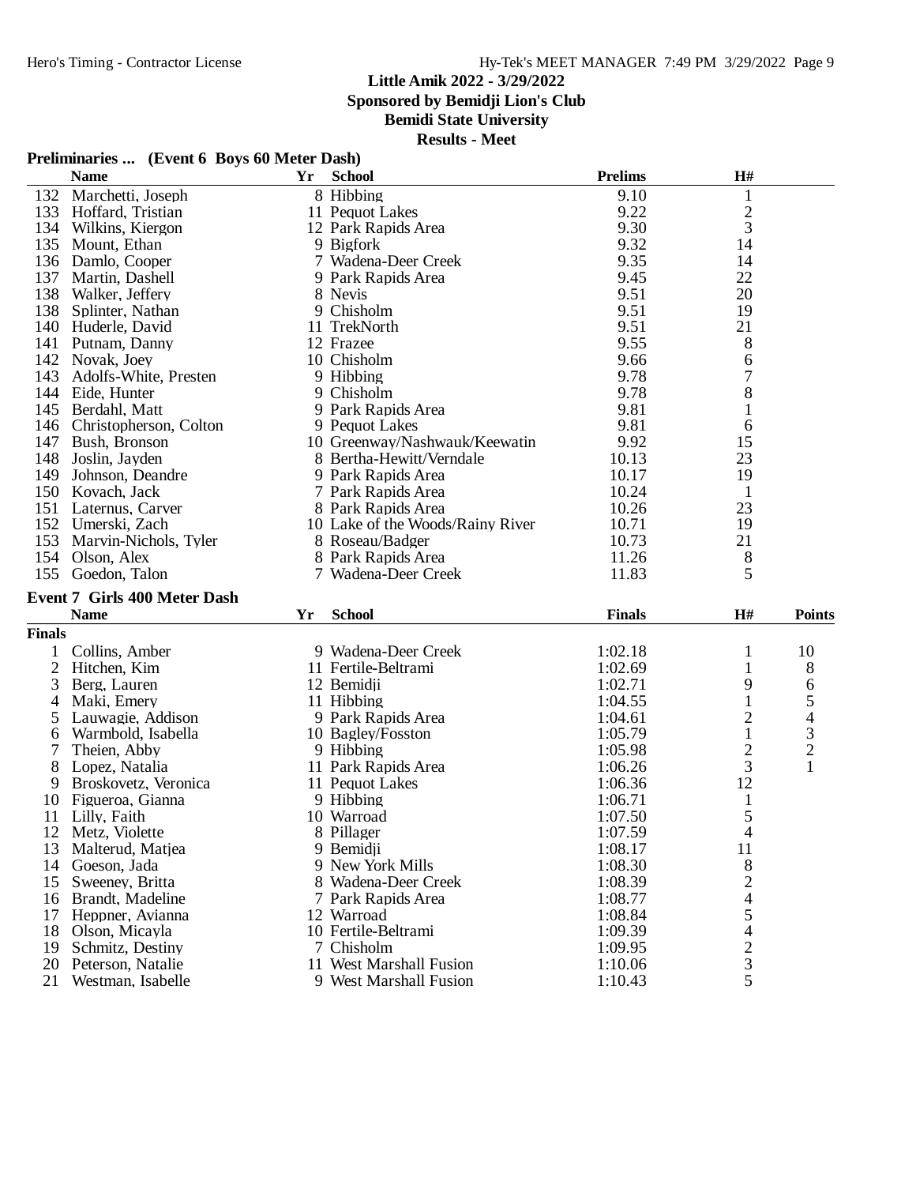## Little Amik 2022 - 3/29/2022

**Sponsored by Bemidji Lion's Club**

**Bemidi State University**

**Results - Meet**

### Preliminaries ... (Event 6 Boys 60 Meter Dash)

| | Name | Yr | School | Prelims | H# |
|---|---|---|---|---|---|
| 132 | Marchetti, Joseph | 8 | Hibbing | 9.10 | 1 |
| 133 | Hoffard, Tristian | 11 | Pequot Lakes | 9.22 | 2 |
| 134 | Wilkins, Kiergon | 12 | Park Rapids Area | 9.30 | 3 |
| 135 | Mount, Ethan | 9 | Bigfork | 9.32 | 14 |
| 136 | Damlo, Cooper | 7 | Wadena-Deer Creek | 9.35 | 14 |
| 137 | Martin, Dashell | 9 | Park Rapids Area | 9.45 | 22 |
| 138 | Walker, Jeffery | 8 | Nevis | 9.51 | 20 |
| 138 | Splinter, Nathan | 9 | Chisholm | 9.51 | 19 |
| 140 | Huderle, David | 11 | TrekNorth | 9.51 | 21 |
| 141 | Putnam, Danny | 12 | Frazee | 9.55 | 8 |
| 142 | Novak, Joey | 10 | Chisholm | 9.66 | 6 |
| 143 | Adolfs-White, Presten | 9 | Hibbing | 9.78 | 7 |
| 144 | Eide, Hunter | 9 | Chisholm | 9.78 | 8 |
| 145 | Berdahl, Matt | 9 | Park Rapids Area | 9.81 | 1 |
| 146 | Christopherson, Colton | 9 | Pequot Lakes | 9.81 | 6 |
| 147 | Bush, Bronson | 10 | Greenway/Nashwauk/Keewatin | 9.92 | 15 |
| 148 | Joslin, Jayden | 8 | Bertha-Hewitt/Verndale | 10.13 | 23 |
| 149 | Johnson, Deandre | 9 | Park Rapids Area | 10.17 | 19 |
| 150 | Kovach, Jack | 7 | Park Rapids Area | 10.24 | 1 |
| 151 | Laternus, Carver | 8 | Park Rapids Area | 10.26 | 23 |
| 152 | Umerski, Zach | 10 | Lake of the Woods/Rainy River | 10.71 | 19 |
| 153 | Marvin-Nichols, Tyler | 8 | Roseau/Badger | 10.73 | 21 |
| 154 | Olson, Alex | 8 | Park Rapids Area | 11.26 | 8 |
| 155 | Goedon, Talon | 7 | Wadena-Deer Creek | 11.83 | 5 |

### Event 7 Girls 400 Meter Dash

**Finals**

| | Name | Yr | School | Finals | H# | Points |
|---|---|---|---|---|---|---|
| 1 | Collins, Amber | 9 | Wadena-Deer Creek | 1:02.18 | 1 | 10 |
| 2 | Hitchen, Kim | 11 | Fertile-Beltrami | 1:02.69 | 1 | 8 |
| 3 | Berg, Lauren | 12 | Bemidji | 1:02.71 | 9 | 6 |
| 4 | Maki, Emery | 11 | Hibbing | 1:04.55 | 1 | 5 |
| 5 | Lauwagie, Addison | 9 | Park Rapids Area | 1:04.61 | 2 | 4 |
| 6 | Warmbold, Isabella | 10 | Bagley/Fosston | 1:05.79 | 1 | 3 |
| 7 | Theien, Abby | 9 | Hibbing | 1:05.98 | 2 | 2 |
| 8 | Lopez, Natalia | 11 | Park Rapids Area | 1:06.26 | 3 | 1 |
| 9 | Broskovetz, Veronica | 11 | Pequot Lakes | 1:06.36 | 12 | |
| 10 | Figueroa, Gianna | 9 | Hibbing | 1:06.71 | 1 | |
| 11 | Lilly, Faith | 10 | Warroad | 1:07.50 | 5 | |
| 12 | Metz, Violette | 8 | Pillager | 1:07.59 | 4 | |
| 13 | Malterud, Matjea | 9 | Bemidji | 1:08.17 | 11 | |
| 14 | Goeson, Jada | 9 | New York Mills | 1:08.30 | 8 | |
| 15 | Sweeney, Britta | 8 | Wadena-Deer Creek | 1:08.39 | 2 | |
| 16 | Brandt, Madeline | 7 | Park Rapids Area | 1:08.77 | 4 | |
| 17 | Heppner, Avianna | 12 | Warroad | 1:08.84 | 5 | |
| 18 | Olson, Micayla | 10 | Fertile-Beltrami | 1:09.39 | 4 | |
| 19 | Schmitz, Destiny | 7 | Chisholm | 1:09.95 | 2 | |
| 20 | Peterson, Natalie | 11 | West Marshall Fusion | 1:10.06 | 3 | |
| 21 | Westman, Isabelle | 9 | West Marshall Fusion | 1:10.43 | 5 | |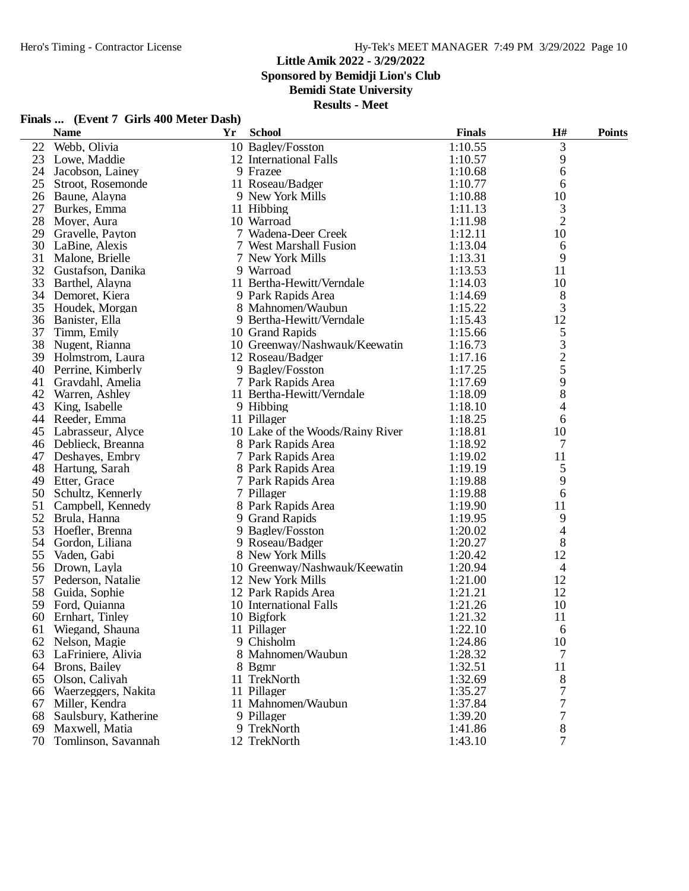# Little Amik 2022 - 3/29/2022

**Sponsored by Bemidji Lion's Club**

**Bemidi State University**

**Results - Meet**

## Finals ... (Event 7 Girls 400 Meter Dash)

| | Name | Yr | School | Finals | H# | Points |
|---|---|---|---|---|---|---|
| 22 | Webb, Olivia | 10 | Bagley/Fosston | 1:10.55 | 3 | |
| 23 | Lowe, Maddie | 12 | International Falls | 1:10.57 | 9 | |
| 24 | Jacobson, Lainey | 9 | Frazee | 1:10.68 | 6 | |
| 25 | Stroot, Rosemonde | 11 | Roseau/Badger | 1:10.77 | 6 | |
| 26 | Baune, Alayna | 9 | New York Mills | 1:10.88 | 10 | |
| 27 | Burkes, Emma | 11 | Hibbing | 1:11.13 | 3 | |
| 28 | Moyer, Aura | 10 | Warroad | 1:11.98 | 2 | |
| 29 | Gravelle, Payton | 7 | Wadena-Deer Creek | 1:12.11 | 10 | |
| 30 | LaBine, Alexis | 7 | West Marshall Fusion | 1:13.04 | 6 | |
| 31 | Malone, Brielle | 7 | New York Mills | 1:13.31 | 9 | |
| 32 | Gustafson, Danika | 9 | Warroad | 1:13.53 | 11 | |
| 33 | Barthel, Alayna | 11 | Bertha-Hewitt/Verndale | 1:14.03 | 10 | |
| 34 | Demoret, Kiera | 9 | Park Rapids Area | 1:14.69 | 8 | |
| 35 | Houdek, Morgan | 8 | Mahnomen/Waubun | 1:15.22 | 3 | |
| 36 | Banister, Ella | 9 | Bertha-Hewitt/Verndale | 1:15.43 | 12 | |
| 37 | Timm, Emily | 10 | Grand Rapids | 1:15.66 | 5 | |
| 38 | Nugent, Rianna | 10 | Greenway/Nashwauk/Keewatin | 1:16.73 | 3 | |
| 39 | Holmstrom, Laura | 12 | Roseau/Badger | 1:17.16 | 2 | |
| 40 | Perrine, Kimberly | 9 | Bagley/Fosston | 1:17.25 | 5 | |
| 41 | Graydahl, Amelia | 7 | Park Rapids Area | 1:17.69 | 9 | |
| 42 | Warren, Ashley | 11 | Bertha-Hewitt/Verndale | 1:18.09 | 8 | |
| 43 | King, Isabelle | 9 | Hibbing | 1:18.10 | 4 | |
| 44 | Reeder, Emma | 11 | Pillager | 1:18.25 | 6 | |
| 45 | Labrasseur, Alyce | 10 | Lake of the Woods/Rainy River | 1:18.81 | 10 | |
| 46 | Deblieck, Breanna | 8 | Park Rapids Area | 1:18.92 | 7 | |
| 47 | Deshayes, Embry | 7 | Park Rapids Area | 1:19.02 | 11 | |
| 48 | Hartung, Sarah | 8 | Park Rapids Area | 1:19.19 | 5 | |
| 49 | Etter, Grace | 7 | Park Rapids Area | 1:19.88 | 9 | |
| 50 | Schultz, Kennerly | 7 | Pillager | 1:19.88 | 6 | |
| 51 | Campbell, Kennedy | 8 | Park Rapids Area | 1:19.90 | 11 | |
| 52 | Brula, Hanna | 9 | Grand Rapids | 1:19.95 | 9 | |
| 53 | Hoefler, Brenna | 9 | Bagley/Fosston | 1:20.02 | 4 | |
| 54 | Gordon, Liliana | 9 | Roseau/Badger | 1:20.27 | 8 | |
| 55 | Vaden, Gabi | 8 | New York Mills | 1:20.42 | 12 | |
| 56 | Drown, Layla | 10 | Greenway/Nashwauk/Keewatin | 1:20.94 | 4 | |
| 57 | Pederson, Natalie | 12 | New York Mills | 1:21.00 | 12 | |
| 58 | Guida, Sophie | 12 | Park Rapids Area | 1:21.21 | 12 | |
| 59 | Ford, Quianna | 10 | International Falls | 1:21.26 | 10 | |
| 60 | Ernhart, Tinley | 10 | Bigfork | 1:21.32 | 11 | |
| 61 | Wiegand, Shauna | 11 | Pillager | 1:22.10 | 6 | |
| 62 | Nelson, Magie | 9 | Chisholm | 1:24.86 | 10 | |
| 63 | LaFriniere, Alivia | 8 | Mahnomen/Waubun | 1:28.32 | 7 | |
| 64 | Brons, Bailey | 8 | Bgmr | 1:32.51 | 11 | |
| 65 | Olson, Caliyah | 11 | TrekNorth | 1:32.69 | 8 | |
| 66 | Waerzeggers, Nakita | 11 | Pillager | 1:35.27 | 7 | |
| 67 | Miller, Kendra | 11 | Mahnomen/Waubun | 1:37.84 | 7 | |
| 68 | Saulsbury, Katherine | 9 | Pillager | 1:39.20 | 7 | |
| 69 | Maxwell, Matia | 9 | TrekNorth | 1:41.86 | 8 | |
| 70 | Tomlinson, Savannah | 12 | TrekNorth | 1:43.10 | 7 | |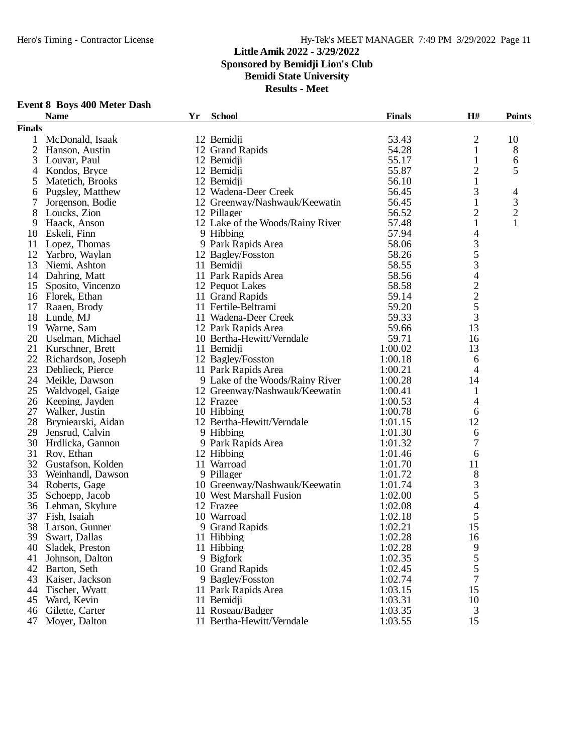# Little Amik 2022 - 3/29/2022
## Sponsored by Bemidji Lion's Club
## Bemidi State University
## Results - Meet

### Event 8 Boys 400 Meter Dash

| | Name | Yr | School | Finals | H# | Points |
|---|---|---|---|---|---|---|
| **Finals** | | | | | | |
| 1 | McDonald, Isaak | 12 | Bemidji | 53.43 | 2 | 10 |
| 2 | Hanson, Austin | 12 | Grand Rapids | 54.28 | 1 | 8 |
| 3 | Louvar, Paul | 12 | Bemidji | 55.17 | 1 | 6 |
| 4 | Kondos, Bryce | 12 | Bemidji | 55.87 | 2 | 5 |
| 5 | Matetich, Brooks | 12 | Bemidji | 56.10 | 1 | |
| 6 | Pugsley, Matthew | 12 | Wadena-Deer Creek | 56.45 | 3 | 4 |
| 7 | Jorgenson, Bodie | 12 | Greenway/Nashwauk/Keewatin | 56.45 | 1 | 3 |
| 8 | Loucks, Zion | 12 | Pillager | 56.52 | 2 | 2 |
| 9 | Haack, Anson | 12 | Lake of the Woods/Rainy River | 57.48 | 1 | 1 |
| 10 | Eskeli, Finn | 9 | Hibbing | 57.94 | 4 | |
| 11 | Lopez, Thomas | 9 | Park Rapids Area | 58.06 | 3 | |
| 12 | Yarbro, Waylan | 12 | Bagley/Fosston | 58.26 | 5 | |
| 13 | Niemi, Ashton | 11 | Bemidji | 58.55 | 3 | |
| 14 | Dahring, Matt | 11 | Park Rapids Area | 58.56 | 4 | |
| 15 | Sposito, Vincenzo | 12 | Pequot Lakes | 58.58 | 2 | |
| 16 | Florek, Ethan | 11 | Grand Rapids | 59.14 | 2 | |
| 17 | Raaen, Brody | 11 | Fertile-Beltrami | 59.20 | 5 | |
| 18 | Lunde, MJ | 11 | Wadena-Deer Creek | 59.33 | 3 | |
| 19 | Warne, Sam | 12 | Park Rapids Area | 59.66 | 13 | |
| 20 | Uselman, Michael | 10 | Bertha-Hewitt/Verndale | 59.71 | 16 | |
| 21 | Kurschner, Brett | 11 | Bemidji | 1:00.02 | 13 | |
| 22 | Richardson, Joseph | 12 | Bagley/Fosston | 1:00.18 | 6 | |
| 23 | Deblieck, Pierce | 11 | Park Rapids Area | 1:00.21 | 4 | |
| 24 | Meikle, Dawson | 9 | Lake of the Woods/Rainy River | 1:00.28 | 14 | |
| 25 | Waldvogel, Gaige | 12 | Greenway/Nashwauk/Keewatin | 1:00.41 | 1 | |
| 26 | Keeping, Jayden | 12 | Frazee | 1:00.53 | 4 | |
| 27 | Walker, Justin | 10 | Hibbing | 1:00.78 | 6 | |
| 28 | Bryniearski, Aidan | 12 | Bertha-Hewitt/Verndale | 1:01.15 | 12 | |
| 29 | Jensrud, Calvin | 9 | Hibbing | 1:01.30 | 6 | |
| 30 | Hrdlicka, Gannon | 9 | Park Rapids Area | 1:01.32 | 7 | |
| 31 | Roy, Ethan | 12 | Hibbing | 1:01.46 | 6 | |
| 32 | Gustafson, Kolden | 11 | Warroad | 1:01.70 | 11 | |
| 33 | Weinhandl, Dawson | 9 | Pillager | 1:01.72 | 8 | |
| 34 | Roberts, Gage | 10 | Greenway/Nashwauk/Keewatin | 1:01.74 | 3 | |
| 35 | Schoepp, Jacob | 10 | West Marshall Fusion | 1:02.00 | 5 | |
| 36 | Lehman, Skylure | 12 | Frazee | 1:02.08 | 4 | |
| 37 | Fish, Isaiah | 10 | Warroad | 1:02.18 | 5 | |
| 38 | Larson, Gunner | 9 | Grand Rapids | 1:02.21 | 15 | |
| 39 | Swart, Dallas | 11 | Hibbing | 1:02.28 | 16 | |
| 40 | Sladek, Preston | 11 | Hibbing | 1:02.28 | 9 | |
| 41 | Johnson, Dalton | 9 | Bigfork | 1:02.35 | 5 | |
| 42 | Barton, Seth | 10 | Grand Rapids | 1:02.45 | 5 | |
| 43 | Kaiser, Jackson | 9 | Bagley/Fosston | 1:02.74 | 7 | |
| 44 | Tischer, Wyatt | 11 | Park Rapids Area | 1:03.15 | 15 | |
| 45 | Ward, Kevin | 11 | Bemidji | 1:03.31 | 10 | |
| 46 | Gilette, Carter | 11 | Roseau/Badger | 1:03.35 | 3 | |
| 47 | Moyer, Dalton | 11 | Bertha-Hewitt/Verndale | 1:03.55 | 15 | |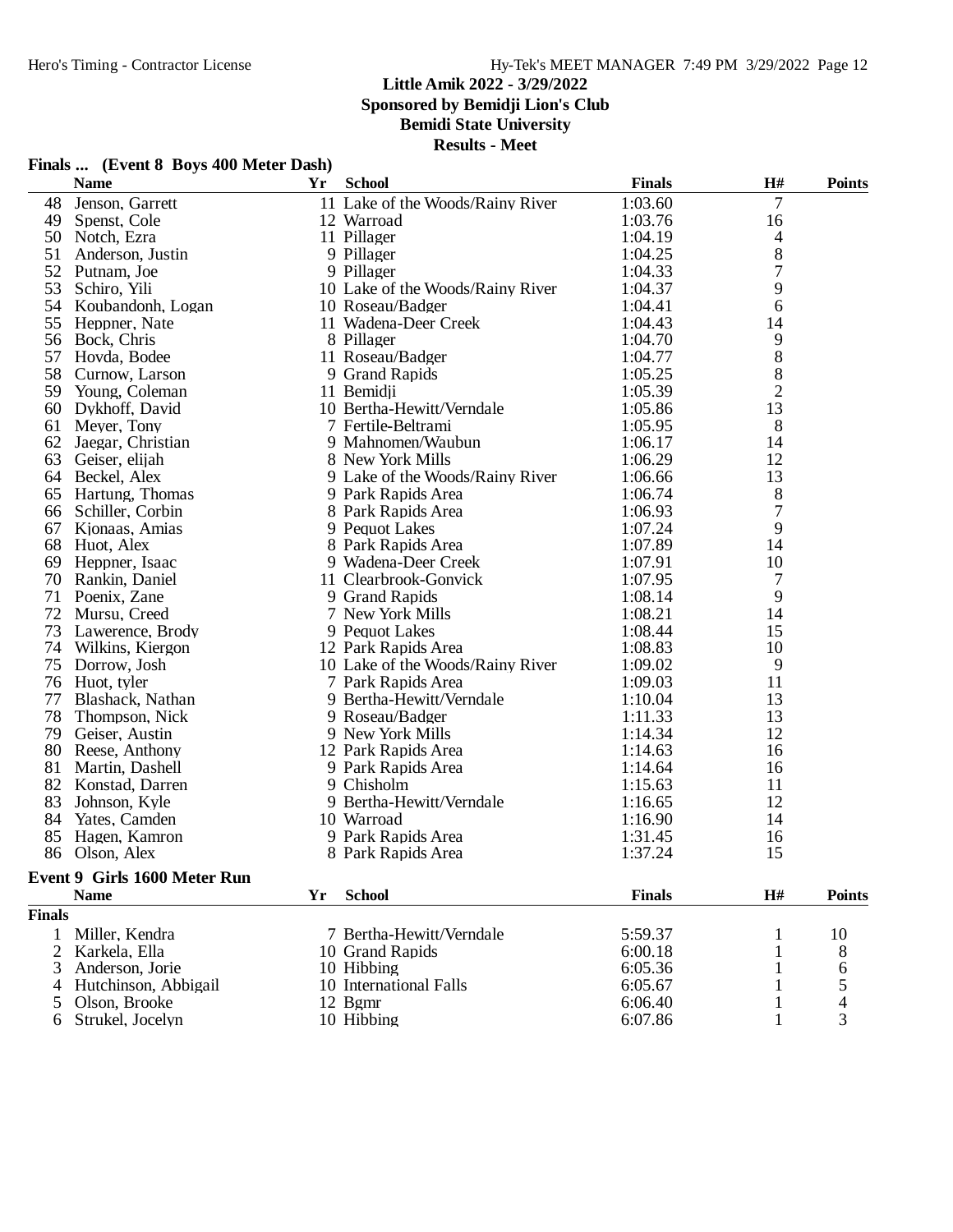## Little Amik 2022 - 3/29/2022
## Sponsored by Bemidji Lion's Club
## Bemidi State University
## Results - Meet

### Finals ... (Event 8 Boys 400 Meter Dash)

| | Name | Yr | School | Finals | H# | Points |
|---|---|---|---|---|---|---|
| 48 | Jenson, Garrett | 11 | Lake of the Woods/Rainy River | 1:03.60 | 7 | |
| 49 | Spenst, Cole | 12 | Warroad | 1:03.76 | 16 | |
| 50 | Notch, Ezra | 11 | Pillager | 1:04.19 | 4 | |
| 51 | Anderson, Justin | 9 | Pillager | 1:04.25 | 8 | |
| 52 | Putnam, Joe | 9 | Pillager | 1:04.33 | 7 | |
| 53 | Schiro, Yili | 10 | Lake of the Woods/Rainy River | 1:04.37 | 9 | |
| 54 | Koubandonh, Logan | 10 | Roseau/Badger | 1:04.41 | 6 | |
| 55 | Heppner, Nate | 11 | Wadena-Deer Creek | 1:04.43 | 14 | |
| 56 | Bock, Chris | 8 | Pillager | 1:04.70 | 9 | |
| 57 | Hovda, Bodee | 11 | Roseau/Badger | 1:04.77 | 8 | |
| 58 | Curnow, Larson | 9 | Grand Rapids | 1:05.25 | 8 | |
| 59 | Young, Coleman | 11 | Bemidji | 1:05.39 | 2 | |
| 60 | Dykhoff, David | 10 | Bertha-Hewitt/Verndale | 1:05.86 | 13 | |
| 61 | Meyer, Tony | 7 | Fertile-Beltrami | 1:05.95 | 8 | |
| 62 | Jaegar, Christian | 9 | Mahnomen/Waubun | 1:06.17 | 14 | |
| 63 | Geiser, elijah | 8 | New York Mills | 1:06.29 | 12 | |
| 64 | Beckel, Alex | 9 | Lake of the Woods/Rainy River | 1:06.66 | 13 | |
| 65 | Hartung, Thomas | 9 | Park Rapids Area | 1:06.74 | 8 | |
| 66 | Schiller, Corbin | 8 | Park Rapids Area | 1:06.93 | 7 | |
| 67 | Kjonaas, Amias | 9 | Pequot Lakes | 1:07.24 | 9 | |
| 68 | Huot, Alex | 8 | Park Rapids Area | 1:07.89 | 14 | |
| 69 | Heppner, Isaac | 9 | Wadena-Deer Creek | 1:07.91 | 10 | |
| 70 | Rankin, Daniel | 11 | Clearbrook-Gonvick | 1:07.95 | 7 | |
| 71 | Poenix, Zane | 9 | Grand Rapids | 1:08.14 | 9 | |
| 72 | Mursu, Creed | 7 | New York Mills | 1:08.21 | 14 | |
| 73 | Lawerence, Brody | 9 | Pequot Lakes | 1:08.44 | 15 | |
| 74 | Wilkins, Kiergon | 12 | Park Rapids Area | 1:08.83 | 10 | |
| 75 | Dorrow, Josh | 10 | Lake of the Woods/Rainy River | 1:09.02 | 9 | |
| 76 | Huot, tyler | 7 | Park Rapids Area | 1:09.03 | 11 | |
| 77 | Blashack, Nathan | 9 | Bertha-Hewitt/Verndale | 1:10.04 | 13 | |
| 78 | Thompson, Nick | 9 | Roseau/Badger | 1:11.33 | 13 | |
| 79 | Geiser, Austin | 9 | New York Mills | 1:14.34 | 12 | |
| 80 | Reese, Anthony | 12 | Park Rapids Area | 1:14.63 | 16 | |
| 81 | Martin, Dashell | 9 | Park Rapids Area | 1:14.64 | 16 | |
| 82 | Konstad, Darren | 9 | Chisholm | 1:15.63 | 11 | |
| 83 | Johnson, Kyle | 9 | Bertha-Hewitt/Verndale | 1:16.65 | 12 | |
| 84 | Yates, Camden | 10 | Warroad | 1:16.90 | 14 | |
| 85 | Hagen, Kamron | 9 | Park Rapids Area | 1:31.45 | 16 | |
| 86 | Olson, Alex | 8 | Park Rapids Area | 1:37.24 | 15 | |

### Event 9 Girls 1600 Meter Run

**Finals**

| | Name | Yr | School | Finals | H# | Points |
|---|---|---|---|---|---|---|
| 1 | Miller, Kendra | 7 | Bertha-Hewitt/Verndale | 5:59.37 | 1 | 10 |
| 2 | Karkela, Ella | 10 | Grand Rapids | 6:00.18 | 1 | 8 |
| 3 | Anderson, Jorie | 10 | Hibbing | 6:05.36 | 1 | 6 |
| 4 | Hutchinson, Abbigail | 10 | International Falls | 6:05.67 | 1 | 5 |
| 5 | Olson, Brooke | 12 | Bgmr | 6:06.40 | 1 | 4 |
| 6 | Strukel, Jocelyn | 10 | Hibbing | 6:07.86 | 1 | 3 |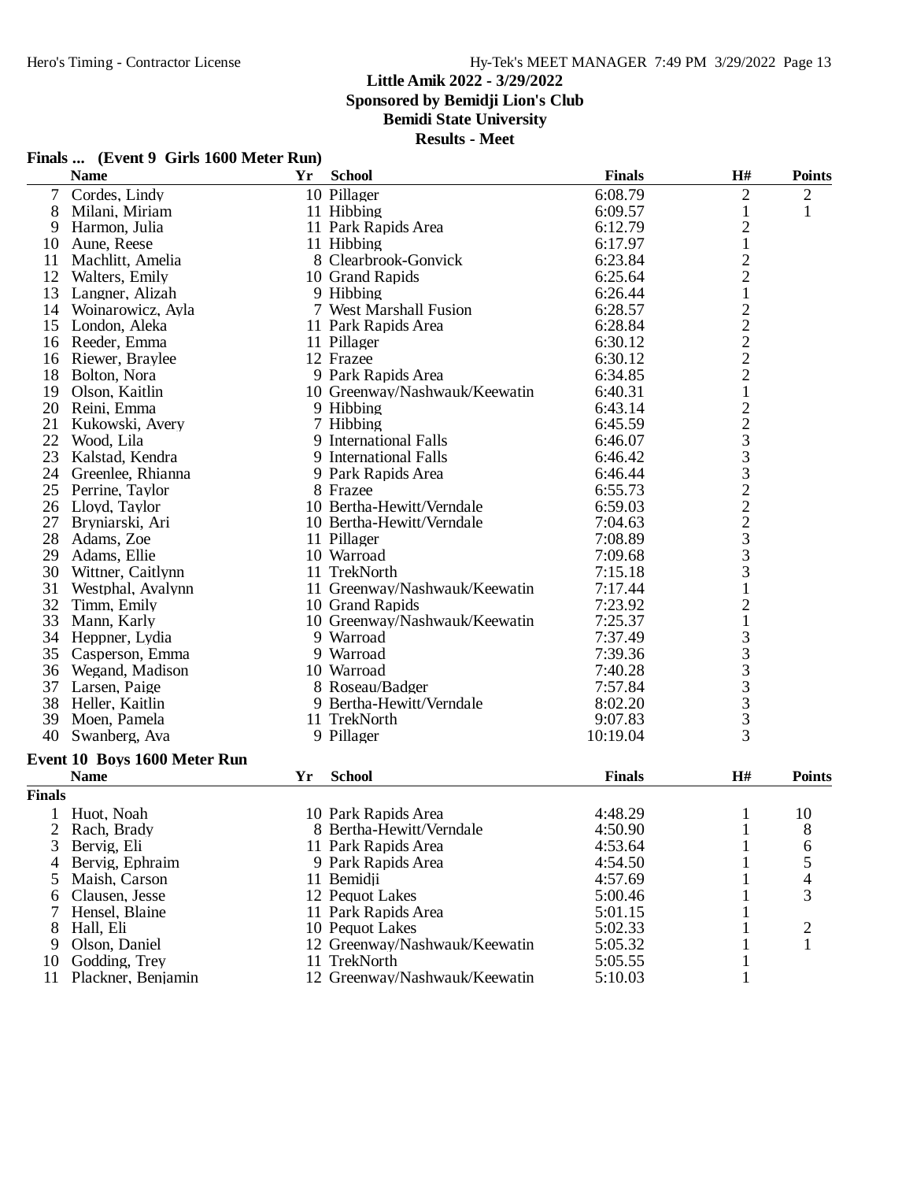# Little Amik 2022 - 3/29/2022

**Sponsored by Bemidji Lion's Club**

**Bemidi State University**

**Results - Meet**

### Finals ... (Event 9 Girls 1600 Meter Run)

| | Name | Yr | School | Finals | H# | Points |
|---|---|---|---|---|---|---|
| 7 | Cordes, Lindy | 10 | Pillager | 6:08.79 | 2 | 2 |
| 8 | Milani, Miriam | 11 | Hibbing | 6:09.57 | 1 | 1 |
| 9 | Harmon, Julia | 11 | Park Rapids Area | 6:12.79 | 2 | |
| 10 | Aune, Reese | 11 | Hibbing | 6:17.97 | 1 | |
| 11 | Machlitt, Amelia | 8 | Clearbrook-Gonvick | 6:23.84 | 2 | |
| 12 | Walters, Emily | 10 | Grand Rapids | 6:25.64 | 2 | |
| 13 | Langner, Alizah | 9 | Hibbing | 6:26.44 | 1 | |
| 14 | Woinarowicz, Ayla | 7 | West Marshall Fusion | 6:28.57 | 2 | |
| 15 | London, Aleka | 11 | Park Rapids Area | 6:28.84 | 2 | |
| 16 | Reeder, Emma | 11 | Pillager | 6:30.12 | 2 | |
| 16 | Riewer, Braylee | 12 | Frazee | 6:30.12 | 2 | |
| 18 | Bolton, Nora | 9 | Park Rapids Area | 6:34.85 | 2 | |
| 19 | Olson, Kaitlin | 10 | Greenway/Nashwauk/Keewatin | 6:40.31 | 1 | |
| 20 | Reini, Emma | 9 | Hibbing | 6:43.14 | 2 | |
| 21 | Kukowski, Avery | 7 | Hibbing | 6:45.59 | 2 | |
| 22 | Wood, Lila | 9 | International Falls | 6:46.07 | 3 | |
| 23 | Kalstad, Kendra | 9 | International Falls | 6:46.42 | 3 | |
| 24 | Greenlee, Rhianna | 9 | Park Rapids Area | 6:46.44 | 3 | |
| 25 | Perrine, Taylor | 8 | Frazee | 6:55.73 | 2 | |
| 26 | Lloyd, Taylor | 10 | Bertha-Hewitt/Verndale | 6:59.03 | 2 | |
| 27 | Bryniarski, Ari | 10 | Bertha-Hewitt/Verndale | 7:04.63 | 2 | |
| 28 | Adams, Zoe | 11 | Pillager | 7:08.89 | 3 | |
| 29 | Adams, Ellie | 10 | Warroad | 7:09.68 | 3 | |
| 30 | Wittner, Caitlynn | 11 | TrekNorth | 7:15.18 | 3 | |
| 31 | Westphal, Avalynn | 11 | Greenway/Nashwauk/Keewatin | 7:17.44 | 1 | |
| 32 | Timm, Emily | 10 | Grand Rapids | 7:23.92 | 2 | |
| 33 | Mann, Karly | 10 | Greenway/Nashwauk/Keewatin | 7:25.37 | 1 | |
| 34 | Heppner, Lydia | 9 | Warroad | 7:37.49 | 3 | |
| 35 | Casperson, Emma | 9 | Warroad | 7:39.36 | 3 | |
| 36 | Wegand, Madison | 10 | Warroad | 7:40.28 | 3 | |
| 37 | Larsen, Paige | 8 | Roseau/Badger | 7:57.84 | 3 | |
| 38 | Heller, Kaitlin | 9 | Bertha-Hewitt/Verndale | 8:02.20 | 3 | |
| 39 | Moen, Pamela | 11 | TrekNorth | 9:07.83 | 3 | |
| 40 | Swanberg, Ava | 9 | Pillager | 10:19.04 | 3 | |

### Event 10 Boys 1600 Meter Run

| | Name | Yr | School | Finals | H# | Points |
|---|---|---|---|---|---|---|
| **Finals** | | | | | | |
| 1 | Huot, Noah | 10 | Park Rapids Area | 4:48.29 | 1 | 10 |
| 2 | Rach, Brady | 8 | Bertha-Hewitt/Verndale | 4:50.90 | 1 | 8 |
| 3 | Bervig, Eli | 11 | Park Rapids Area | 4:53.64 | 1 | 6 |
| 4 | Bervig, Ephraim | 9 | Park Rapids Area | 4:54.50 | 1 | 5 |
| 5 | Maish, Carson | 11 | Bemidji | 4:57.69 | 1 | 4 |
| 6 | Clausen, Jesse | 12 | Pequot Lakes | 5:00.46 | 1 | 3 |
| 7 | Hensel, Blaine | 11 | Park Rapids Area | 5:01.15 | 1 | |
| 8 | Hall, Eli | 10 | Pequot Lakes | 5:02.33 | 1 | 2 |
| 9 | Olson, Daniel | 12 | Greenway/Nashwauk/Keewatin | 5:05.32 | 1 | 1 |
| 10 | Godding, Trey | 11 | TrekNorth | 5:05.55 | 1 | |
| 11 | Plackner, Benjamin | 12 | Greenway/Nashwauk/Keewatin | 5:10.03 | 1 | |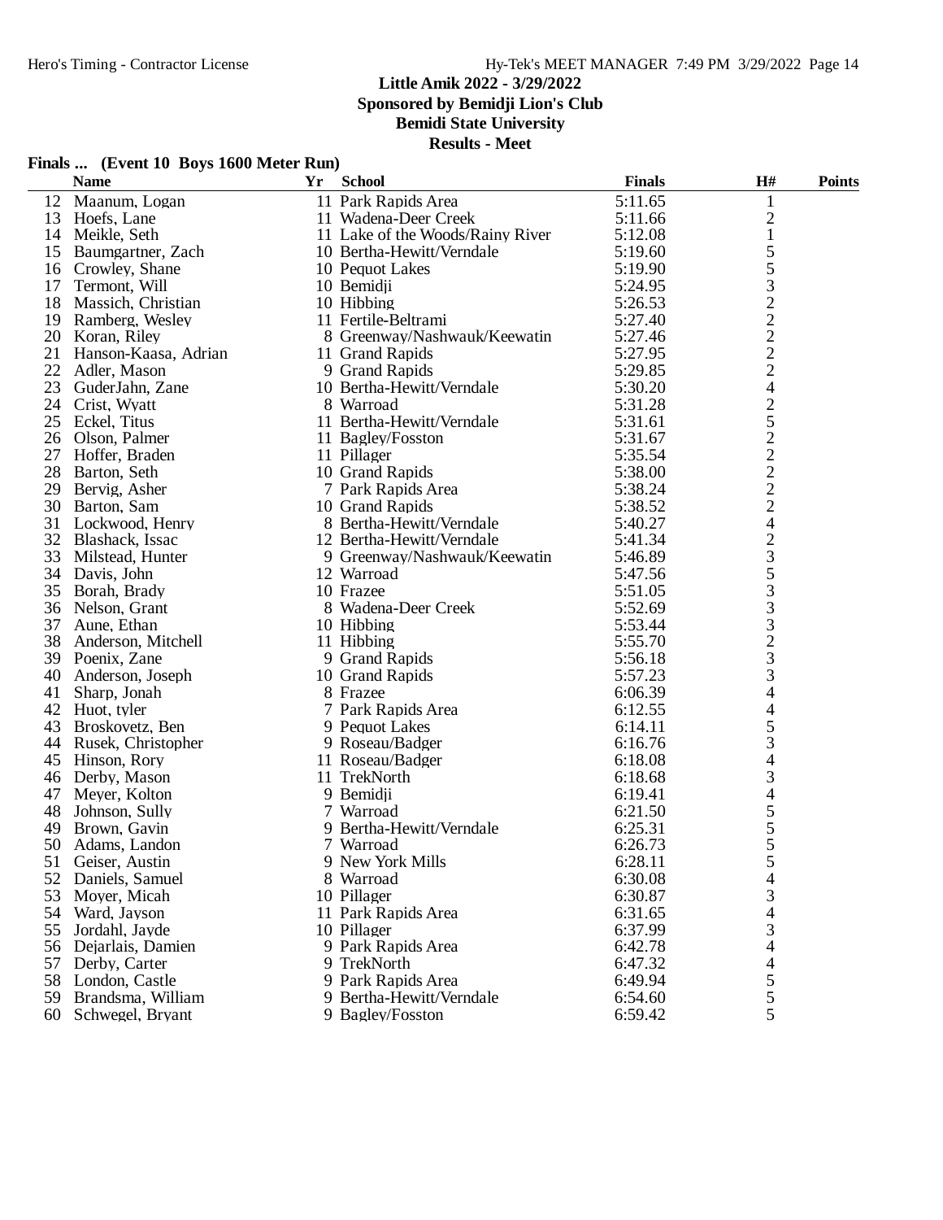**Little Amik 2022 - 3/29/2022**
**Sponsored by Bemidji Lion's Club**
**Bemidi State University**
**Results - Meet**

## Finals ... (Event 10 Boys 1600 Meter Run)

| | Name | Yr | School | Finals | H# | Points |
|---|---|---|---|---|---|---|
| 12 | Maanum, Logan | 11 | Park Rapids Area | 5:11.65 | 1 | |
| 13 | Hoefs, Lane | 11 | Wadena-Deer Creek | 5:11.66 | 2 | |
| 14 | Meikle, Seth | 11 | Lake of the Woods/Rainy River | 5:12.08 | 1 | |
| 15 | Baumgartner, Zach | 10 | Bertha-Hewitt/Verndale | 5:19.60 | 5 | |
| 16 | Crowley, Shane | 10 | Pequot Lakes | 5:19.90 | 5 | |
| 17 | Termont, Will | 10 | Bemidji | 5:24.95 | 3 | |
| 18 | Massich, Christian | 10 | Hibbing | 5:26.53 | 2 | |
| 19 | Ramberg, Wesley | 11 | Fertile-Beltrami | 5:27.40 | 2 | |
| 20 | Koran, Riley | 8 | Greenway/Nashwauk/Keewatin | 5:27.46 | 2 | |
| 21 | Hanson-Kaasa, Adrian | 11 | Grand Rapids | 5:27.95 | 2 | |
| 22 | Adler, Mason | 9 | Grand Rapids | 5:29.85 | 2 | |
| 23 | GuderJahn, Zane | 10 | Bertha-Hewitt/Verndale | 5:30.20 | 4 | |
| 24 | Crist, Wyatt | 8 | Warroad | 5:31.28 | 2 | |
| 25 | Eckel, Titus | 11 | Bertha-Hewitt/Verndale | 5:31.61 | 5 | |
| 26 | Olson, Palmer | 11 | Bagley/Fosston | 5:31.67 | 2 | |
| 27 | Hoffer, Braden | 11 | Pillager | 5:35.54 | 2 | |
| 28 | Barton, Seth | 10 | Grand Rapids | 5:38.00 | 2 | |
| 29 | Bervig, Asher | 7 | Park Rapids Area | 5:38.24 | 2 | |
| 30 | Barton, Sam | 10 | Grand Rapids | 5:38.52 | 2 | |
| 31 | Lockwood, Henry | 8 | Bertha-Hewitt/Verndale | 5:40.27 | 4 | |
| 32 | Blashack, Issac | 12 | Bertha-Hewitt/Verndale | 5:41.34 | 2 | |
| 33 | Milstead, Hunter | 9 | Greenway/Nashwauk/Keewatin | 5:46.89 | 3 | |
| 34 | Davis, John | 12 | Warroad | 5:47.56 | 5 | |
| 35 | Borah, Brady | 10 | Frazee | 5:51.05 | 3 | |
| 36 | Nelson, Grant | 8 | Wadena-Deer Creek | 5:52.69 | 3 | |
| 37 | Aune, Ethan | 10 | Hibbing | 5:53.44 | 3 | |
| 38 | Anderson, Mitchell | 11 | Hibbing | 5:55.70 | 2 | |
| 39 | Poenix, Zane | 9 | Grand Rapids | 5:56.18 | 3 | |
| 40 | Anderson, Joseph | 10 | Grand Rapids | 5:57.23 | 3 | |
| 41 | Sharp, Jonah | 8 | Frazee | 6:06.39 | 4 | |
| 42 | Huot, tyler | 7 | Park Rapids Area | 6:12.55 | 4 | |
| 43 | Broskovetz, Ben | 9 | Pequot Lakes | 6:14.11 | 5 | |
| 44 | Rusek, Christopher | 9 | Roseau/Badger | 6:16.76 | 3 | |
| 45 | Hinson, Rory | 11 | Roseau/Badger | 6:18.08 | 4 | |
| 46 | Derby, Mason | 11 | TrekNorth | 6:18.68 | 3 | |
| 47 | Meyer, Kolton | 9 | Bemidji | 6:19.41 | 4 | |
| 48 | Johnson, Sully | 7 | Warroad | 6:21.50 | 5 | |
| 49 | Brown, Gavin | 9 | Bertha-Hewitt/Verndale | 6:25.31 | 5 | |
| 50 | Adams, Landon | 7 | Warroad | 6:26.73 | 5 | |
| 51 | Geiser, Austin | 9 | New York Mills | 6:28.11 | 5 | |
| 52 | Daniels, Samuel | 8 | Warroad | 6:30.08 | 4 | |
| 53 | Moyer, Micah | 10 | Pillager | 6:30.87 | 3 | |
| 54 | Ward, Jayson | 11 | Park Rapids Area | 6:31.65 | 4 | |
| 55 | Jordahl, Jayde | 10 | Pillager | 6:37.99 | 3 | |
| 56 | Dejarlais, Damien | 9 | Park Rapids Area | 6:42.78 | 4 | |
| 57 | Derby, Carter | 9 | TrekNorth | 6:47.32 | 4 | |
| 58 | London, Castle | 9 | Park Rapids Area | 6:49.94 | 5 | |
| 59 | Brandsma, William | 9 | Bertha-Hewitt/Verndale | 6:54.60 | 5 | |
| 60 | Schwegel, Bryant | 9 | Bagley/Fosston | 6:59.42 | 5 | |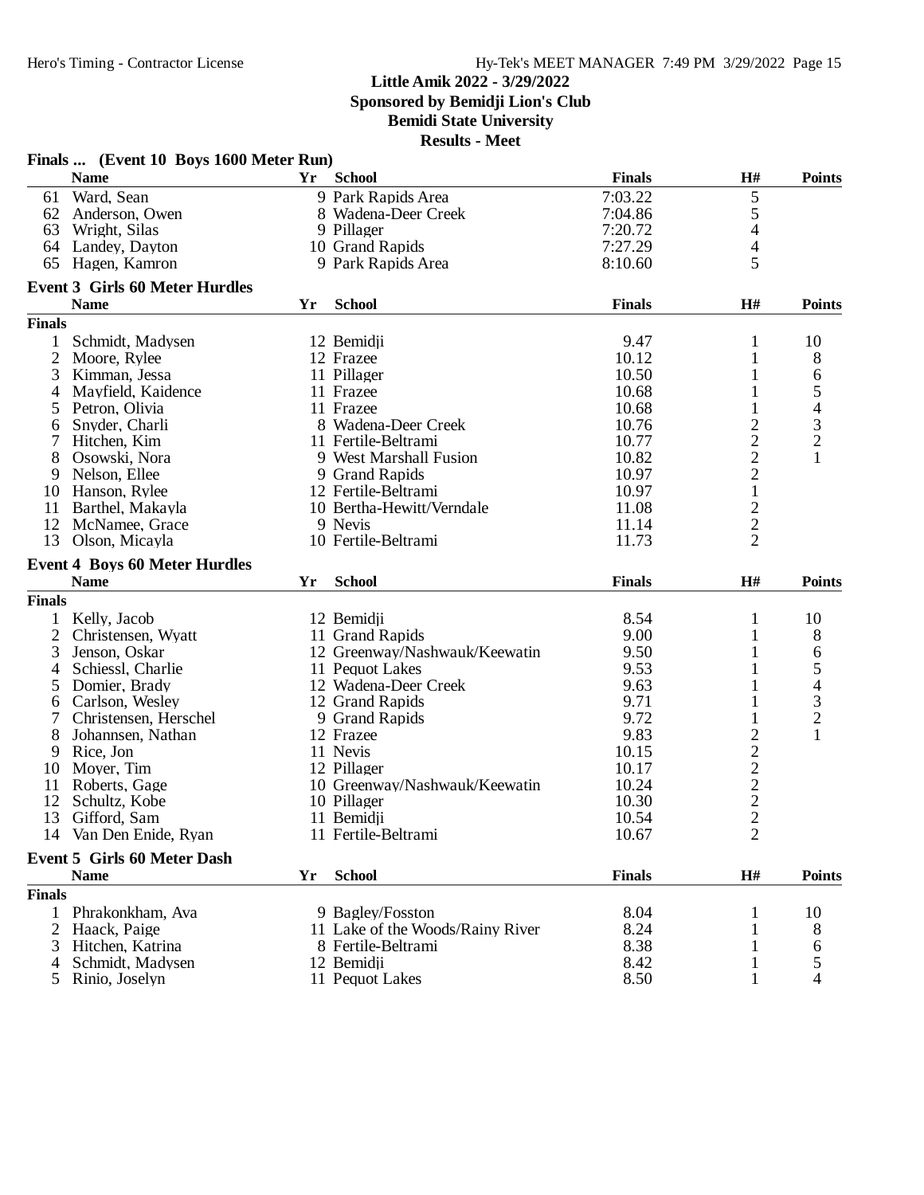# Little Amik 2022 - 3/29/2022
## Sponsored by Bemidji Lion's Club
## Bemidi State University
## Results - Meet

### Finals ... (Event 10 Boys 1600 Meter Run)

| | Name | Yr | School | Finals | H# | Points |
|---|---|---|---|---|---|---|
| 61 | Ward, Sean | 9 | Park Rapids Area | 7:03.22 | 5 | |
| 62 | Anderson, Owen | 8 | Wadena-Deer Creek | 7:04.86 | 5 | |
| 63 | Wright, Silas | 9 | Pillager | 7:20.72 | 4 | |
| 64 | Landey, Dayton | 10 | Grand Rapids | 7:27.29 | 4 | |
| 65 | Hagen, Kamron | 9 | Park Rapids Area | 8:10.60 | 5 | |

### Event 3 Girls 60 Meter Hurdles

| | Name | Yr | School | Finals | H# | Points |
|---|---|---|---|---|---|---|
| **Finals** | | | | | | |
| 1 | Schmidt, Madysen | 12 | Bemidji | 9.47 | 1 | 10 |
| 2 | Moore, Rylee | 12 | Frazee | 10.12 | 1 | 8 |
| 3 | Kimman, Jessa | 11 | Pillager | 10.50 | 1 | 6 |
| 4 | Mayfield, Kaidence | 11 | Frazee | 10.68 | 1 | 5 |
| 5 | Petron, Olivia | 11 | Frazee | 10.68 | 1 | 4 |
| 6 | Snyder, Charli | 8 | Wadena-Deer Creek | 10.76 | 2 | 3 |
| 7 | Hitchen, Kim | 11 | Fertile-Beltrami | 10.77 | 2 | 2 |
| 8 | Osowski, Nora | 9 | West Marshall Fusion | 10.82 | 2 | 1 |
| 9 | Nelson, Ellee | 9 | Grand Rapids | 10.97 | 2 | |
| 10 | Hanson, Rylee | 12 | Fertile-Beltrami | 10.97 | 1 | |
| 11 | Barthel, Makayla | 10 | Bertha-Hewitt/Verndale | 11.08 | 2 | |
| 12 | McNamee, Grace | 9 | Nevis | 11.14 | 2 | |
| 13 | Olson, Micayla | 10 | Fertile-Beltrami | 11.73 | 2 | |

### Event 4 Boys 60 Meter Hurdles

| | Name | Yr | School | Finals | H# | Points |
|---|---|---|---|---|---|---|
| **Finals** | | | | | | |
| 1 | Kelly, Jacob | 12 | Bemidji | 8.54 | 1 | 10 |
| 2 | Christensen, Wyatt | 11 | Grand Rapids | 9.00 | 1 | 8 |
| 3 | Jenson, Oskar | 12 | Greenway/Nashwauk/Keewatin | 9.50 | 1 | 6 |
| 4 | Schiessl, Charlie | 11 | Pequot Lakes | 9.53 | 1 | 5 |
| 5 | Domier, Brady | 12 | Wadena-Deer Creek | 9.63 | 1 | 4 |
| 6 | Carlson, Wesley | 12 | Grand Rapids | 9.71 | 1 | 3 |
| 7 | Christensen, Herschel | 9 | Grand Rapids | 9.72 | 1 | 2 |
| 8 | Johannsen, Nathan | 12 | Frazee | 9.83 | 2 | 1 |
| 9 | Rice, Jon | 11 | Nevis | 10.15 | 2 | |
| 10 | Moyer, Tim | 12 | Pillager | 10.17 | 2 | |
| 11 | Roberts, Gage | 10 | Greenway/Nashwauk/Keewatin | 10.24 | 2 | |
| 12 | Schultz, Kobe | 10 | Pillager | 10.30 | 2 | |
| 13 | Gifford, Sam | 11 | Bemidji | 10.54 | 2 | |
| 14 | Van Den Enide, Ryan | 11 | Fertile-Beltrami | 10.67 | 2 | |

### Event 5 Girls 60 Meter Dash

| | Name | Yr | School | Finals | H# | Points |
|---|---|---|---|---|---|---|
| **Finals** | | | | | | |
| 1 | Phrakonkham, Ava | 9 | Bagley/Fosston | 8.04 | 1 | 10 |
| 2 | Haack, Paige | 11 | Lake of the Woods/Rainy River | 8.24 | 1 | 8 |
| 3 | Hitchen, Katrina | 8 | Fertile-Beltrami | 8.38 | 1 | 6 |
| 4 | Schmidt, Madysen | 12 | Bemidji | 8.42 | 1 | 5 |
| 5 | Rinio, Joselyn | 11 | Pequot Lakes | 8.50 | 1 | 4 |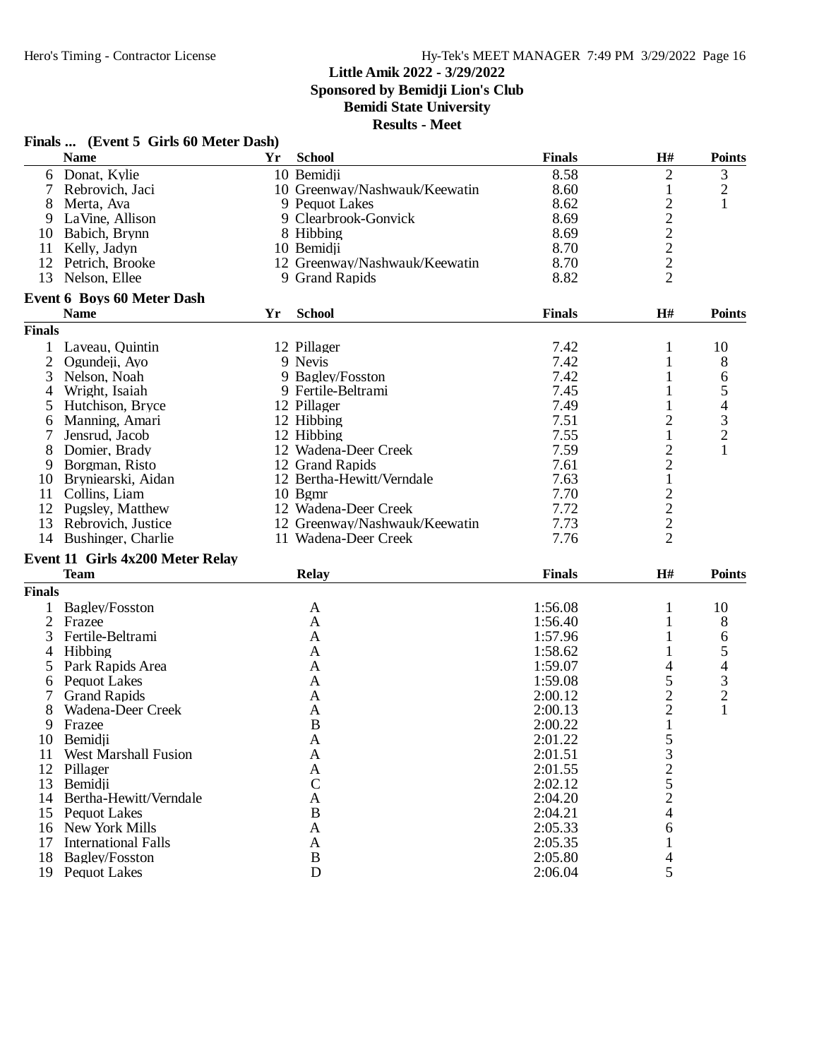# Little Amik 2022 - 3/29/2022

**Sponsored by Bemidji Lion's Club**

**Bemidi State University**

**Results - Meet**

### Finals ... (Event 5 Girls 60 Meter Dash)

| | Name | Yr | School | Finals | H# | Points |
|---|---|---|---|---|---|---|
| 6 | Donat, Kylie | 10 | Bemidji | 8.58 | 2 | 3 |
| 7 | Rebrovich, Jaci | 10 | Greenway/Nashwauk/Keewatin | 8.60 | 1 | 2 |
| 8 | Merta, Ava | 9 | Pequot Lakes | 8.62 | 2 | 1 |
| 9 | LaVine, Allison | 9 | Clearbrook-Gonvick | 8.69 | 2 | |
| 10 | Babich, Brynn | 8 | Hibbing | 8.69 | 2 | |
| 11 | Kelly, Jadyn | 10 | Bemidji | 8.70 | 2 | |
| 12 | Petrich, Brooke | 12 | Greenway/Nashwauk/Keewatin | 8.70 | 2 | |
| 13 | Nelson, Ellee | 9 | Grand Rapids | 8.82 | 2 | |

### Event 6 Boys 60 Meter Dash

| | Name | Yr | School | Finals | H# | Points |
|---|---|---|---|---|---|---|
| **Finals** | | | | | | |
| 1 | Laveau, Quintin | 12 | Pillager | 7.42 | 1 | 10 |
| 2 | Ogundeji, Ayo | 9 | Nevis | 7.42 | 1 | 8 |
| 3 | Nelson, Noah | 9 | Bagley/Fosston | 7.42 | 1 | 6 |
| 4 | Wright, Isaiah | 9 | Fertile-Beltrami | 7.45 | 1 | 5 |
| 5 | Hutchison, Bryce | 12 | Pillager | 7.49 | 1 | 4 |
| 6 | Manning, Amari | 12 | Hibbing | 7.51 | 2 | 3 |
| 7 | Jensrud, Jacob | 12 | Hibbing | 7.55 | 1 | 2 |
| 8 | Domier, Brady | 12 | Wadena-Deer Creek | 7.59 | 2 | 1 |
| 9 | Borgman, Risto | 12 | Grand Rapids | 7.61 | 2 | |
| 10 | Bryniearski, Aidan | 12 | Bertha-Hewitt/Verndale | 7.63 | 1 | |
| 11 | Collins, Liam | 10 | Bgmr | 7.70 | 2 | |
| 12 | Pugsley, Matthew | 12 | Wadena-Deer Creek | 7.72 | 2 | |
| 13 | Rebrovich, Justice | 12 | Greenway/Nashwauk/Keewatin | 7.73 | 2 | |
| 14 | Bushinger, Charlie | 11 | Wadena-Deer Creek | 7.76 | 2 | |

### Event 11 Girls 4x200 Meter Relay

| | Team | Relay | Finals | H# | Points |
|---|---|---|---|---|---|
| **Finals** | | | | | |
| 1 | Bagley/Fosston | A | 1:56.08 | 1 | 10 |
| 2 | Frazee | A | 1:56.40 | 1 | 8 |
| 3 | Fertile-Beltrami | A | 1:57.96 | 1 | 6 |
| 4 | Hibbing | A | 1:58.62 | 1 | 5 |
| 5 | Park Rapids Area | A | 1:59.07 | 4 | 4 |
| 6 | Pequot Lakes | A | 1:59.08 | 5 | 3 |
| 7 | Grand Rapids | A | 2:00.12 | 2 | 2 |
| 8 | Wadena-Deer Creek | A | 2:00.13 | 2 | 1 |
| 9 | Frazee | B | 2:00.22 | 1 | |
| 10 | Bemidji | A | 2:01.22 | 5 | |
| 11 | West Marshall Fusion | A | 2:01.51 | 3 | |
| 12 | Pillager | A | 2:01.55 | 2 | |
| 13 | Bemidji | C | 2:02.12 | 5 | |
| 14 | Bertha-Hewitt/Verndale | A | 2:04.20 | 2 | |
| 15 | Pequot Lakes | B | 2:04.21 | 4 | |
| 16 | New York Mills | A | 2:05.33 | 6 | |
| 17 | International Falls | A | 2:05.35 | 1 | |
| 18 | Bagley/Fosston | B | 2:05.80 | 4 | |
| 19 | Pequot Lakes | D | 2:06.04 | 5 | |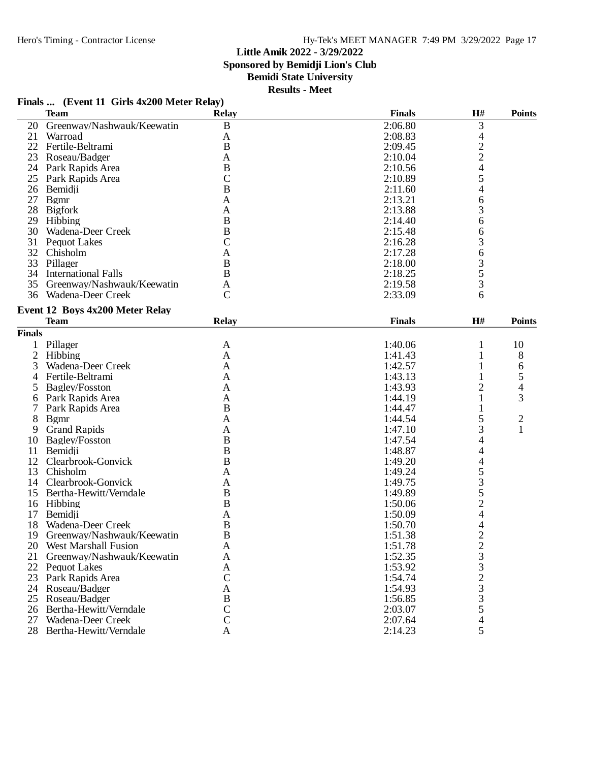# Little Amik 2022 - 3/29/2022

**Sponsored by Bemidji Lion's Club**

**Bemidi State University**

**Results - Meet**

### Finals ... (Event 11 Girls 4x200 Meter Relay)

| | Team | Relay | Finals | H# | Points |
|---|---|---|---|---|---|
| 20 | Greenway/Nashwauk/Keewatin | B | 2:06.80 | 3 | |
| 21 | Warroad | A | 2:08.83 | 4 | |
| 22 | Fertile-Beltrami | B | 2:09.45 | 2 | |
| 23 | Roseau/Badger | A | 2:10.04 | 2 | |
| 24 | Park Rapids Area | B | 2:10.56 | 4 | |
| 25 | Park Rapids Area | C | 2:10.89 | 5 | |
| 26 | Bemidji | B | 2:11.60 | 4 | |
| 27 | Bgmr | A | 2:13.21 | 6 | |
| 28 | Bigfork | A | 2:13.88 | 3 | |
| 29 | Hibbing | B | 2:14.40 | 6 | |
| 30 | Wadena-Deer Creek | B | 2:15.48 | 6 | |
| 31 | Pequot Lakes | C | 2:16.28 | 3 | |
| 32 | Chisholm | A | 2:17.28 | 6 | |
| 33 | Pillager | B | 2:18.00 | 3 | |
| 34 | International Falls | B | 2:18.25 | 5 | |
| 35 | Greenway/Nashwauk/Keewatin | A | 2:19.58 | 3 | |
| 36 | Wadena-Deer Creek | C | 2:33.09 | 6 | |

### Event 12 Boys 4x200 Meter Relay

| | Team | Relay | Finals | H# | Points |
|---|---|---|---|---|---|
| **Finals** | | | | | |
| 1 | Pillager | A | 1:40.06 | 1 | 10 |
| 2 | Hibbing | A | 1:41.43 | 1 | 8 |
| 3 | Wadena-Deer Creek | A | 1:42.57 | 1 | 6 |
| 4 | Fertile-Beltrami | A | 1:43.13 | 1 | 5 |
| 5 | Bagley/Fosston | A | 1:43.93 | 2 | 4 |
| 6 | Park Rapids Area | A | 1:44.19 | 1 | 3 |
| 7 | Park Rapids Area | B | 1:44.47 | 1 | |
| 8 | Bgmr | A | 1:44.54 | 5 | 2 |
| 9 | Grand Rapids | A | 1:47.10 | 3 | 1 |
| 10 | Bagley/Fosston | B | 1:47.54 | 4 | |
| 11 | Bemidji | B | 1:48.87 | 4 | |
| 12 | Clearbrook-Gonvick | B | 1:49.20 | 4 | |
| 13 | Chisholm | A | 1:49.24 | 5 | |
| 14 | Clearbrook-Gonvick | A | 1:49.75 | 3 | |
| 15 | Bertha-Hewitt/Verndale | B | 1:49.89 | 5 | |
| 16 | Hibbing | B | 1:50.06 | 2 | |
| 17 | Bemidji | A | 1:50.09 | 4 | |
| 18 | Wadena-Deer Creek | B | 1:50.70 | 4 | |
| 19 | Greenway/Nashwauk/Keewatin | B | 1:51.38 | 2 | |
| 20 | West Marshall Fusion | A | 1:51.78 | 2 | |
| 21 | Greenway/Nashwauk/Keewatin | A | 1:52.35 | 3 | |
| 22 | Pequot Lakes | A | 1:53.92 | 3 | |
| 23 | Park Rapids Area | C | 1:54.74 | 2 | |
| 24 | Roseau/Badger | A | 1:54.93 | 3 | |
| 25 | Roseau/Badger | B | 1:56.85 | 3 | |
| 26 | Bertha-Hewitt/Verndale | C | 2:03.07 | 5 | |
| 27 | Wadena-Deer Creek | C | 2:07.64 | 4 | |
| 28 | Bertha-Hewitt/Verndale | A | 2:14.23 | 5 | |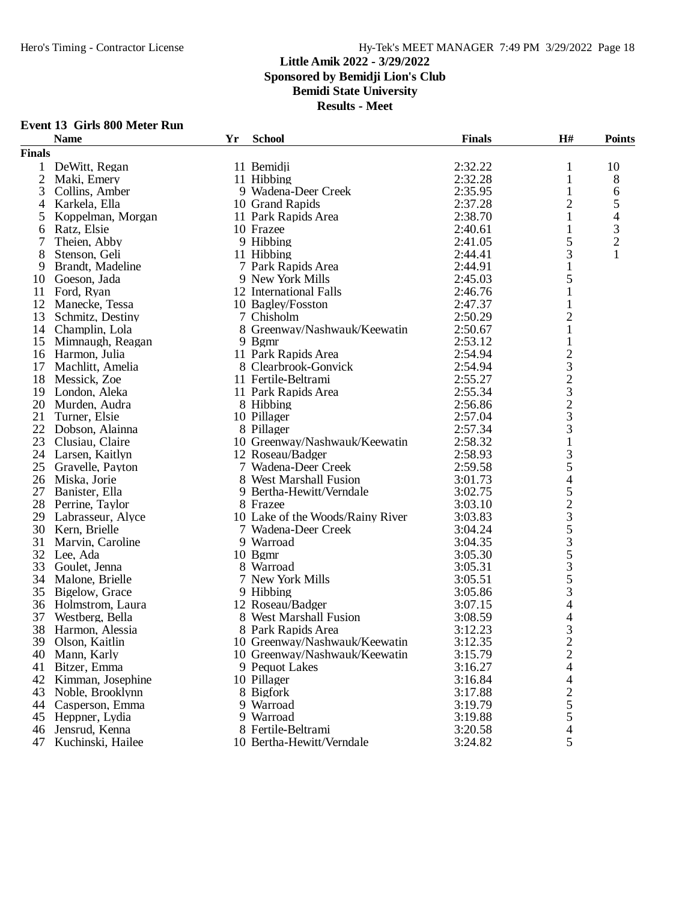# Little Amik 2022 - 3/29/2022

**Sponsored by Bemidji Lion's Club**

**Bemidi State University**

**Results - Meet**

### Event 13 Girls 800 Meter Run

| | Name | Yr | School | Finals | H# | Points |
|---|---|---|---|---|---|---|
| **Finals** | | | | | | |
| 1 | DeWitt, Regan | 11 | Bemidji | 2:32.22 | 1 | 10 |
| 2 | Maki, Emery | 11 | Hibbing | 2:32.28 | 1 | 8 |
| 3 | Collins, Amber | 9 | Wadena-Deer Creek | 2:35.95 | 1 | 6 |
| 4 | Karkela, Ella | 10 | Grand Rapids | 2:37.28 | 2 | 5 |
| 5 | Koppelman, Morgan | 11 | Park Rapids Area | 2:38.70 | 1 | 4 |
| 6 | Ratz, Elsie | 10 | Frazee | 2:40.61 | 1 | 3 |
| 7 | Theien, Abby | 9 | Hibbing | 2:41.05 | 5 | 2 |
| 8 | Stenson, Geli | 11 | Hibbing | 2:44.41 | 3 | 1 |
| 9 | Brandt, Madeline | 7 | Park Rapids Area | 2:44.91 | 1 | |
| 10 | Goeson, Jada | 9 | New York Mills | 2:45.03 | 5 | |
| 11 | Ford, Ryan | 12 | International Falls | 2:46.76 | 1 | |
| 12 | Manecke, Tessa | 10 | Bagley/Fosston | 2:47.37 | 1 | |
| 13 | Schmitz, Destiny | 7 | Chisholm | 2:50.29 | 2 | |
| 14 | Champlin, Lola | 8 | Greenway/Nashwauk/Keewatin | 2:50.67 | 1 | |
| 15 | Mimnaugh, Reagan | 9 | Bgmr | 2:53.12 | 1 | |
| 16 | Harmon, Julia | 11 | Park Rapids Area | 2:54.94 | 2 | |
| 17 | Machlitt, Amelia | 8 | Clearbrook-Gonvick | 2:54.94 | 3 | |
| 18 | Messick, Zoe | 11 | Fertile-Beltrami | 2:55.27 | 2 | |
| 19 | London, Aleka | 11 | Park Rapids Area | 2:55.34 | 3 | |
| 20 | Murden, Audra | 8 | Hibbing | 2:56.86 | 2 | |
| 21 | Turner, Elsie | 10 | Pillager | 2:57.04 | 3 | |
| 22 | Dobson, Alainna | 8 | Pillager | 2:57.34 | 3 | |
| 23 | Clusiau, Claire | 10 | Greenway/Nashwauk/Keewatin | 2:58.32 | 1 | |
| 24 | Larsen, Kaitlyn | 12 | Roseau/Badger | 2:58.93 | 3 | |
| 25 | Gravelle, Payton | 7 | Wadena-Deer Creek | 2:59.58 | 5 | |
| 26 | Miska, Jorie | 8 | West Marshall Fusion | 3:01.73 | 4 | |
| 27 | Banister, Ella | 9 | Bertha-Hewitt/Verndale | 3:02.75 | 5 | |
| 28 | Perrine, Taylor | 8 | Frazee | 3:03.10 | 2 | |
| 29 | Labrasseur, Alyce | 10 | Lake of the Woods/Rainy River | 3:03.83 | 3 | |
| 30 | Kern, Brielle | 7 | Wadena-Deer Creek | 3:04.24 | 5 | |
| 31 | Marvin, Caroline | 9 | Warroad | 3:04.35 | 3 | |
| 32 | Lee, Ada | 10 | Bgmr | 3:05.30 | 5 | |
| 33 | Goulet, Jenna | 8 | Warroad | 3:05.31 | 3 | |
| 34 | Malone, Brielle | 7 | New York Mills | 3:05.51 | 5 | |
| 35 | Bigelow, Grace | 9 | Hibbing | 3:05.86 | 3 | |
| 36 | Holmstrom, Laura | 12 | Roseau/Badger | 3:07.15 | 4 | |
| 37 | Westberg, Bella | 8 | West Marshall Fusion | 3:08.59 | 4 | |
| 38 | Harmon, Alessia | 8 | Park Rapids Area | 3:12.23 | 3 | |
| 39 | Olson, Kaitlin | 10 | Greenway/Nashwauk/Keewatin | 3:12.35 | 2 | |
| 40 | Mann, Karly | 10 | Greenway/Nashwauk/Keewatin | 3:15.79 | 2 | |
| 41 | Bitzer, Emma | 9 | Pequot Lakes | 3:16.27 | 4 | |
| 42 | Kimman, Josephine | 10 | Pillager | 3:16.84 | 4 | |
| 43 | Noble, Brooklynn | 8 | Bigfork | 3:17.88 | 2 | |
| 44 | Casperson, Emma | 9 | Warroad | 3:19.79 | 5 | |
| 45 | Heppner, Lydia | 9 | Warroad | 3:19.88 | 5 | |
| 46 | Jensrud, Kenna | 8 | Fertile-Beltrami | 3:20.58 | 4 | |
| 47 | Kuchinski, Hailee | 10 | Bertha-Hewitt/Verndale | 3:24.82 | 5 | |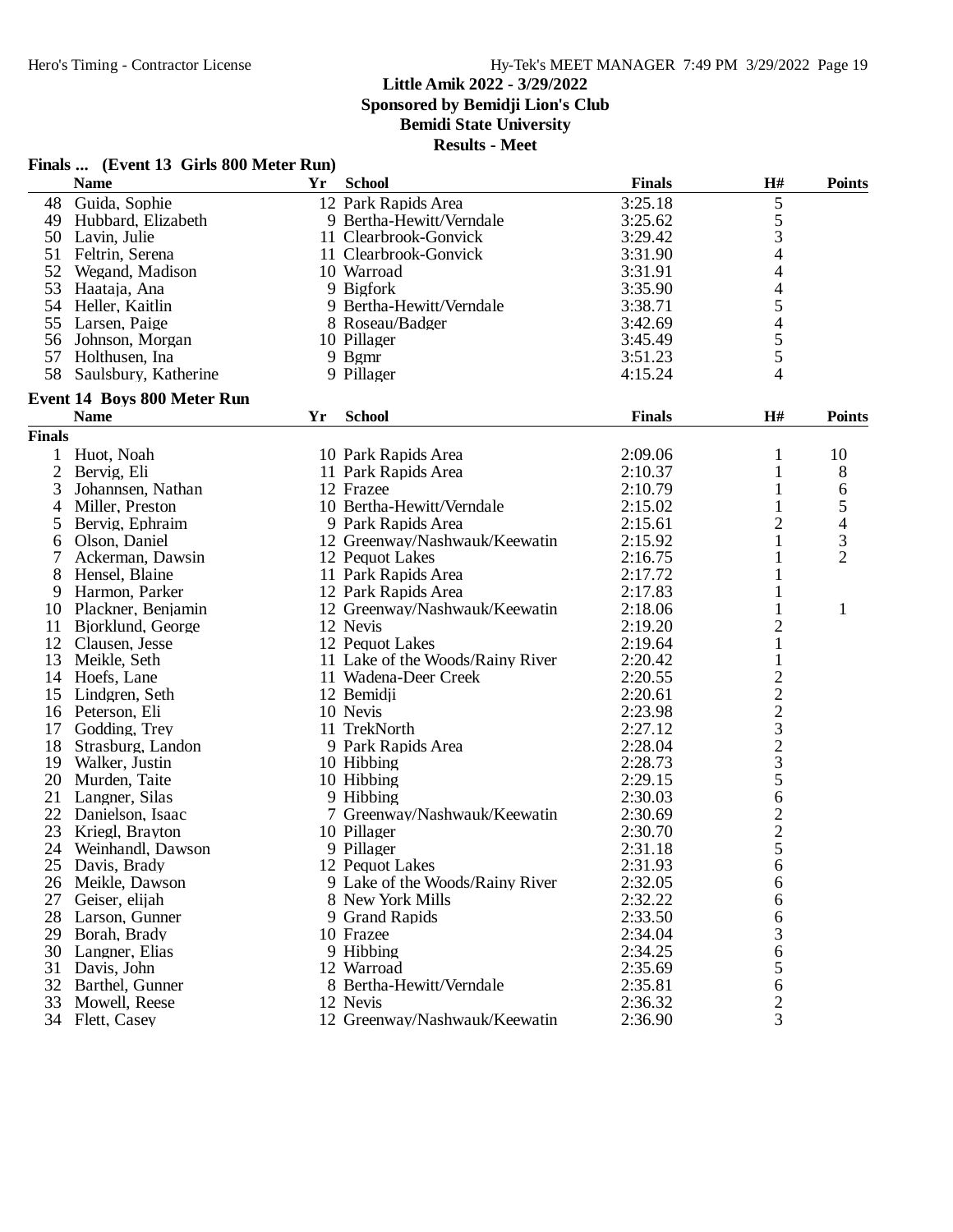Little Amik 2022 - 3/29/2022
Sponsored by Bemidji Lion's Club
Bemidi State University
Results - Meet

### Finals ... (Event 13 Girls 800 Meter Run)

| | Name | Yr | School | Finals | H# | Points |
|---|---|---|---|---|---|---|
| 48 | Guida, Sophie | 12 | Park Rapids Area | 3:25.18 | 5 | |
| 49 | Hubbard, Elizabeth | 9 | Bertha-Hewitt/Verndale | 3:25.62 | 5 | |
| 50 | Lavin, Julie | 11 | Clearbrook-Gonvick | 3:29.42 | 3 | |
| 51 | Feltrin, Serena | 11 | Clearbrook-Gonvick | 3:31.90 | 4 | |
| 52 | Wegand, Madison | 10 | Warroad | 3:31.91 | 4 | |
| 53 | Haataja, Ana | 9 | Bigfork | 3:35.90 | 4 | |
| 54 | Heller, Kaitlin | 9 | Bertha-Hewitt/Verndale | 3:38.71 | 5 | |
| 55 | Larsen, Paige | 8 | Roseau/Badger | 3:42.69 | 4 | |
| 56 | Johnson, Morgan | 10 | Pillager | 3:45.49 | 5 | |
| 57 | Holthusen, Ina | 9 | Bgmr | 3:51.23 | 5 | |
| 58 | Saulsbury, Katherine | 9 | Pillager | 4:15.24 | 4 | |

### Event 14 Boys 800 Meter Run

| | Name | Yr | School | Finals | H# | Points |
|---|---|---|---|---|---|---|
| **Finals** | | | | | | |
| 1 | Huot, Noah | 10 | Park Rapids Area | 2:09.06 | 1 | 10 |
| 2 | Bervig, Eli | 11 | Park Rapids Area | 2:10.37 | 1 | 8 |
| 3 | Johannsen, Nathan | 12 | Frazee | 2:10.79 | 1 | 6 |
| 4 | Miller, Preston | 10 | Bertha-Hewitt/Verndale | 2:15.02 | 1 | 5 |
| 5 | Bervig, Ephraim | 9 | Park Rapids Area | 2:15.61 | 2 | 4 |
| 6 | Olson, Daniel | 12 | Greenway/Nashwauk/Keewatin | 2:15.92 | 1 | 3 |
| 7 | Ackerman, Dawsin | 12 | Pequot Lakes | 2:16.75 | 1 | 2 |
| 8 | Hensel, Blaine | 11 | Park Rapids Area | 2:17.72 | 1 | |
| 9 | Harmon, Parker | 12 | Park Rapids Area | 2:17.83 | 1 | |
| 10 | Plackner, Benjamin | 12 | Greenway/Nashwauk/Keewatin | 2:18.06 | 1 | 1 |
| 11 | Bjorklund, George | 12 | Nevis | 2:19.20 | 2 | |
| 12 | Clausen, Jesse | 12 | Pequot Lakes | 2:19.64 | 1 | |
| 13 | Meikle, Seth | 11 | Lake of the Woods/Rainy River | 2:20.42 | 1 | |
| 14 | Hoefs, Lane | 11 | Wadena-Deer Creek | 2:20.55 | 2 | |
| 15 | Lindgren, Seth | 12 | Bemidji | 2:20.61 | 2 | |
| 16 | Peterson, Eli | 10 | Nevis | 2:23.98 | 2 | |
| 17 | Godding, Trey | 11 | TrekNorth | 2:27.12 | 3 | |
| 18 | Strasburg, Landon | 9 | Park Rapids Area | 2:28.04 | 2 | |
| 19 | Walker, Justin | 10 | Hibbing | 2:28.73 | 3 | |
| 20 | Murden, Taite | 10 | Hibbing | 2:29.15 | 5 | |
| 21 | Langner, Silas | 9 | Hibbing | 2:30.03 | 6 | |
| 22 | Danielson, Isaac | 7 | Greenway/Nashwauk/Keewatin | 2:30.69 | 2 | |
| 23 | Kriegl, Brayton | 10 | Pillager | 2:30.70 | 2 | |
| 24 | Weinhandl, Dawson | 9 | Pillager | 2:31.18 | 5 | |
| 25 | Davis, Brady | 12 | Pequot Lakes | 2:31.93 | 6 | |
| 26 | Meikle, Dawson | 9 | Lake of the Woods/Rainy River | 2:32.05 | 6 | |
| 27 | Geiser, elijah | 8 | New York Mills | 2:32.22 | 6 | |
| 28 | Larson, Gunner | 9 | Grand Rapids | 2:33.50 | 6 | |
| 29 | Borah, Brady | 10 | Frazee | 2:34.04 | 3 | |
| 30 | Langner, Elias | 9 | Hibbing | 2:34.25 | 6 | |
| 31 | Davis, John | 12 | Warroad | 2:35.69 | 5 | |
| 32 | Barthel, Gunner | 8 | Bertha-Hewitt/Verndale | 2:35.81 | 6 | |
| 33 | Mowell, Reese | 12 | Nevis | 2:36.32 | 2 | |
| 34 | Flett, Casey | 12 | Greenway/Nashwauk/Keewatin | 2:36.90 | 3 | |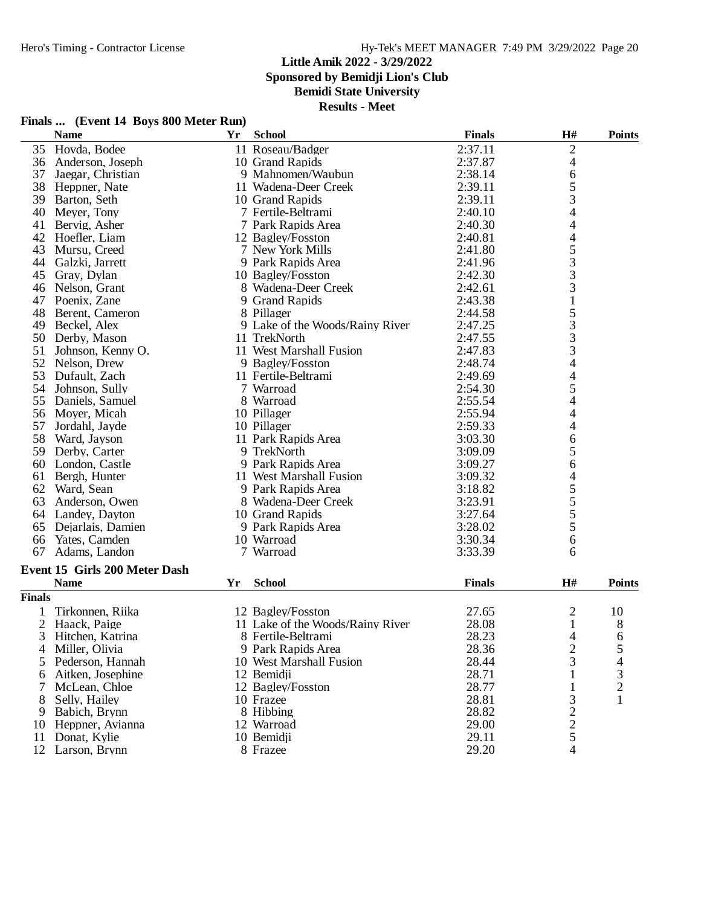Little Amik 2022 - 3/29/2022
Sponsored by Bemidji Lion's Club
Bemidi State University
Results - Meet

## Finals ... (Event 14 Boys 800 Meter Run)

| | Name | Yr | School | Finals | H# | Points |
|---|---|---|---|---|---|---|
| 35 | Hovda, Bodee | 11 | Roseau/Badger | 2:37.11 | 2 | |
| 36 | Anderson, Joseph | 10 | Grand Rapids | 2:37.87 | 4 | |
| 37 | Jaegar, Christian | 9 | Mahnomen/Waubun | 2:38.14 | 6 | |
| 38 | Heppner, Nate | 11 | Wadena-Deer Creek | 2:39.11 | 5 | |
| 39 | Barton, Seth | 10 | Grand Rapids | 2:39.11 | 3 | |
| 40 | Meyer, Tony | 7 | Fertile-Beltrami | 2:40.10 | 4 | |
| 41 | Bervig, Asher | 7 | Park Rapids Area | 2:40.30 | 4 | |
| 42 | Hoefler, Liam | 12 | Bagley/Fosston | 2:40.81 | 4 | |
| 43 | Mursu, Creed | 7 | New York Mills | 2:41.80 | 5 | |
| 44 | Galzki, Jarrett | 9 | Park Rapids Area | 2:41.96 | 3 | |
| 45 | Gray, Dylan | 10 | Bagley/Fosston | 2:42.30 | 3 | |
| 46 | Nelson, Grant | 8 | Wadena-Deer Creek | 2:42.61 | 3 | |
| 47 | Poenix, Zane | 9 | Grand Rapids | 2:43.38 | 1 | |
| 48 | Berent, Cameron | 8 | Pillager | 2:44.58 | 5 | |
| 49 | Beckel, Alex | 9 | Lake of the Woods/Rainy River | 2:47.25 | 3 | |
| 50 | Derby, Mason | 11 | TrekNorth | 2:47.55 | 3 | |
| 51 | Johnson, Kenny O. | 11 | West Marshall Fusion | 2:47.83 | 3 | |
| 52 | Nelson, Drew | 9 | Bagley/Fosston | 2:48.74 | 4 | |
| 53 | Dufault, Zach | 11 | Fertile-Beltrami | 2:49.69 | 4 | |
| 54 | Johnson, Sully | 7 | Warroad | 2:54.30 | 5 | |
| 55 | Daniels, Samuel | 8 | Warroad | 2:55.54 | 4 | |
| 56 | Moyer, Micah | 10 | Pillager | 2:55.94 | 4 | |
| 57 | Jordahl, Jayde | 10 | Pillager | 2:59.33 | 4 | |
| 58 | Ward, Jayson | 11 | Park Rapids Area | 3:03.30 | 6 | |
| 59 | Derby, Carter | 9 | TrekNorth | 3:09.09 | 5 | |
| 60 | London, Castle | 9 | Park Rapids Area | 3:09.27 | 6 | |
| 61 | Bergh, Hunter | 11 | West Marshall Fusion | 3:09.32 | 4 | |
| 62 | Ward, Sean | 9 | Park Rapids Area | 3:18.82 | 5 | |
| 63 | Anderson, Owen | 8 | Wadena-Deer Creek | 3:23.91 | 5 | |
| 64 | Landey, Dayton | 10 | Grand Rapids | 3:27.64 | 5 | |
| 65 | Dejarlais, Damien | 9 | Park Rapids Area | 3:28.02 | 5 | |
| 66 | Yates, Camden | 10 | Warroad | 3:30.34 | 6 | |
| 67 | Adams, Landon | 7 | Warroad | 3:33.39 | 6 | |

## Event 15 Girls 200 Meter Dash

| | Name | Yr | School | Finals | H# | Points |
|---|---|---|---|---|---|---|
| **Finals** | | | | | | |
| 1 | Tirkonnen, Riika | 12 | Bagley/Fosston | 27.65 | 2 | 10 |
| 2 | Haack, Paige | 11 | Lake of the Woods/Rainy River | 28.08 | 1 | 8 |
| 3 | Hitchen, Katrina | 8 | Fertile-Beltrami | 28.23 | 4 | 6 |
| 4 | Miller, Olivia | 9 | Park Rapids Area | 28.36 | 2 | 5 |
| 5 | Pederson, Hannah | 10 | West Marshall Fusion | 28.44 | 3 | 4 |
| 6 | Aitken, Josephine | 12 | Bemidji | 28.71 | 1 | 3 |
| 7 | McLean, Chloe | 12 | Bagley/Fosston | 28.77 | 1 | 2 |
| 8 | Selly, Hailey | 10 | Frazee | 28.81 | 3 | 1 |
| 9 | Babich, Brynn | 8 | Hibbing | 28.82 | 2 | |
| 10 | Heppner, Avianna | 12 | Warroad | 29.00 | 2 | |
| 11 | Donat, Kylie | 10 | Bemidji | 29.11 | 5 | |
| 12 | Larson, Brynn | 8 | Frazee | 29.20 | 4 | |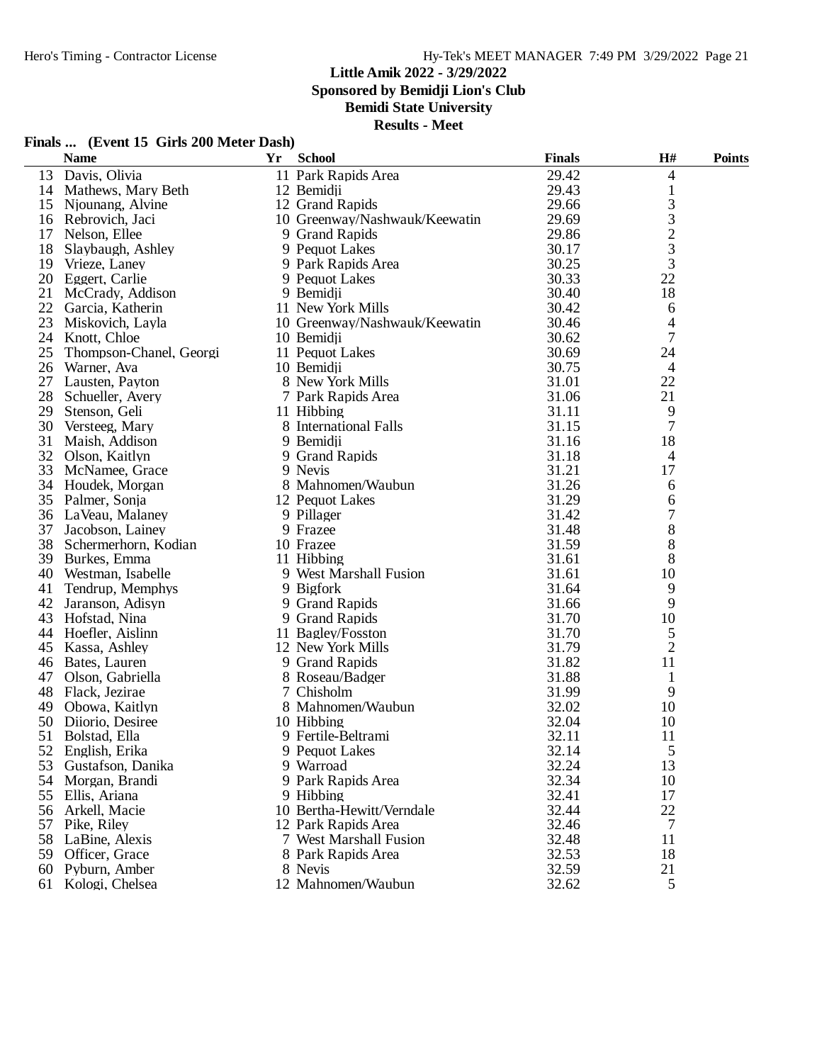Little Amik 2022 - 3/29/2022
Sponsored by Bemidji Lion's Club
Bemidi State University
Results - Meet

**Finals ... (Event 15 Girls 200 Meter Dash)**

| | Name | Yr | School | Finals | H# | Points |
|---|---|---|---|---|---|---|
| 13 | Davis, Olivia | 11 | Park Rapids Area | 29.42 | 4 | |
| 14 | Mathews, Mary Beth | 12 | Bemidji | 29.43 | 1 | |
| 15 | Njounang, Alvine | 12 | Grand Rapids | 29.66 | 3 | |
| 16 | Rebrovich, Jaci | 10 | Greenway/Nashwauk/Keewatin | 29.69 | 3 | |
| 17 | Nelson, Ellee | 9 | Grand Rapids | 29.86 | 2 | |
| 18 | Slaybaugh, Ashley | 9 | Pequot Lakes | 30.17 | 3 | |
| 19 | Vrieze, Laney | 9 | Park Rapids Area | 30.25 | 3 | |
| 20 | Eggert, Carlie | 9 | Pequot Lakes | 30.33 | 22 | |
| 21 | McCrady, Addison | 9 | Bemidji | 30.40 | 18 | |
| 22 | Garcia, Katherin | 11 | New York Mills | 30.42 | 6 | |
| 23 | Miskovich, Layla | 10 | Greenway/Nashwauk/Keewatin | 30.46 | 4 | |
| 24 | Knott, Chloe | 10 | Bemidji | 30.62 | 7 | |
| 25 | Thompson-Chanel, Georgi | 11 | Pequot Lakes | 30.69 | 24 | |
| 26 | Warner, Ava | 10 | Bemidji | 30.75 | 4 | |
| 27 | Lausten, Payton | 8 | New York Mills | 31.01 | 22 | |
| 28 | Schueller, Avery | 7 | Park Rapids Area | 31.06 | 21 | |
| 29 | Stenson, Geli | 11 | Hibbing | 31.11 | 9 | |
| 30 | Versteeg, Mary | 8 | International Falls | 31.15 | 7 | |
| 31 | Maish, Addison | 9 | Bemidji | 31.16 | 18 | |
| 32 | Olson, Kaitlyn | 9 | Grand Rapids | 31.18 | 4 | |
| 33 | McNamee, Grace | 9 | Nevis | 31.21 | 17 | |
| 34 | Houdek, Morgan | 8 | Mahnomen/Waubun | 31.26 | 6 | |
| 35 | Palmer, Sonja | 12 | Pequot Lakes | 31.29 | 6 | |
| 36 | LaVeau, Malaney | 9 | Pillager | 31.42 | 7 | |
| 37 | Jacobson, Lainey | 9 | Frazee | 31.48 | 8 | |
| 38 | Schermerhorn, Kodian | 10 | Frazee | 31.59 | 8 | |
| 39 | Burkes, Emma | 11 | Hibbing | 31.61 | 8 | |
| 40 | Westman, Isabelle | 9 | West Marshall Fusion | 31.61 | 10 | |
| 41 | Tendrup, Memphys | 9 | Bigfork | 31.64 | 9 | |
| 42 | Jaranson, Adisyn | 9 | Grand Rapids | 31.66 | 9 | |
| 43 | Hofstad, Nina | 9 | Grand Rapids | 31.70 | 10 | |
| 44 | Hoefler, Aislinn | 11 | Bagley/Fosston | 31.70 | 5 | |
| 45 | Kassa, Ashley | 12 | New York Mills | 31.79 | 2 | |
| 46 | Bates, Lauren | 9 | Grand Rapids | 31.82 | 11 | |
| 47 | Olson, Gabriella | 8 | Roseau/Badger | 31.88 | 1 | |
| 48 | Flack, Jezirae | 7 | Chisholm | 31.99 | 9 | |
| 49 | Obowa, Kaitlyn | 8 | Mahnomen/Waubun | 32.02 | 10 | |
| 50 | Diiorio, Desiree | 10 | Hibbing | 32.04 | 10 | |
| 51 | Bolstad, Ella | 9 | Fertile-Beltrami | 32.11 | 11 | |
| 52 | English, Erika | 9 | Pequot Lakes | 32.14 | 5 | |
| 53 | Gustafson, Danika | 9 | Warroad | 32.24 | 13 | |
| 54 | Morgan, Brandi | 9 | Park Rapids Area | 32.34 | 10 | |
| 55 | Ellis, Ariana | 9 | Hibbing | 32.41 | 17 | |
| 56 | Arkell, Macie | 10 | Bertha-Hewitt/Verndale | 32.44 | 22 | |
| 57 | Pike, Riley | 12 | Park Rapids Area | 32.46 | 7 | |
| 58 | LaBine, Alexis | 7 | West Marshall Fusion | 32.48 | 11 | |
| 59 | Officer, Grace | 8 | Park Rapids Area | 32.53 | 18 | |
| 60 | Pyburn, Amber | 8 | Nevis | 32.59 | 21 | |
| 61 | Kologi, Chelsea | 12 | Mahnomen/Waubun | 32.62 | 5 | |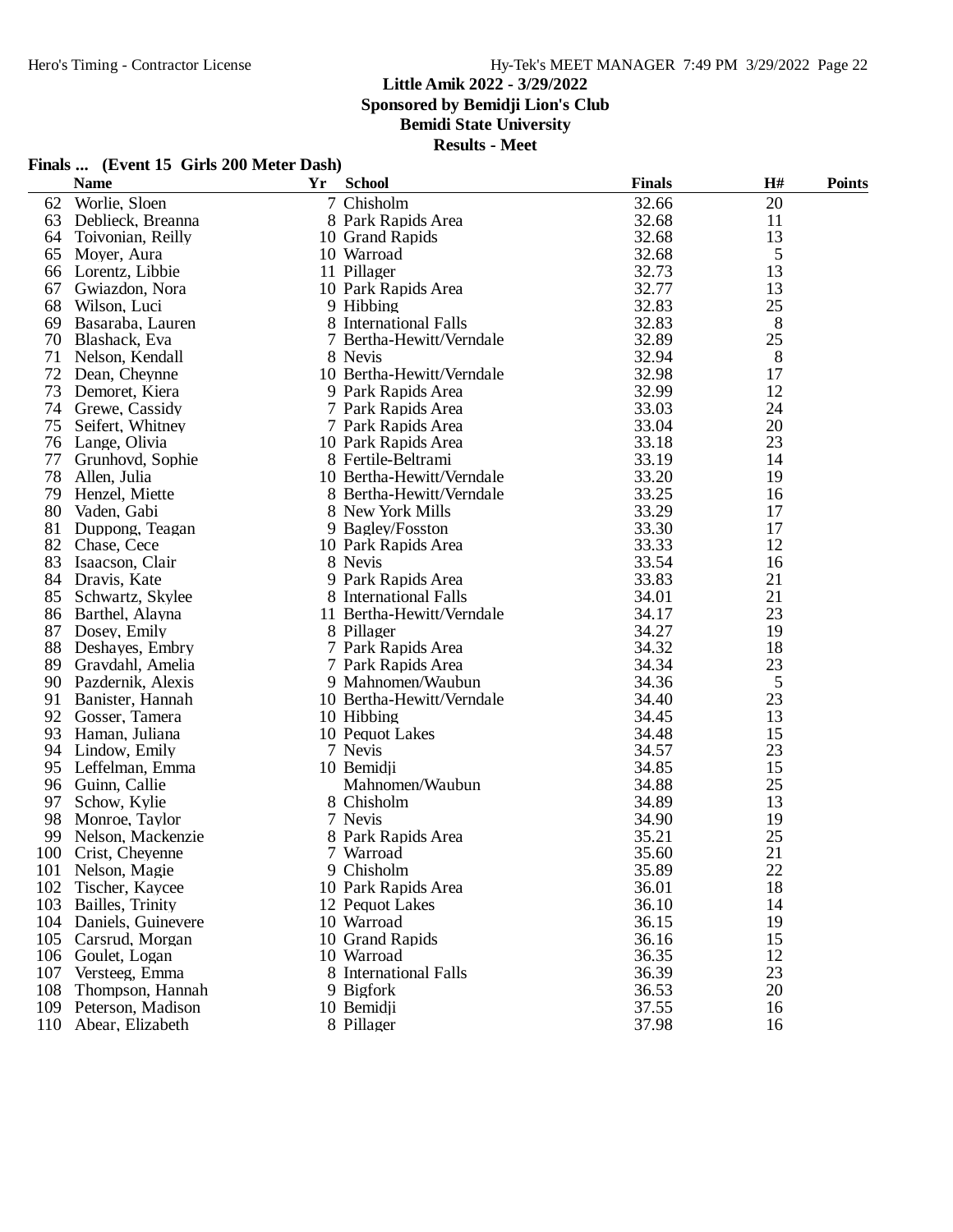**Little Amik 2022 - 3/29/2022**
**Sponsored by Bemidji Lion's Club**
**Bemidi State University**
**Results - Meet**

### Finals ... (Event 15 Girls 200 Meter Dash)

| | Name | Yr | School | Finals | H# | Points |
|---|---|---|---|---|---|---|
| 62 | Worlie, Sloen | 7 | Chisholm | 32.66 | 20 | |
| 63 | Deblieck, Breanna | 8 | Park Rapids Area | 32.68 | 11 | |
| 64 | Toivonian, Reilly | 10 | Grand Rapids | 32.68 | 13 | |
| 65 | Moyer, Aura | 10 | Warroad | 32.68 | 5 | |
| 66 | Lorentz, Libbie | 11 | Pillager | 32.73 | 13 | |
| 67 | Gwiazdon, Nora | 10 | Park Rapids Area | 32.77 | 13 | |
| 68 | Wilson, Luci | 9 | Hibbing | 32.83 | 25 | |
| 69 | Basaraba, Lauren | 8 | International Falls | 32.83 | 8 | |
| 70 | Blashack, Eva | 7 | Bertha-Hewitt/Verndale | 32.89 | 25 | |
| 71 | Nelson, Kendall | 8 | Nevis | 32.94 | 8 | |
| 72 | Dean, Cheynne | 10 | Bertha-Hewitt/Verndale | 32.98 | 17 | |
| 73 | Demoret, Kiera | 9 | Park Rapids Area | 32.99 | 12 | |
| 74 | Grewe, Cassidy | 7 | Park Rapids Area | 33.03 | 24 | |
| 75 | Seifert, Whitney | 7 | Park Rapids Area | 33.04 | 20 | |
| 76 | Lange, Olivia | 10 | Park Rapids Area | 33.18 | 23 | |
| 77 | Grunhovd, Sophie | 8 | Fertile-Beltrami | 33.19 | 14 | |
| 78 | Allen, Julia | 10 | Bertha-Hewitt/Verndale | 33.20 | 19 | |
| 79 | Henzel, Miette | 8 | Bertha-Hewitt/Verndale | 33.25 | 16 | |
| 80 | Vaden, Gabi | 8 | New York Mills | 33.29 | 17 | |
| 81 | Duppong, Teagan | 9 | Bagley/Fosston | 33.30 | 17 | |
| 82 | Chase, Cece | 10 | Park Rapids Area | 33.33 | 12 | |
| 83 | Isaacson, Clair | 8 | Nevis | 33.54 | 16 | |
| 84 | Dravis, Kate | 9 | Park Rapids Area | 33.83 | 21 | |
| 85 | Schwartz, Skylee | 8 | International Falls | 34.01 | 21 | |
| 86 | Barthel, Alayna | 11 | Bertha-Hewitt/Verndale | 34.17 | 23 | |
| 87 | Dosey, Emily | 8 | Pillager | 34.27 | 19 | |
| 88 | Deshayes, Embry | 7 | Park Rapids Area | 34.32 | 18 | |
| 89 | Graydahl, Amelia | 7 | Park Rapids Area | 34.34 | 23 | |
| 90 | Pazdernik, Alexis | 9 | Mahnomen/Waubun | 34.36 | 5 | |
| 91 | Banister, Hannah | 10 | Bertha-Hewitt/Verndale | 34.40 | 23 | |
| 92 | Gosser, Tamera | 10 | Hibbing | 34.45 | 13 | |
| 93 | Haman, Juliana | 10 | Pequot Lakes | 34.48 | 15 | |
| 94 | Lindow, Emily | 7 | Nevis | 34.57 | 23 | |
| 95 | Leffelman, Emma | 10 | Bemidji | 34.85 | 15 | |
| 96 | Guinn, Callie | | Mahnomen/Waubun | 34.88 | 25 | |
| 97 | Schow, Kylie | 8 | Chisholm | 34.89 | 13 | |
| 98 | Monroe, Taylor | 7 | Nevis | 34.90 | 19 | |
| 99 | Nelson, Mackenzie | 8 | Park Rapids Area | 35.21 | 25 | |
| 100 | Crist, Cheyenne | 7 | Warroad | 35.60 | 21 | |
| 101 | Nelson, Magie | 9 | Chisholm | 35.89 | 22 | |
| 102 | Tischer, Kaycee | 10 | Park Rapids Area | 36.01 | 18 | |
| 103 | Bailles, Trinity | 12 | Pequot Lakes | 36.10 | 14 | |
| 104 | Daniels, Guinevere | 10 | Warroad | 36.15 | 19 | |
| 105 | Carsrud, Morgan | 10 | Grand Rapids | 36.16 | 15 | |
| 106 | Goulet, Logan | 10 | Warroad | 36.35 | 12 | |
| 107 | Versteeg, Emma | 8 | International Falls | 36.39 | 23 | |
| 108 | Thompson, Hannah | 9 | Bigfork | 36.53 | 20 | |
| 109 | Peterson, Madison | 10 | Bemidji | 37.55 | 16 | |
| 110 | Abear, Elizabeth | 8 | Pillager | 37.98 | 16 | |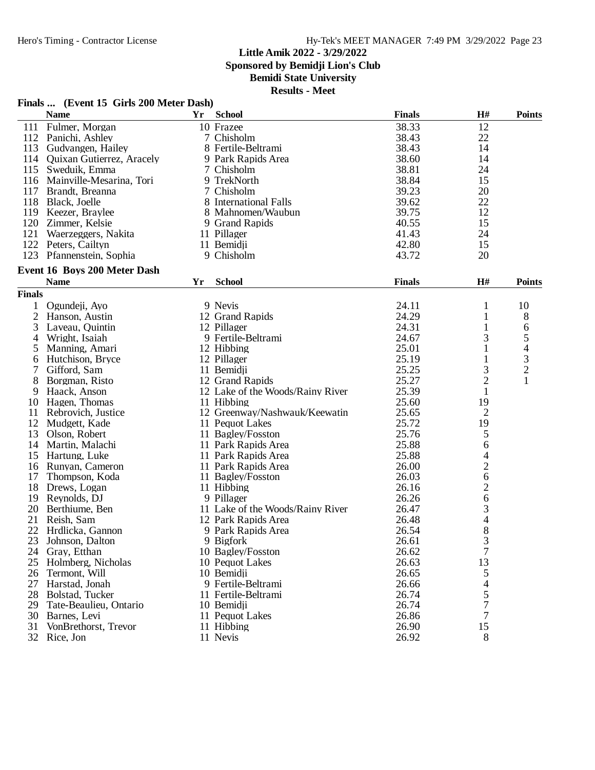# Little Amik 2022 - 3/29/2022

**Sponsored by Bemidji Lion's Club**

**Bemidi State University**

**Results - Meet**

## Finals ... (Event 15 Girls 200 Meter Dash)

| | Name | Yr | School | Finals | H# | Points |
|---|---|---|---|---|---|---|
| 111 | Fulmer, Morgan | 10 | Frazee | 38.33 | 12 | |
| 112 | Panichi, Ashley | 7 | Chisholm | 38.43 | 22 | |
| 113 | Gudvangen, Hailey | 8 | Fertile-Beltrami | 38.43 | 14 | |
| 114 | Quixan Gutierrez, Aracely | 9 | Park Rapids Area | 38.60 | 14 | |
| 115 | Sweduik, Emma | 7 | Chisholm | 38.81 | 24 | |
| 116 | Mainville-Mesarina, Tori | 9 | TrekNorth | 38.84 | 15 | |
| 117 | Brandt, Breanna | 7 | Chisholm | 39.23 | 20 | |
| 118 | Black, Joelle | 8 | International Falls | 39.62 | 22 | |
| 119 | Keezer, Braylee | 8 | Mahnomen/Waubun | 39.75 | 12 | |
| 120 | Zimmer, Kelsie | 9 | Grand Rapids | 40.55 | 15 | |
| 121 | Waerzeggers, Nakita | 11 | Pillager | 41.43 | 24 | |
| 122 | Peters, Cailtyn | 11 | Bemidji | 42.80 | 15 | |
| 123 | Pfannenstein, Sophia | 9 | Chisholm | 43.72 | 20 | |

## Event 16 Boys 200 Meter Dash

| | Name | Yr | School | Finals | H# | Points |
|---|---|---|---|---|---|---|
| **Finals** | | | | | | |
| 1 | Ogundeji, Ayo | 9 | Nevis | 24.11 | 1 | 10 |
| 2 | Hanson, Austin | 12 | Grand Rapids | 24.29 | 1 | 8 |
| 3 | Laveau, Quintin | 12 | Pillager | 24.31 | 1 | 6 |
| 4 | Wright, Isaiah | 9 | Fertile-Beltrami | 24.67 | 3 | 5 |
| 5 | Manning, Amari | 12 | Hibbing | 25.01 | 1 | 4 |
| 6 | Hutchison, Bryce | 12 | Pillager | 25.19 | 1 | 3 |
| 7 | Gifford, Sam | 11 | Bemidji | 25.25 | 3 | 2 |
| 8 | Borgman, Risto | 12 | Grand Rapids | 25.27 | 2 | 1 |
| 9 | Haack, Anson | 12 | Lake of the Woods/Rainy River | 25.39 | 1 | |
| 10 | Hagen, Thomas | 11 | Hibbing | 25.60 | 19 | |
| 11 | Rebrovich, Justice | 12 | Greenway/Nashwauk/Keewatin | 25.65 | 2 | |
| 12 | Mudgett, Kade | 11 | Pequot Lakes | 25.72 | 19 | |
| 13 | Olson, Robert | 11 | Bagley/Fosston | 25.76 | 5 | |
| 14 | Martin, Malachi | 11 | Park Rapids Area | 25.88 | 6 | |
| 15 | Hartung, Luke | 11 | Park Rapids Area | 25.88 | 4 | |
| 16 | Runyan, Cameron | 11 | Park Rapids Area | 26.00 | 2 | |
| 17 | Thompson, Koda | 11 | Bagley/Fosston | 26.03 | 6 | |
| 18 | Drews, Logan | 11 | Hibbing | 26.16 | 2 | |
| 19 | Reynolds, DJ | 9 | Pillager | 26.26 | 6 | |
| 20 | Berthiume, Ben | 11 | Lake of the Woods/Rainy River | 26.47 | 3 | |
| 21 | Reish, Sam | 12 | Park Rapids Area | 26.48 | 4 | |
| 22 | Hrdlicka, Gannon | 9 | Park Rapids Area | 26.54 | 8 | |
| 23 | Johnson, Dalton | 9 | Bigfork | 26.61 | 3 | |
| 24 | Gray, Etthan | 10 | Bagley/Fosston | 26.62 | 7 | |
| 25 | Holmberg, Nicholas | 10 | Pequot Lakes | 26.63 | 13 | |
| 26 | Termont, Will | 10 | Bemidji | 26.65 | 5 | |
| 27 | Harstad, Jonah | 9 | Fertile-Beltrami | 26.66 | 4 | |
| 28 | Bolstad, Tucker | 11 | Fertile-Beltrami | 26.74 | 5 | |
| 29 | Tate-Beaulieu, Ontario | 10 | Bemidji | 26.74 | 7 | |
| 30 | Barnes, Levi | 11 | Pequot Lakes | 26.86 | 7 | |
| 31 | VonBrethorst, Trevor | 11 | Hibbing | 26.90 | 15 | |
| 32 | Rice, Jon | 11 | Nevis | 26.92 | 8 | |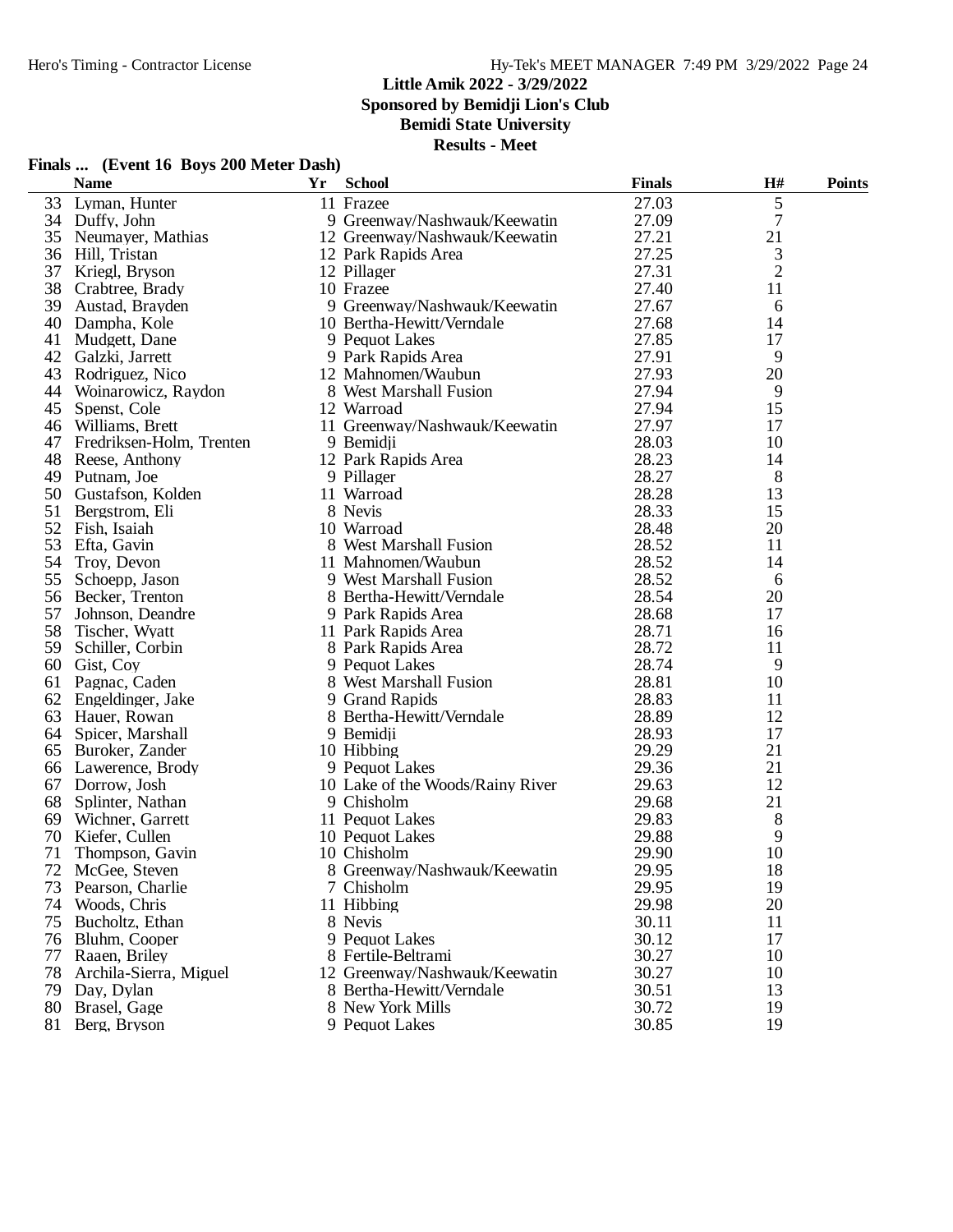## Little Amik 2022 - 3/29/2022

**Sponsored by Bemidji Lion's Club**

**Bemidi State University**

**Results - Meet**

### Finals ... (Event 16 Boys 200 Meter Dash)

| | Name | Yr | School | Finals | H# | Points |
|---|---|---|---|---|---|---|
| 33 | Lyman, Hunter | 11 | Frazee | 27.03 | 5 | |
| 34 | Duffy, John | 9 | Greenway/Nashwauk/Keewatin | 27.09 | 7 | |
| 35 | Neumayer, Mathias | 12 | Greenway/Nashwauk/Keewatin | 27.21 | 21 | |
| 36 | Hill, Tristan | 12 | Park Rapids Area | 27.25 | 3 | |
| 37 | Kriegl, Bryson | 12 | Pillager | 27.31 | 2 | |
| 38 | Crabtree, Brady | 10 | Frazee | 27.40 | 11 | |
| 39 | Austad, Brayden | 9 | Greenway/Nashwauk/Keewatin | 27.67 | 6 | |
| 40 | Dampha, Kole | 10 | Bertha-Hewitt/Verndale | 27.68 | 14 | |
| 41 | Mudgett, Dane | 9 | Pequot Lakes | 27.85 | 17 | |
| 42 | Galzki, Jarrett | 9 | Park Rapids Area | 27.91 | 9 | |
| 43 | Rodriguez, Nico | 12 | Mahnomen/Waubun | 27.93 | 20 | |
| 44 | Woinarowicz, Raydon | 8 | West Marshall Fusion | 27.94 | 9 | |
| 45 | Spenst, Cole | 12 | Warroad | 27.94 | 15 | |
| 46 | Williams, Brett | 11 | Greenway/Nashwauk/Keewatin | 27.97 | 17 | |
| 47 | Fredriksen-Holm, Trenten | 9 | Bemidji | 28.03 | 10 | |
| 48 | Reese, Anthony | 12 | Park Rapids Area | 28.23 | 14 | |
| 49 | Putnam, Joe | 9 | Pillager | 28.27 | 8 | |
| 50 | Gustafson, Kolden | 11 | Warroad | 28.28 | 13 | |
| 51 | Bergstrom, Eli | 8 | Nevis | 28.33 | 15 | |
| 52 | Fish, Isaiah | 10 | Warroad | 28.48 | 20 | |
| 53 | Efta, Gavin | 8 | West Marshall Fusion | 28.52 | 11 | |
| 54 | Troy, Devon | 11 | Mahnomen/Waubun | 28.52 | 14 | |
| 55 | Schoepp, Jason | 9 | West Marshall Fusion | 28.52 | 6 | |
| 56 | Becker, Trenton | 8 | Bertha-Hewitt/Verndale | 28.54 | 20 | |
| 57 | Johnson, Deandre | 9 | Park Rapids Area | 28.68 | 17 | |
| 58 | Tischer, Wyatt | 11 | Park Rapids Area | 28.71 | 16 | |
| 59 | Schiller, Corbin | 8 | Park Rapids Area | 28.72 | 11 | |
| 60 | Gist, Coy | 9 | Pequot Lakes | 28.74 | 9 | |
| 61 | Pagnac, Caden | 8 | West Marshall Fusion | 28.81 | 10 | |
| 62 | Engeldinger, Jake | 9 | Grand Rapids | 28.83 | 11 | |
| 63 | Hauer, Rowan | 8 | Bertha-Hewitt/Verndale | 28.89 | 12 | |
| 64 | Spicer, Marshall | 9 | Bemidji | 28.93 | 17 | |
| 65 | Buroker, Zander | 10 | Hibbing | 29.29 | 21 | |
| 66 | Lawerence, Brody | 9 | Pequot Lakes | 29.36 | 21 | |
| 67 | Dorrow, Josh | 10 | Lake of the Woods/Rainy River | 29.63 | 12 | |
| 68 | Splinter, Nathan | 9 | Chisholm | 29.68 | 21 | |
| 69 | Wichner, Garrett | 11 | Pequot Lakes | 29.83 | 8 | |
| 70 | Kiefer, Cullen | 10 | Pequot Lakes | 29.88 | 9 | |
| 71 | Thompson, Gavin | 10 | Chisholm | 29.90 | 10 | |
| 72 | McGee, Steven | 8 | Greenway/Nashwauk/Keewatin | 29.95 | 18 | |
| 73 | Pearson, Charlie | 7 | Chisholm | 29.95 | 19 | |
| 74 | Woods, Chris | 11 | Hibbing | 29.98 | 20 | |
| 75 | Bucholtz, Ethan | 8 | Nevis | 30.11 | 11 | |
| 76 | Bluhm, Cooper | 9 | Pequot Lakes | 30.12 | 17 | |
| 77 | Raaen, Briley | 8 | Fertile-Beltrami | 30.27 | 10 | |
| 78 | Archila-Sierra, Miguel | 12 | Greenway/Nashwauk/Keewatin | 30.27 | 10 | |
| 79 | Day, Dylan | 8 | Bertha-Hewitt/Verndale | 30.51 | 13 | |
| 80 | Brasel, Gage | 8 | New York Mills | 30.72 | 19 | |
| 81 | Berg, Bryson | 9 | Pequot Lakes | 30.85 | 19 | |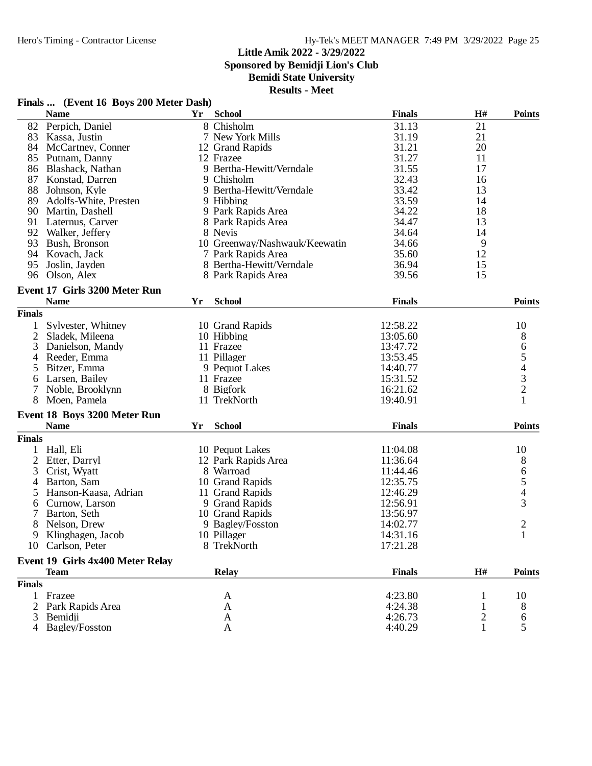Little Amik 2022 - 3/29/2022
Sponsored by Bemidji Lion's Club
Bemidi State University
Results - Meet

**Finals ... (Event 16 Boys 200 Meter Dash)**

| | Name | Yr | School | Finals | H# | Points |
|---|---|---|---|---|---|---|
| 82 | Perpich, Daniel | 8 | Chisholm | 31.13 | 21 | |
| 83 | Kassa, Justin | 7 | New York Mills | 31.19 | 21 | |
| 84 | McCartney, Conner | 12 | Grand Rapids | 31.21 | 20 | |
| 85 | Putnam, Danny | 12 | Frazee | 31.27 | 11 | |
| 86 | Blashack, Nathan | 9 | Bertha-Hewitt/Verndale | 31.55 | 17 | |
| 87 | Konstad, Darren | 9 | Chisholm | 32.43 | 16 | |
| 88 | Johnson, Kyle | 9 | Bertha-Hewitt/Verndale | 33.42 | 13 | |
| 89 | Adolfs-White, Presten | 9 | Hibbing | 33.59 | 14 | |
| 90 | Martin, Dashell | 9 | Park Rapids Area | 34.22 | 18 | |
| 91 | Laternus, Carver | 8 | Park Rapids Area | 34.47 | 13 | |
| 92 | Walker, Jeffery | 8 | Nevis | 34.64 | 14 | |
| 93 | Bush, Bronson | 10 | Greenway/Nashwauk/Keewatin | 34.66 | 9 | |
| 94 | Kovach, Jack | 7 | Park Rapids Area | 35.60 | 12 | |
| 95 | Joslin, Jayden | 8 | Bertha-Hewitt/Verndale | 36.94 | 15 | |
| 96 | Olson, Alex | 8 | Park Rapids Area | 39.56 | 15 | |

**Event 17 Girls 3200 Meter Run**

| | Name | Yr | School | Finals | Points |
|---|---|---|---|---|---|
| **Finals** | | | | | |
| 1 | Sylvester, Whitney | 10 | Grand Rapids | 12:58.22 | 10 |
| 2 | Sladek, Mileena | 10 | Hibbing | 13:05.60 | 8 |
| 3 | Danielson, Mandy | 11 | Frazee | 13:47.72 | 6 |
| 4 | Reeder, Emma | 11 | Pillager | 13:53.45 | 5 |
| 5 | Bitzer, Emma | 9 | Pequot Lakes | 14:40.77 | 4 |
| 6 | Larsen, Bailey | 11 | Frazee | 15:31.52 | 3 |
| 7 | Noble, Brooklynn | 8 | Bigfork | 16:21.62 | 2 |
| 8 | Moen, Pamela | 11 | TrekNorth | 19:40.91 | 1 |

**Event 18 Boys 3200 Meter Run**

| | Name | Yr | School | Finals | Points |
|---|---|---|---|---|---|
| **Finals** | | | | | |
| 1 | Hall, Eli | 10 | Pequot Lakes | 11:04.08 | 10 |
| 2 | Etter, Darryl | 12 | Park Rapids Area | 11:36.64 | 8 |
| 3 | Crist, Wyatt | 8 | Warroad | 11:44.46 | 6 |
| 4 | Barton, Sam | 10 | Grand Rapids | 12:35.75 | 5 |
| 5 | Hanson-Kaasa, Adrian | 11 | Grand Rapids | 12:46.29 | 4 |
| 6 | Curnow, Larson | 9 | Grand Rapids | 12:56.91 | 3 |
| 7 | Barton, Seth | 10 | Grand Rapids | 13:56.97 | |
| 8 | Nelson, Drew | 9 | Bagley/Fosston | 14:02.77 | 2 |
| 9 | Klinghagen, Jacob | 10 | Pillager | 14:31.16 | 1 |
| 10 | Carlson, Peter | 8 | TrekNorth | 17:21.28 | |

**Event 19 Girls 4x400 Meter Relay**

| | Team | Relay | Finals | H# | Points |
|---|---|---|---|---|---|
| **Finals** | | | | | |
| 1 | Frazee | A | 4:23.80 | 1 | 10 |
| 2 | Park Rapids Area | A | 4:24.38 | 1 | 8 |
| 3 | Bemidji | A | 4:26.73 | 2 | 6 |
| 4 | Bagley/Fosston | A | 4:40.29 | 1 | 5 |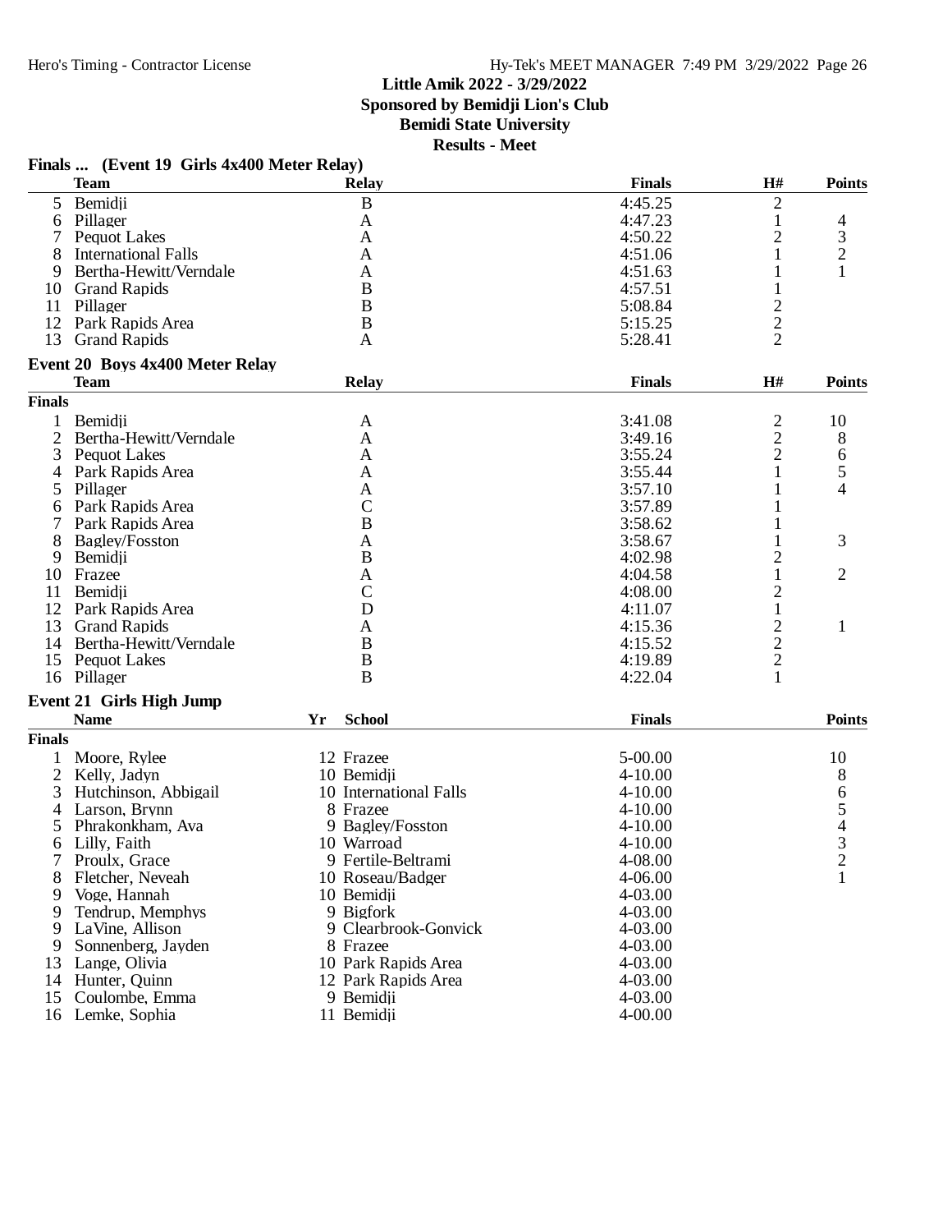Little Amik 2022 - 3/29/2022
Sponsored by Bemidji Lion's Club
Bemidi State University
Results - Meet

### Finals ... (Event 19 Girls 4x400 Meter Relay)

| | Team | Relay | Finals | H# | Points |
|---|---|---|---|---|---|
| 5 | Bemidji | B | 4:45.25 | 2 | |
| 6 | Pillager | A | 4:47.23 | 1 | 4 |
| 7 | Pequot Lakes | A | 4:50.22 | 2 | 3 |
| 8 | International Falls | A | 4:51.06 | 1 | 2 |
| 9 | Bertha-Hewitt/Verndale | A | 4:51.63 | 1 | 1 |
| 10 | Grand Rapids | B | 4:57.51 | 1 | |
| 11 | Pillager | B | 5:08.84 | 2 | |
| 12 | Park Rapids Area | B | 5:15.25 | 2 | |
| 13 | Grand Rapids | A | 5:28.41 | 2 | |

### Event 20 Boys 4x400 Meter Relay

**Finals**

| | Team | Relay | Finals | H# | Points |
|---|---|---|---|---|---|
| 1 | Bemidji | A | 3:41.08 | 2 | 10 |
| 2 | Bertha-Hewitt/Verndale | A | 3:49.16 | 2 | 8 |
| 3 | Pequot Lakes | A | 3:55.24 | 2 | 6 |
| 4 | Park Rapids Area | A | 3:55.44 | 1 | 5 |
| 5 | Pillager | A | 3:57.10 | 1 | 4 |
| 6 | Park Rapids Area | C | 3:57.89 | 1 | |
| 7 | Park Rapids Area | B | 3:58.62 | 1 | |
| 8 | Bagley/Fosston | A | 3:58.67 | 1 | 3 |
| 9 | Bemidji | B | 4:02.98 | 2 | |
| 10 | Frazee | A | 4:04.58 | 1 | 2 |
| 11 | Bemidji | C | 4:08.00 | 2 | |
| 12 | Park Rapids Area | D | 4:11.07 | 1 | |
| 13 | Grand Rapids | A | 4:15.36 | 2 | 1 |
| 14 | Bertha-Hewitt/Verndale | B | 4:15.52 | 2 | |
| 15 | Pequot Lakes | B | 4:19.89 | 2 | |
| 16 | Pillager | B | 4:22.04 | 1 | |

### Event 21 Girls High Jump

**Finals**

| | Name | Yr | School | Finals | Points |
|---|---|---|---|---|---|
| 1 | Moore, Rylee | 12 | Frazee | 5-00.00 | 10 |
| 2 | Kelly, Jadyn | 10 | Bemidji | 4-10.00 | 8 |
| 3 | Hutchinson, Abbigail | 10 | International Falls | 4-10.00 | 6 |
| 4 | Larson, Brynn | 8 | Frazee | 4-10.00 | 5 |
| 5 | Phrakonkham, Ava | 9 | Bagley/Fosston | 4-10.00 | 4 |
| 6 | Lilly, Faith | 10 | Warroad | 4-10.00 | 3 |
| 7 | Proulx, Grace | 9 | Fertile-Beltrami | 4-08.00 | 2 |
| 8 | Fletcher, Neveah | 10 | Roseau/Badger | 4-06.00 | 1 |
| 9 | Voge, Hannah | 10 | Bemidji | 4-03.00 | |
| 9 | Tendrup, Memphys | 9 | Bigfork | 4-03.00 | |
| 9 | LaVine, Allison | 9 | Clearbrook-Gonvick | 4-03.00 | |
| 9 | Sonnenberg, Jayden | 8 | Frazee | 4-03.00 | |
| 13 | Lange, Olivia | 10 | Park Rapids Area | 4-03.00 | |
| 14 | Hunter, Quinn | 12 | Park Rapids Area | 4-03.00 | |
| 15 | Coulombe, Emma | 9 | Bemidji | 4-03.00 | |
| 16 | Lemke, Sophia | 11 | Bemidji | 4-00.00 | |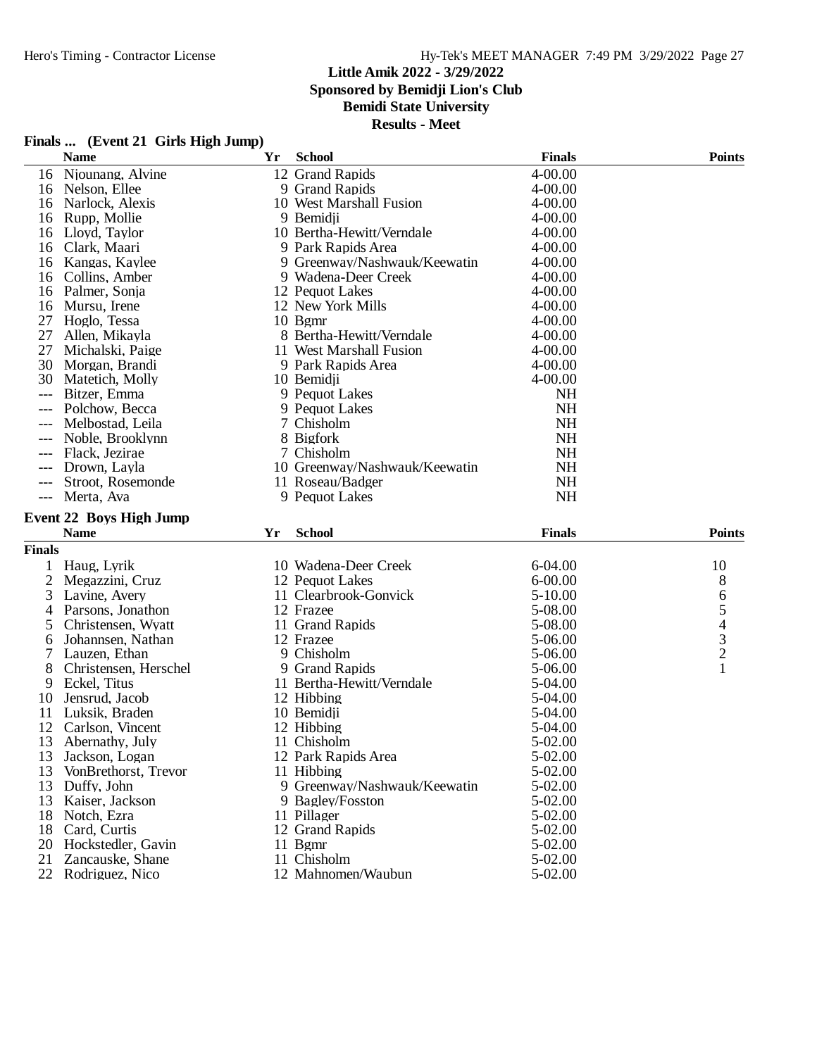Little Amik 2022 - 3/29/2022
Sponsored by Bemidji Lion's Club
Bemidi State University
Results - Meet

### Finals ... (Event 21 Girls High Jump)

| | Name | Yr | School | Finals | Points |
|---|---|---|---|---|---|
| 16 | Njounang, Alvine | 12 | Grand Rapids | 4-00.00 | |
| 16 | Nelson, Ellee | 9 | Grand Rapids | 4-00.00 | |
| 16 | Narlock, Alexis | 10 | West Marshall Fusion | 4-00.00 | |
| 16 | Rupp, Mollie | 9 | Bemidji | 4-00.00 | |
| 16 | Lloyd, Taylor | 10 | Bertha-Hewitt/Verndale | 4-00.00 | |
| 16 | Clark, Maari | 9 | Park Rapids Area | 4-00.00 | |
| 16 | Kangas, Kaylee | 9 | Greenway/Nashwauk/Keewatin | 4-00.00 | |
| 16 | Collins, Amber | 9 | Wadena-Deer Creek | 4-00.00 | |
| 16 | Palmer, Sonja | 12 | Pequot Lakes | 4-00.00 | |
| 16 | Mursu, Irene | 12 | New York Mills | 4-00.00 | |
| 27 | Hoglo, Tessa | 10 | Bgmr | 4-00.00 | |
| 27 | Allen, Mikayla | 8 | Bertha-Hewitt/Verndale | 4-00.00 | |
| 27 | Michalski, Paige | 11 | West Marshall Fusion | 4-00.00 | |
| 30 | Morgan, Brandi | 9 | Park Rapids Area | 4-00.00 | |
| 30 | Matetich, Molly | 10 | Bemidji | 4-00.00 | |
| --- | Bitzer, Emma | 9 | Pequot Lakes | NH | |
| --- | Polchow, Becca | 9 | Pequot Lakes | NH | |
| --- | Melbostad, Leila | 7 | Chisholm | NH | |
| --- | Noble, Brooklynn | 8 | Bigfork | NH | |
| --- | Flack, Jezirae | 7 | Chisholm | NH | |
| --- | Drown, Layla | 10 | Greenway/Nashwauk/Keewatin | NH | |
| --- | Stroot, Rosemonde | 11 | Roseau/Badger | NH | |
| --- | Merta, Ava | 9 | Pequot Lakes | NH | |

### Event 22 Boys High Jump

| | Name | Yr | School | Finals | Points |
|---|---|---|---|---|---|
| **Finals** | | | | | |
| 1 | Haug, Lyrik | 10 | Wadena-Deer Creek | 6-04.00 | 10 |
| 2 | Megazzini, Cruz | 12 | Pequot Lakes | 6-00.00 | 8 |
| 3 | Lavine, Avery | 11 | Clearbrook-Gonvick | 5-10.00 | 6 |
| 4 | Parsons, Jonathon | 12 | Frazee | 5-08.00 | 5 |
| 5 | Christensen, Wyatt | 11 | Grand Rapids | 5-08.00 | 4 |
| 6 | Johannsen, Nathan | 12 | Frazee | 5-06.00 | 3 |
| 7 | Lauzen, Ethan | 9 | Chisholm | 5-06.00 | 2 |
| 8 | Christensen, Herschel | 9 | Grand Rapids | 5-06.00 | 1 |
| 9 | Eckel, Titus | 11 | Bertha-Hewitt/Verndale | 5-04.00 | |
| 10 | Jensrud, Jacob | 12 | Hibbing | 5-04.00 | |
| 11 | Luksik, Braden | 10 | Bemidji | 5-04.00 | |
| 12 | Carlson, Vincent | 12 | Hibbing | 5-04.00 | |
| 13 | Abernathy, July | 11 | Chisholm | 5-02.00 | |
| 13 | Jackson, Logan | 12 | Park Rapids Area | 5-02.00 | |
| 13 | VonBrethorst, Trevor | 11 | Hibbing | 5-02.00 | |
| 13 | Duffy, John | 9 | Greenway/Nashwauk/Keewatin | 5-02.00 | |
| 13 | Kaiser, Jackson | 9 | Bagley/Fosston | 5-02.00 | |
| 18 | Notch, Ezra | 11 | Pillager | 5-02.00 | |
| 18 | Card, Curtis | 12 | Grand Rapids | 5-02.00 | |
| 20 | Hockstedler, Gavin | 11 | Bgmr | 5-02.00 | |
| 21 | Zancauske, Shane | 11 | Chisholm | 5-02.00 | |
| 22 | Rodriguez, Nico | 12 | Mahnomen/Waubun | 5-02.00 | |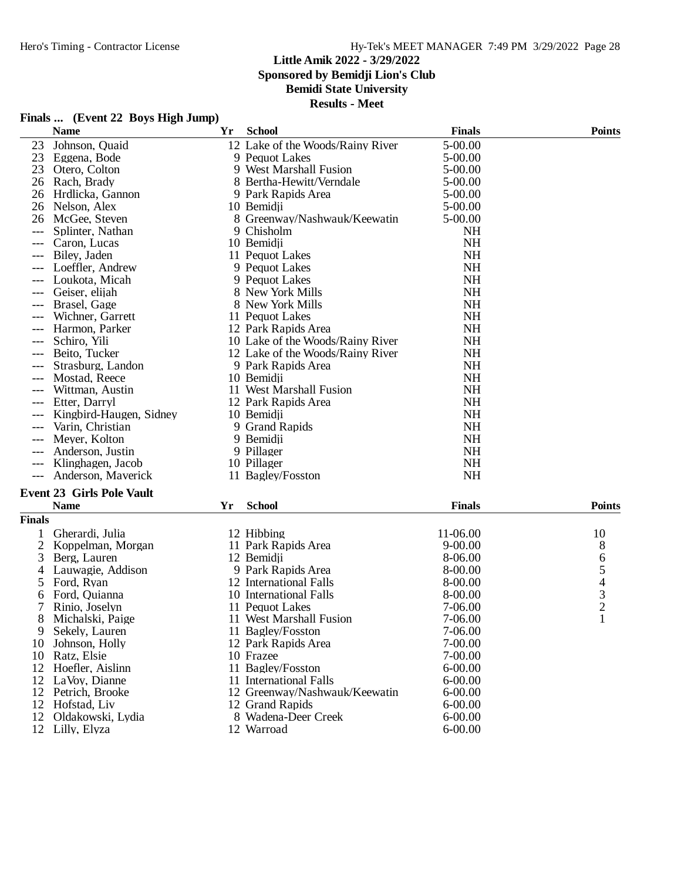# Little Amik 2022 - 3/29/2022
## Sponsored by Bemidji Lion's Club
## Bemidi State University
## Results - Meet

### Finals ... (Event 22 Boys High Jump)

| | Name | Yr | School | Finals | Points |
|---|---|---|---|---|---|
| 23 | Johnson, Quaid | 12 | Lake of the Woods/Rainy River | 5-00.00 | |
| 23 | Eggena, Bode | 9 | Pequot Lakes | 5-00.00 | |
| 23 | Otero, Colton | 9 | West Marshall Fusion | 5-00.00 | |
| 26 | Rach, Brady | 8 | Bertha-Hewitt/Verndale | 5-00.00 | |
| 26 | Hrdlicka, Gannon | 9 | Park Rapids Area | 5-00.00 | |
| 26 | Nelson, Alex | 10 | Bemidji | 5-00.00 | |
| 26 | McGee, Steven | 8 | Greenway/Nashwauk/Keewatin | 5-00.00 | |
| --- | Splinter, Nathan | 9 | Chisholm | NH | |
| --- | Caron, Lucas | 10 | Bemidji | NH | |
| --- | Biley, Jaden | 11 | Pequot Lakes | NH | |
| --- | Loeffler, Andrew | 9 | Pequot Lakes | NH | |
| --- | Loukota, Micah | 9 | Pequot Lakes | NH | |
| --- | Geiser, elijah | 8 | New York Mills | NH | |
| --- | Brasel, Gage | 8 | New York Mills | NH | |
| --- | Wichner, Garrett | 11 | Pequot Lakes | NH | |
| --- | Harmon, Parker | 12 | Park Rapids Area | NH | |
| --- | Schiro, Yili | 10 | Lake of the Woods/Rainy River | NH | |
| --- | Beito, Tucker | 12 | Lake of the Woods/Rainy River | NH | |
| --- | Strasburg, Landon | 9 | Park Rapids Area | NH | |
| --- | Mostad, Reece | 10 | Bemidji | NH | |
| --- | Wittman, Austin | 11 | West Marshall Fusion | NH | |
| --- | Etter, Darryl | 12 | Park Rapids Area | NH | |
| --- | Kingbird-Haugen, Sidney | 10 | Bemidji | NH | |
| --- | Varin, Christian | 9 | Grand Rapids | NH | |
| --- | Meyer, Kolton | 9 | Bemidji | NH | |
| --- | Anderson, Justin | 9 | Pillager | NH | |
| --- | Klinghagen, Jacob | 10 | Pillager | NH | |
| --- | Anderson, Maverick | 11 | Bagley/Fosston | NH | |

### Event 23 Girls Pole Vault

| | Name | Yr | School | Finals | Points |
|---|---|---|---|---|---|
| **Finals** | | | | | |
| 1 | Gherardi, Julia | 12 | Hibbing | 11-06.00 | 10 |
| 2 | Koppelman, Morgan | 11 | Park Rapids Area | 9-00.00 | 8 |
| 3 | Berg, Lauren | 12 | Bemidji | 8-06.00 | 6 |
| 4 | Lauwagie, Addison | 9 | Park Rapids Area | 8-00.00 | 5 |
| 5 | Ford, Ryan | 12 | International Falls | 8-00.00 | 4 |
| 6 | Ford, Quianna | 10 | International Falls | 8-00.00 | 3 |
| 7 | Rinio, Joselyn | 11 | Pequot Lakes | 7-06.00 | 2 |
| 8 | Michalski, Paige | 11 | West Marshall Fusion | 7-06.00 | 1 |
| 9 | Sekely, Lauren | 11 | Bagley/Fosston | 7-06.00 | |
| 10 | Johnson, Holly | 12 | Park Rapids Area | 7-00.00 | |
| 10 | Ratz, Elsie | 10 | Frazee | 7-00.00 | |
| 12 | Hoefler, Aislinn | 11 | Bagley/Fosston | 6-00.00 | |
| 12 | LaVoy, Dianne | 11 | International Falls | 6-00.00 | |
| 12 | Petrich, Brooke | 12 | Greenway/Nashwauk/Keewatin | 6-00.00 | |
| 12 | Hofstad, Liv | 12 | Grand Rapids | 6-00.00 | |
| 12 | Oldakowski, Lydia | 8 | Wadena-Deer Creek | 6-00.00 | |
| 12 | Lilly, Elyza | 12 | Warroad | 6-00.00 | |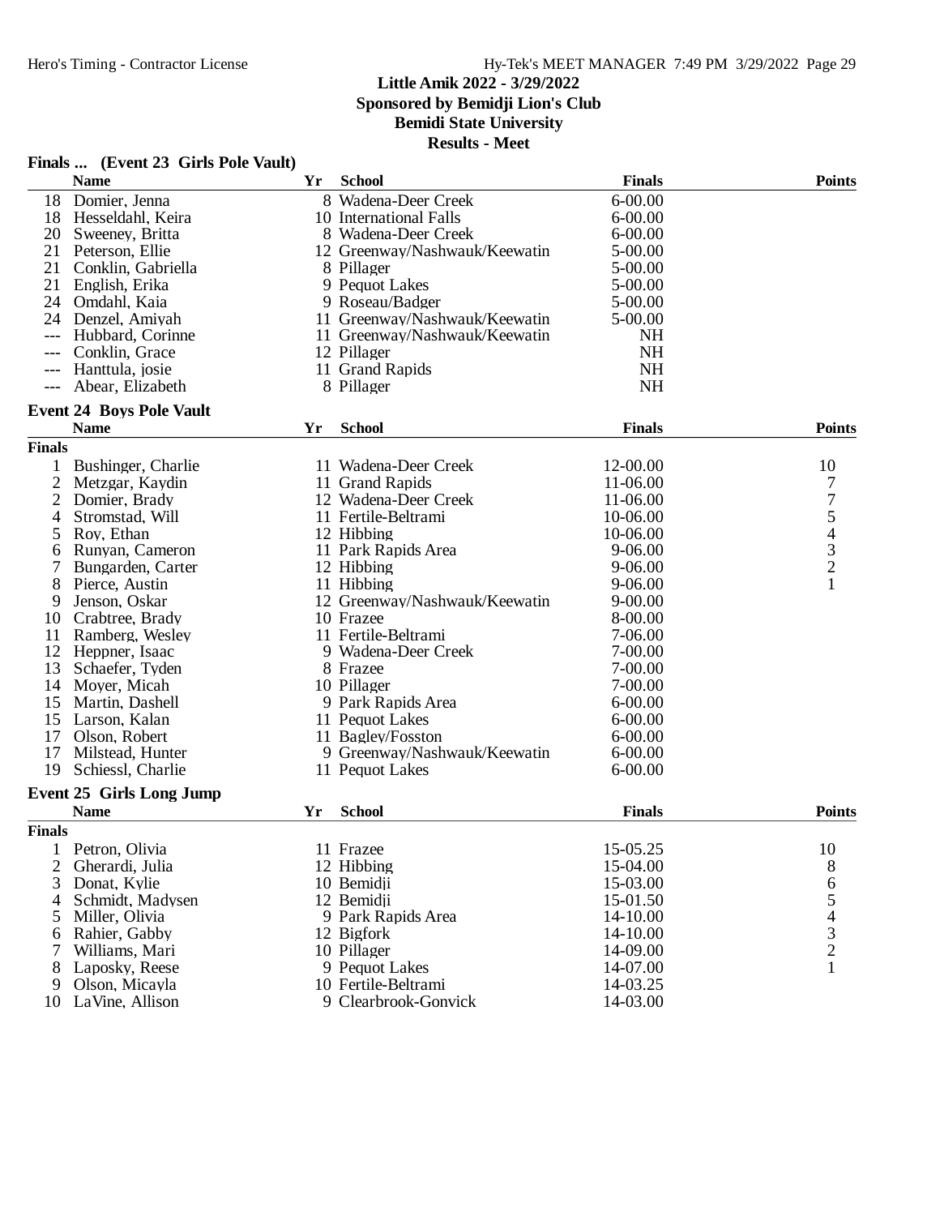Little Amik 2022 - 3/29/2022
Sponsored by Bemidji Lion's Club
Bemidi State University
Results - Meet

## Finals ... (Event 23 Girls Pole Vault)

| | Name | Yr | School | Finals | Points |
|---|---|---|---|---|---|
| 18 | Domier, Jenna | 8 | Wadena-Deer Creek | 6-00.00 | |
| 18 | Hesseldahl, Keira | 10 | International Falls | 6-00.00 | |
| 20 | Sweeney, Britta | 8 | Wadena-Deer Creek | 6-00.00 | |
| 21 | Peterson, Ellie | 12 | Greenway/Nashwauk/Keewatin | 5-00.00 | |
| 21 | Conklin, Gabriella | 8 | Pillager | 5-00.00 | |
| 21 | English, Erika | 9 | Pequot Lakes | 5-00.00 | |
| 24 | Omdahl, Kaia | 9 | Roseau/Badger | 5-00.00 | |
| 24 | Denzel, Amiyah | 11 | Greenway/Nashwauk/Keewatin | 5-00.00 | |
| --- | Hubbard, Corinne | 11 | Greenway/Nashwauk/Keewatin | NH | |
| --- | Conklin, Grace | 12 | Pillager | NH | |
| --- | Hanttula, josie | 11 | Grand Rapids | NH | |
| --- | Abear, Elizabeth | 8 | Pillager | NH | |

## Event 24 Boys Pole Vault

**Finals**

| | Name | Yr | School | Finals | Points |
|---|---|---|---|---|---|
| 1 | Bushinger, Charlie | 11 | Wadena-Deer Creek | 12-00.00 | 10 |
| 2 | Metzgar, Kaydin | 11 | Grand Rapids | 11-06.00 | 7 |
| 2 | Domier, Brady | 12 | Wadena-Deer Creek | 11-06.00 | 7 |
| 4 | Stromstad, Will | 11 | Fertile-Beltrami | 10-06.00 | 5 |
| 5 | Roy, Ethan | 12 | Hibbing | 10-06.00 | 4 |
| 6 | Runyan, Cameron | 11 | Park Rapids Area | 9-06.00 | 3 |
| 7 | Bungarden, Carter | 12 | Hibbing | 9-06.00 | 2 |
| 8 | Pierce, Austin | 11 | Hibbing | 9-06.00 | 1 |
| 9 | Jenson, Oskar | 12 | Greenway/Nashwauk/Keewatin | 9-00.00 | |
| 10 | Crabtree, Brady | 10 | Frazee | 8-00.00 | |
| 11 | Ramberg, Wesley | 11 | Fertile-Beltrami | 7-06.00 | |
| 12 | Heppner, Isaac | 9 | Wadena-Deer Creek | 7-00.00 | |
| 13 | Schaefer, Tyden | 8 | Frazee | 7-00.00 | |
| 14 | Moyer, Micah | 10 | Pillager | 7-00.00 | |
| 15 | Martin, Dashell | 9 | Park Rapids Area | 6-00.00 | |
| 15 | Larson, Kalan | 11 | Pequot Lakes | 6-00.00 | |
| 17 | Olson, Robert | 11 | Bagley/Fosston | 6-00.00 | |
| 17 | Milstead, Hunter | 9 | Greenway/Nashwauk/Keewatin | 6-00.00 | |
| 19 | Schiessl, Charlie | 11 | Pequot Lakes | 6-00.00 | |

## Event 25 Girls Long Jump

**Finals**

| | Name | Yr | School | Finals | Points |
|---|---|---|---|---|---|
| 1 | Petron, Olivia | 11 | Frazee | 15-05.25 | 10 |
| 2 | Gherardi, Julia | 12 | Hibbing | 15-04.00 | 8 |
| 3 | Donat, Kylie | 10 | Bemidji | 15-03.00 | 6 |
| 4 | Schmidt, Madysen | 12 | Bemidji | 15-01.50 | 5 |
| 5 | Miller, Olivia | 9 | Park Rapids Area | 14-10.00 | 4 |
| 6 | Rahier, Gabby | 12 | Bigfork | 14-10.00 | 3 |
| 7 | Williams, Mari | 10 | Pillager | 14-09.00 | 2 |
| 8 | Laposky, Reese | 9 | Pequot Lakes | 14-07.00 | 1 |
| 9 | Olson, Micayla | 10 | Fertile-Beltrami | 14-03.25 | |
| 10 | LaVine, Allison | 9 | Clearbrook-Gonvick | 14-03.00 | |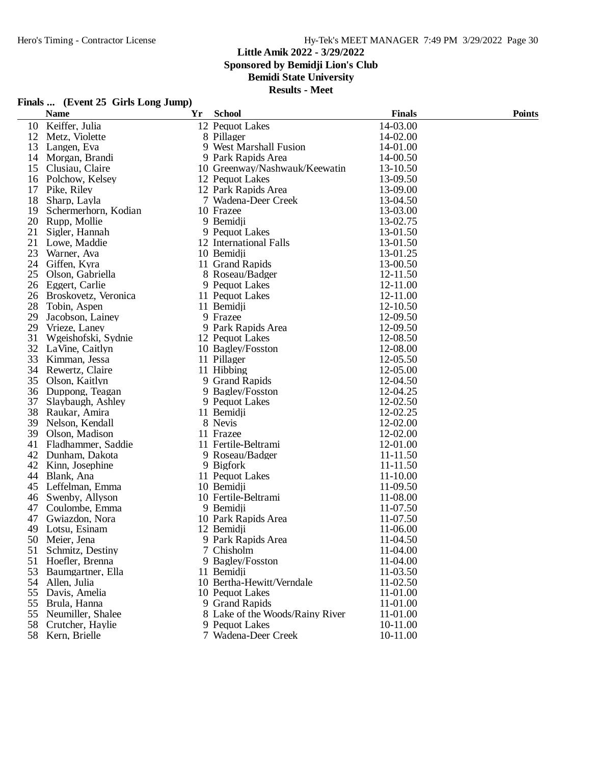**Little Amik 2022 - 3/29/2022**
**Sponsored by Bemidji Lion's Club**
**Bemidi State University**
**Results - Meet**

### Finals ... (Event 25 Girls Long Jump)

| | Name | Yr | School | Finals | Points |
|---|---|---|---|---|---|
| 10 | Keiffer, Julia | 12 | Pequot Lakes | 14-03.00 | |
| 12 | Metz, Violette | 8 | Pillager | 14-02.00 | |
| 13 | Langen, Eva | 9 | West Marshall Fusion | 14-01.00 | |
| 14 | Morgan, Brandi | 9 | Park Rapids Area | 14-00.50 | |
| 15 | Clusiau, Claire | 10 | Greenway/Nashwauk/Keewatin | 13-10.50 | |
| 16 | Polchow, Kelsey | 12 | Pequot Lakes | 13-09.50 | |
| 17 | Pike, Riley | 12 | Park Rapids Area | 13-09.00 | |
| 18 | Sharp, Layla | 7 | Wadena-Deer Creek | 13-04.50 | |
| 19 | Schermerhorn, Kodian | 10 | Frazee | 13-03.00 | |
| 20 | Rupp, Mollie | 9 | Bemidji | 13-02.75 | |
| 21 | Sigler, Hannah | 9 | Pequot Lakes | 13-01.50 | |
| 21 | Lowe, Maddie | 12 | International Falls | 13-01.50 | |
| 23 | Warner, Ava | 10 | Bemidji | 13-01.25 | |
| 24 | Giffen, Kyra | 11 | Grand Rapids | 13-00.50 | |
| 25 | Olson, Gabriella | 8 | Roseau/Badger | 12-11.50 | |
| 26 | Eggert, Carlie | 9 | Pequot Lakes | 12-11.00 | |
| 26 | Broskovetz, Veronica | 11 | Pequot Lakes | 12-11.00 | |
| 28 | Tobin, Aspen | 11 | Bemidji | 12-10.50 | |
| 29 | Jacobson, Lainey | 9 | Frazee | 12-09.50 | |
| 29 | Vrieze, Laney | 9 | Park Rapids Area | 12-09.50 | |
| 31 | Wgeishofski, Sydnie | 12 | Pequot Lakes | 12-08.50 | |
| 32 | LaVine, Caitlyn | 10 | Bagley/Fosston | 12-08.00 | |
| 33 | Kimman, Jessa | 11 | Pillager | 12-05.50 | |
| 34 | Rewertz, Claire | 11 | Hibbing | 12-05.00 | |
| 35 | Olson, Kaitlyn | 9 | Grand Rapids | 12-04.50 | |
| 36 | Duppong, Teagan | 9 | Bagley/Fosston | 12-04.25 | |
| 37 | Slaybaugh, Ashley | 9 | Pequot Lakes | 12-02.50 | |
| 38 | Raukar, Amira | 11 | Bemidji | 12-02.25 | |
| 39 | Nelson, Kendall | 8 | Nevis | 12-02.00 | |
| 39 | Olson, Madison | 11 | Frazee | 12-02.00 | |
| 41 | Fladhammer, Saddie | 11 | Fertile-Beltrami | 12-01.00 | |
| 42 | Dunham, Dakota | 9 | Roseau/Badger | 11-11.50 | |
| 42 | Kinn, Josephine | 9 | Bigfork | 11-11.50 | |
| 44 | Blank, Ana | 11 | Pequot Lakes | 11-10.00 | |
| 45 | Leffelman, Emma | 10 | Bemidji | 11-09.50 | |
| 46 | Swenby, Allyson | 10 | Fertile-Beltrami | 11-08.00 | |
| 47 | Coulombe, Emma | 9 | Bemidji | 11-07.50 | |
| 47 | Gwiazdon, Nora | 10 | Park Rapids Area | 11-07.50 | |
| 49 | Lotsu, Esinam | 12 | Bemidji | 11-06.00 | |
| 50 | Meier, Jena | 9 | Park Rapids Area | 11-04.50 | |
| 51 | Schmitz, Destiny | 7 | Chisholm | 11-04.00 | |
| 51 | Hoefler, Brenna | 9 | Bagley/Fosston | 11-04.00 | |
| 53 | Baumgartner, Ella | 11 | Bemidji | 11-03.50 | |
| 54 | Allen, Julia | 10 | Bertha-Hewitt/Verndale | 11-02.50 | |
| 55 | Davis, Amelia | 10 | Pequot Lakes | 11-01.00 | |
| 55 | Brula, Hanna | 9 | Grand Rapids | 11-01.00 | |
| 55 | Neumiller, Shalee | 8 | Lake of the Woods/Rainy River | 11-01.00 | |
| 58 | Crutcher, Haylie | 9 | Pequot Lakes | 10-11.00 | |
| 58 | Kern, Brielle | 7 | Wadena-Deer Creek | 10-11.00 | |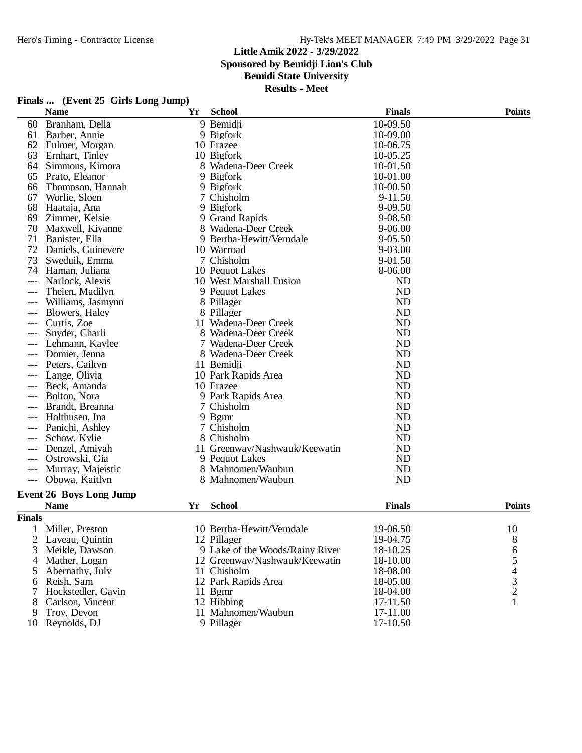# Little Amik 2022 - 3/29/2022
## Sponsored by Bemidji Lion's Club
## Bemidi State University
## Results - Meet

### Finals ... (Event 25 Girls Long Jump)

| | Name | Yr | School | Finals | Points |
|---|---|---|---|---|---|
| 60 | Branham, Della | 9 | Bemidji | 10-09.50 | |
| 61 | Barber, Annie | 9 | Bigfork | 10-09.00 | |
| 62 | Fulmer, Morgan | 10 | Frazee | 10-06.75 | |
| 63 | Ernhart, Tinley | 10 | Bigfork | 10-05.25 | |
| 64 | Simmons, Kimora | 8 | Wadena-Deer Creek | 10-01.50 | |
| 65 | Prato, Eleanor | 9 | Bigfork | 10-01.00 | |
| 66 | Thompson, Hannah | 9 | Bigfork | 10-00.50 | |
| 67 | Worlie, Sloen | 7 | Chisholm | 9-11.50 | |
| 68 | Haataja, Ana | 9 | Bigfork | 9-09.50 | |
| 69 | Zimmer, Kelsie | 9 | Grand Rapids | 9-08.50 | |
| 70 | Maxwell, Kiyanne | 8 | Wadena-Deer Creek | 9-06.00 | |
| 71 | Banister, Ella | 9 | Bertha-Hewitt/Verndale | 9-05.50 | |
| 72 | Daniels, Guinevere | 10 | Warroad | 9-03.00 | |
| 73 | Sweduik, Emma | 7 | Chisholm | 9-01.50 | |
| 74 | Haman, Juliana | 10 | Pequot Lakes | 8-06.00 | |
| --- | Narlock, Alexis | 10 | West Marshall Fusion | ND | |
| --- | Theien, Madilyn | 9 | Pequot Lakes | ND | |
| --- | Williams, Jasmynn | 8 | Pillager | ND | |
| --- | Blowers, Haley | 8 | Pillager | ND | |
| --- | Curtis, Zoe | 11 | Wadena-Deer Creek | ND | |
| --- | Snyder, Charli | 8 | Wadena-Deer Creek | ND | |
| --- | Lehmann, Kaylee | 7 | Wadena-Deer Creek | ND | |
| --- | Domier, Jenna | 8 | Wadena-Deer Creek | ND | |
| --- | Peters, Cailtyn | 11 | Bemidji | ND | |
| --- | Lange, Olivia | 10 | Park Rapids Area | ND | |
| --- | Beck, Amanda | 10 | Frazee | ND | |
| --- | Bolton, Nora | 9 | Park Rapids Area | ND | |
| --- | Brandt, Breanna | 7 | Chisholm | ND | |
| --- | Holthusen, Ina | 9 | Bgmr | ND | |
| --- | Panichi, Ashley | 7 | Chisholm | ND | |
| --- | Schow, Kylie | 8 | Chisholm | ND | |
| --- | Denzel, Amiyah | 11 | Greenway/Nashwauk/Keewatin | ND | |
| --- | Ostrowski, Gia | 9 | Pequot Lakes | ND | |
| --- | Murray, Majeistic | 8 | Mahnomen/Waubun | ND | |
| --- | Obowa, Kaitlyn | 8 | Mahnomen/Waubun | ND | |

### Event 26 Boys Long Jump

| | Name | Yr | School | Finals | Points |
|---|---|---|---|---|---|
| **Finals** | | | | | |
| 1 | Miller, Preston | 10 | Bertha-Hewitt/Verndale | 19-06.50 | 10 |
| 2 | Laveau, Quintin | 12 | Pillager | 19-04.75 | 8 |
| 3 | Meikle, Dawson | 9 | Lake of the Woods/Rainy River | 18-10.25 | 6 |
| 4 | Mather, Logan | 12 | Greenway/Nashwauk/Keewatin | 18-10.00 | 5 |
| 5 | Abernathy, July | 11 | Chisholm | 18-08.00 | 4 |
| 6 | Reish, Sam | 12 | Park Rapids Area | 18-05.00 | 3 |
| 7 | Hockstedler, Gavin | 11 | Bgmr | 18-04.00 | 2 |
| 8 | Carlson, Vincent | 12 | Hibbing | 17-11.50 | 1 |
| 9 | Troy, Devon | 11 | Mahnomen/Waubun | 17-11.00 | |
| 10 | Reynolds, DJ | 9 | Pillager | 17-10.50 | |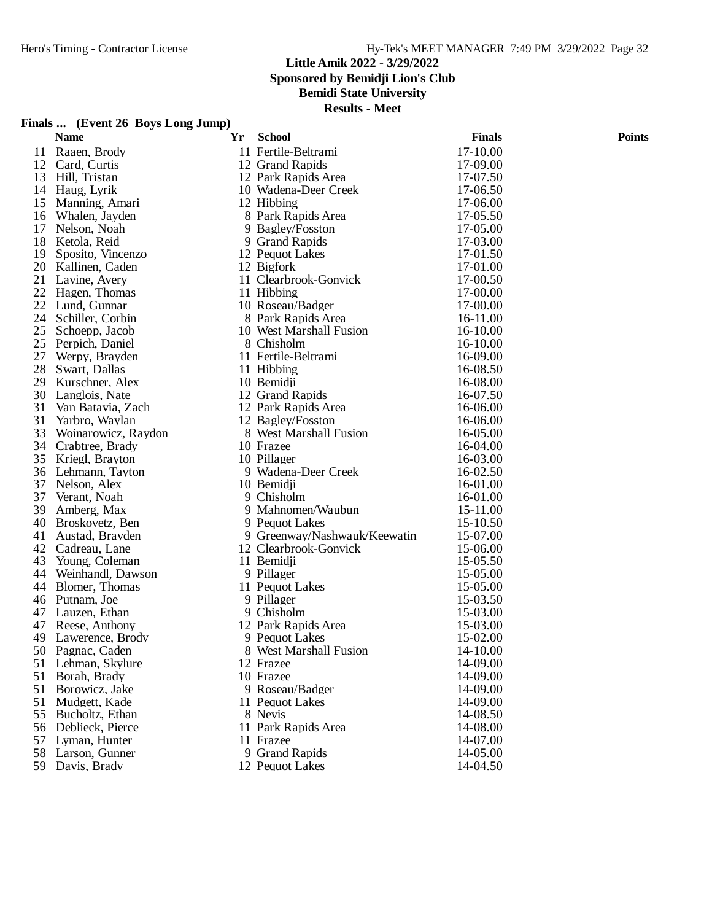# Little Amik 2022 - 3/29/2022

**Sponsored by Bemidji Lion's Club**

**Bemidi State University**

**Results - Meet**

## Finals ... (Event 26 Boys Long Jump)

| | Name | Yr | School | Finals | Points |
|---|---|---|---|---|---|
| 11 | Raaen, Brody | 11 | Fertile-Beltrami | 17-10.00 | |
| 12 | Card, Curtis | 12 | Grand Rapids | 17-09.00 | |
| 13 | Hill, Tristan | 12 | Park Rapids Area | 17-07.50 | |
| 14 | Haug, Lyrik | 10 | Wadena-Deer Creek | 17-06.50 | |
| 15 | Manning, Amari | 12 | Hibbing | 17-06.00 | |
| 16 | Whalen, Jayden | 8 | Park Rapids Area | 17-05.50 | |
| 17 | Nelson, Noah | 9 | Bagley/Fosston | 17-05.00 | |
| 18 | Ketola, Reid | 9 | Grand Rapids | 17-03.00 | |
| 19 | Sposito, Vincenzo | 12 | Pequot Lakes | 17-01.50 | |
| 20 | Kallinen, Caden | 12 | Bigfork | 17-01.00 | |
| 21 | Lavine, Avery | 11 | Clearbrook-Gonvick | 17-00.50 | |
| 22 | Hagen, Thomas | 11 | Hibbing | 17-00.00 | |
| 22 | Lund, Gunnar | 10 | Roseau/Badger | 17-00.00 | |
| 24 | Schiller, Corbin | 8 | Park Rapids Area | 16-11.00 | |
| 25 | Schoepp, Jacob | 10 | West Marshall Fusion | 16-10.00 | |
| 25 | Perpich, Daniel | 8 | Chisholm | 16-10.00 | |
| 27 | Werpy, Brayden | 11 | Fertile-Beltrami | 16-09.00 | |
| 28 | Swart, Dallas | 11 | Hibbing | 16-08.50 | |
| 29 | Kurschner, Alex | 10 | Bemidji | 16-08.00 | |
| 30 | Langlois, Nate | 12 | Grand Rapids | 16-07.50 | |
| 31 | Van Batavia, Zach | 12 | Park Rapids Area | 16-06.00 | |
| 31 | Yarbro, Waylan | 12 | Bagley/Fosston | 16-06.00 | |
| 33 | Woinarowicz, Raydon | 8 | West Marshall Fusion | 16-05.00 | |
| 34 | Crabtree, Brady | 10 | Frazee | 16-04.00 | |
| 35 | Kriegl, Brayton | 10 | Pillager | 16-03.00 | |
| 36 | Lehmann, Tayton | 9 | Wadena-Deer Creek | 16-02.50 | |
| 37 | Nelson, Alex | 10 | Bemidji | 16-01.00 | |
| 37 | Verant, Noah | 9 | Chisholm | 16-01.00 | |
| 39 | Amberg, Max | 9 | Mahnomen/Waubun | 15-11.00 | |
| 40 | Broskovetz, Ben | 9 | Pequot Lakes | 15-10.50 | |
| 41 | Austad, Brayden | 9 | Greenway/Nashwauk/Keewatin | 15-07.00 | |
| 42 | Cadreau, Lane | 12 | Clearbrook-Gonvick | 15-06.00 | |
| 43 | Young, Coleman | 11 | Bemidji | 15-05.50 | |
| 44 | Weinhandl, Dawson | 9 | Pillager | 15-05.00 | |
| 44 | Blomer, Thomas | 11 | Pequot Lakes | 15-05.00 | |
| 46 | Putnam, Joe | 9 | Pillager | 15-03.50 | |
| 47 | Lauzen, Ethan | 9 | Chisholm | 15-03.00 | |
| 47 | Reese, Anthony | 12 | Park Rapids Area | 15-03.00 | |
| 49 | Lawerence, Brody | 9 | Pequot Lakes | 15-02.00 | |
| 50 | Pagnac, Caden | 8 | West Marshall Fusion | 14-10.00 | |
| 51 | Lehman, Skylure | 12 | Frazee | 14-09.00 | |
| 51 | Borah, Brady | 10 | Frazee | 14-09.00 | |
| 51 | Borowicz, Jake | 9 | Roseau/Badger | 14-09.00 | |
| 51 | Mudgett, Kade | 11 | Pequot Lakes | 14-09.00 | |
| 55 | Bucholtz, Ethan | 8 | Nevis | 14-08.50 | |
| 56 | Deblieck, Pierce | 11 | Park Rapids Area | 14-08.00 | |
| 57 | Lyman, Hunter | 11 | Frazee | 14-07.00 | |
| 58 | Larson, Gunner | 9 | Grand Rapids | 14-05.00 | |
| 59 | Davis, Brady | 12 | Pequot Lakes | 14-04.50 | |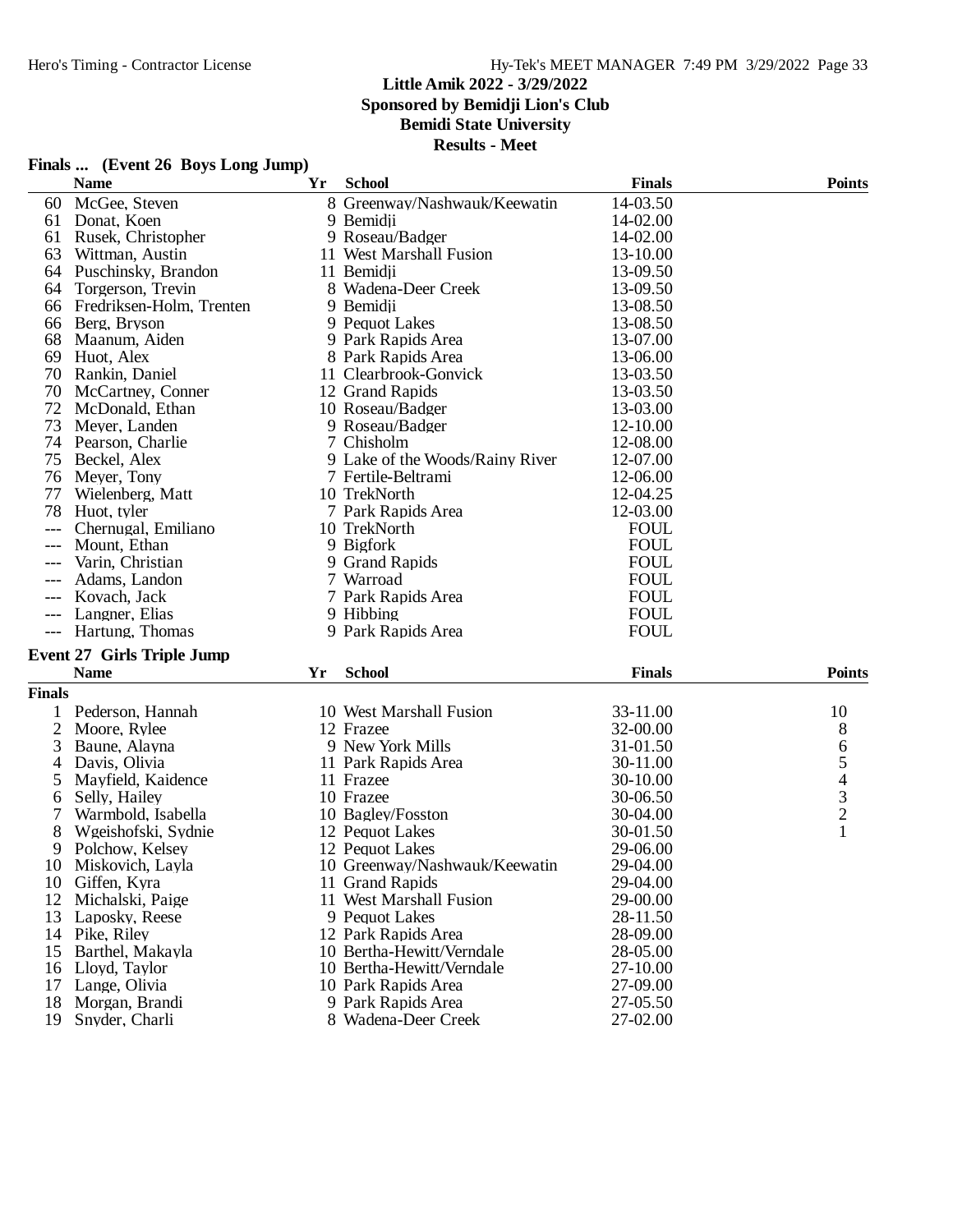Little Amik 2022 - 3/29/2022
Sponsored by Bemidji Lion's Club
Bemidi State University
Results - Meet

## Finals ... (Event 26 Boys Long Jump)

| | Name | Yr | School | Finals | Points |
|---|---|---|---|---|---|
| 60 | McGee, Steven | 8 | Greenway/Nashwauk/Keewatin | 14-03.50 | |
| 61 | Donat, Koen | 9 | Bemidji | 14-02.00 | |
| 61 | Rusek, Christopher | 9 | Roseau/Badger | 14-02.00 | |
| 63 | Wittman, Austin | 11 | West Marshall Fusion | 13-10.00 | |
| 64 | Puschinsky, Brandon | 11 | Bemidji | 13-09.50 | |
| 64 | Torgerson, Trevin | 8 | Wadena-Deer Creek | 13-09.50 | |
| 66 | Fredriksen-Holm, Trenten | 9 | Bemidji | 13-08.50 | |
| 66 | Berg, Bryson | 9 | Pequot Lakes | 13-08.50 | |
| 68 | Maanum, Aiden | 9 | Park Rapids Area | 13-07.00 | |
| 69 | Huot, Alex | 8 | Park Rapids Area | 13-06.00 | |
| 70 | Rankin, Daniel | 11 | Clearbrook-Gonvick | 13-03.50 | |
| 70 | McCartney, Conner | 12 | Grand Rapids | 13-03.50 | |
| 72 | McDonald, Ethan | 10 | Roseau/Badger | 13-03.00 | |
| 73 | Meyer, Landen | 9 | Roseau/Badger | 12-10.00 | |
| 74 | Pearson, Charlie | 7 | Chisholm | 12-08.00 | |
| 75 | Beckel, Alex | 9 | Lake of the Woods/Rainy River | 12-07.00 | |
| 76 | Meyer, Tony | 7 | Fertile-Beltrami | 12-06.00 | |
| 77 | Wielenberg, Matt | 10 | TrekNorth | 12-04.25 | |
| 78 | Huot, tyler | 7 | Park Rapids Area | 12-03.00 | |
| --- | Chernugal, Emiliano | 10 | TrekNorth | FOUL | |
| --- | Mount, Ethan | 9 | Bigfork | FOUL | |
| --- | Varin, Christian | 9 | Grand Rapids | FOUL | |
| --- | Adams, Landon | 7 | Warroad | FOUL | |
| --- | Kovach, Jack | 7 | Park Rapids Area | FOUL | |
| --- | Langner, Elias | 9 | Hibbing | FOUL | |
| --- | Hartung, Thomas | 9 | Park Rapids Area | FOUL | |

## Event 27 Girls Triple Jump

**Finals**

| | Name | Yr | School | Finals | Points |
|---|---|---|---|---|---|
| 1 | Pederson, Hannah | 10 | West Marshall Fusion | 33-11.00 | 10 |
| 2 | Moore, Rylee | 12 | Frazee | 32-00.00 | 8 |
| 3 | Baune, Alayna | 9 | New York Mills | 31-01.50 | 6 |
| 4 | Davis, Olivia | 11 | Park Rapids Area | 30-11.00 | 5 |
| 5 | Mayfield, Kaidence | 11 | Frazee | 30-10.00 | 4 |
| 6 | Selly, Hailey | 10 | Frazee | 30-06.50 | 3 |
| 7 | Warmbold, Isabella | 10 | Bagley/Fosston | 30-04.00 | 2 |
| 8 | Wgeishofski, Sydnie | 12 | Pequot Lakes | 30-01.50 | 1 |
| 9 | Polchow, Kelsey | 12 | Pequot Lakes | 29-06.00 | |
| 10 | Miskovich, Layla | 10 | Greenway/Nashwauk/Keewatin | 29-04.00 | |
| 10 | Giffen, Kyra | 11 | Grand Rapids | 29-04.00 | |
| 12 | Michalski, Paige | 11 | West Marshall Fusion | 29-00.00 | |
| 13 | Laposky, Reese | 9 | Pequot Lakes | 28-11.50 | |
| 14 | Pike, Riley | 12 | Park Rapids Area | 28-09.00 | |
| 15 | Barthel, Makayla | 10 | Bertha-Hewitt/Verndale | 28-05.00 | |
| 16 | Lloyd, Taylor | 10 | Bertha-Hewitt/Verndale | 27-10.00 | |
| 17 | Lange, Olivia | 10 | Park Rapids Area | 27-09.00 | |
| 18 | Morgan, Brandi | 9 | Park Rapids Area | 27-05.50 | |
| 19 | Snyder, Charli | 8 | Wadena-Deer Creek | 27-02.00 | |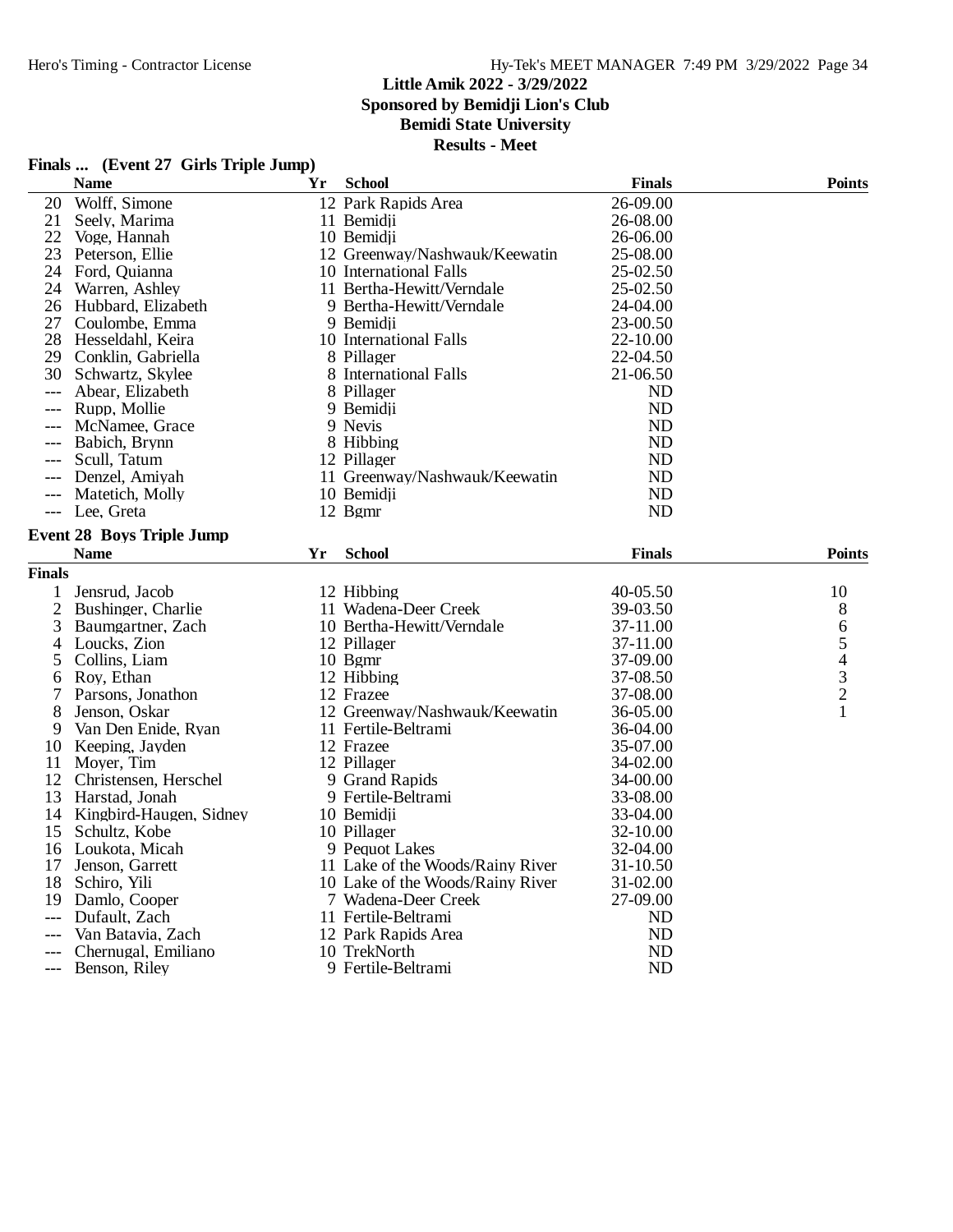# Little Amik 2022 - 3/29/2022
## Sponsored by Bemidji Lion's Club
## Bemidi State University
## Results - Meet

### Finals ... (Event 27 Girls Triple Jump)

| | Name | Yr | School | Finals | Points |
|---|---|---|---|---|---|
| 20 | Wolff, Simone | 12 | Park Rapids Area | 26-09.00 | |
| 21 | Seely, Marima | 11 | Bemidji | 26-08.00 | |
| 22 | Voge, Hannah | 10 | Bemidji | 26-06.00 | |
| 23 | Peterson, Ellie | 12 | Greenway/Nashwauk/Keewatin | 25-08.00 | |
| 24 | Ford, Quianna | 10 | International Falls | 25-02.50 | |
| 24 | Warren, Ashley | 11 | Bertha-Hewitt/Verndale | 25-02.50 | |
| 26 | Hubbard, Elizabeth | 9 | Bertha-Hewitt/Verndale | 24-04.00 | |
| 27 | Coulombe, Emma | 9 | Bemidji | 23-00.50 | |
| 28 | Hesseldahl, Keira | 10 | International Falls | 22-10.00 | |
| 29 | Conklin, Gabriella | 8 | Pillager | 22-04.50 | |
| 30 | Schwartz, Skylee | 8 | International Falls | 21-06.50 | |
| --- | Abear, Elizabeth | 8 | Pillager | ND | |
| --- | Rupp, Mollie | 9 | Bemidji | ND | |
| --- | McNamee, Grace | 9 | Nevis | ND | |
| --- | Babich, Brynn | 8 | Hibbing | ND | |
| --- | Scull, Tatum | 12 | Pillager | ND | |
| --- | Denzel, Amiyah | 11 | Greenway/Nashwauk/Keewatin | ND | |
| --- | Matetich, Molly | 10 | Bemidji | ND | |
| --- | Lee, Greta | 12 | Bgmr | ND | |

### Event 28 Boys Triple Jump

| | Name | Yr | School | Finals | Points |
|---|---|---|---|---|---|
| **Finals** | | | | | |
| 1 | Jensrud, Jacob | 12 | Hibbing | 40-05.50 | 10 |
| 2 | Bushinger, Charlie | 11 | Wadena-Deer Creek | 39-03.50 | 8 |
| 3 | Baumgartner, Zach | 10 | Bertha-Hewitt/Verndale | 37-11.00 | 6 |
| 4 | Loucks, Zion | 12 | Pillager | 37-11.00 | 5 |
| 5 | Collins, Liam | 10 | Bgmr | 37-09.00 | 4 |
| 6 | Roy, Ethan | 12 | Hibbing | 37-08.50 | 3 |
| 7 | Parsons, Jonathon | 12 | Frazee | 37-08.00 | 2 |
| 8 | Jenson, Oskar | 12 | Greenway/Nashwauk/Keewatin | 36-05.00 | 1 |
| 9 | Van Den Enide, Ryan | 11 | Fertile-Beltrami | 36-04.00 | |
| 10 | Keeping, Jayden | 12 | Frazee | 35-07.00 | |
| 11 | Moyer, Tim | 12 | Pillager | 34-02.00 | |
| 12 | Christensen, Herschel | 9 | Grand Rapids | 34-00.00 | |
| 13 | Harstad, Jonah | 9 | Fertile-Beltrami | 33-08.00 | |
| 14 | Kingbird-Haugen, Sidney | 10 | Bemidji | 33-04.00 | |
| 15 | Schultz, Kobe | 10 | Pillager | 32-10.00 | |
| 16 | Loukota, Micah | 9 | Pequot Lakes | 32-04.00 | |
| 17 | Jenson, Garrett | 11 | Lake of the Woods/Rainy River | 31-10.50 | |
| 18 | Schiro, Yili | 10 | Lake of the Woods/Rainy River | 31-02.00 | |
| 19 | Damlo, Cooper | 7 | Wadena-Deer Creek | 27-09.00 | |
| --- | Dufault, Zach | 11 | Fertile-Beltrami | ND | |
| --- | Van Batavia, Zach | 12 | Park Rapids Area | ND | |
| --- | Chernugal, Emiliano | 10 | TrekNorth | ND | |
| --- | Benson, Riley | 9 | Fertile-Beltrami | ND | |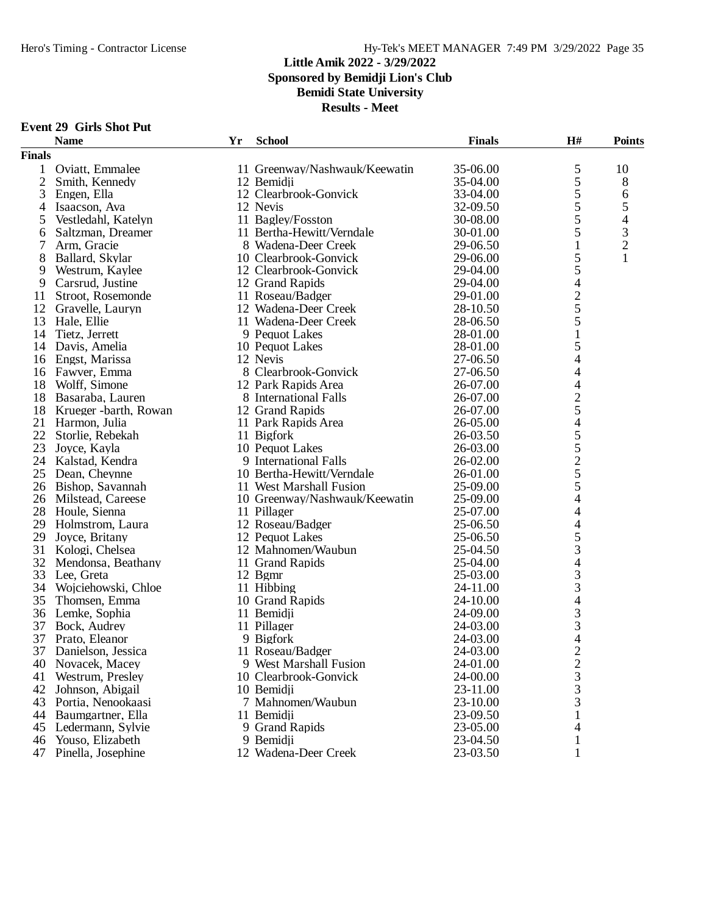Hero's Timing - Contractor License

## Little Amik 2022 - 3/29/2022
**Sponsored by Bemidji Lion's Club**
**Bemidi State University**
**Results - Meet**

### Event 29 Girls Shot Put

| | Name | Yr | School | Finals | H# | Points |
|---|---|---|---|---|---|---|
| **Finals** | | | | | | |
| 1 | Oviatt, Emmalee | 11 | Greenway/Nashwauk/Keewatin | 35-06.00 | 5 | 10 |
| 2 | Smith, Kennedy | 12 | Bemidji | 35-04.00 | 5 | 8 |
| 3 | Engen, Ella | 12 | Clearbrook-Gonvick | 33-04.00 | 5 | 6 |
| 4 | Isaacson, Ava | 12 | Nevis | 32-09.50 | 5 | 5 |
| 5 | Vestledahl, Katelyn | 11 | Bagley/Fosston | 30-08.00 | 5 | 4 |
| 6 | Saltzman, Dreamer | 11 | Bertha-Hewitt/Verndale | 30-01.00 | 5 | 3 |
| 7 | Arm, Gracie | 8 | Wadena-Deer Creek | 29-06.50 | 1 | 2 |
| 8 | Ballard, Skylar | 10 | Clearbrook-Gonvick | 29-06.00 | 5 | 1 |
| 9 | Westrum, Kaylee | 12 | Clearbrook-Gonvick | 29-04.00 | 5 | |
| 9 | Carsrud, Justine | 12 | Grand Rapids | 29-04.00 | 4 | |
| 11 | Stroot, Rosemonde | 11 | Roseau/Badger | 29-01.00 | 2 | |
| 12 | Gravelle, Lauryn | 12 | Wadena-Deer Creek | 28-10.50 | 5 | |
| 13 | Hale, Ellie | 11 | Wadena-Deer Creek | 28-06.50 | 5 | |
| 14 | Tietz, Jerrett | 9 | Pequot Lakes | 28-01.00 | 1 | |
| 14 | Davis, Amelia | 10 | Pequot Lakes | 28-01.00 | 5 | |
| 16 | Engst, Marissa | 12 | Nevis | 27-06.50 | 4 | |
| 16 | Fawver, Emma | 8 | Clearbrook-Gonvick | 27-06.50 | 4 | |
| 18 | Wolff, Simone | 12 | Park Rapids Area | 26-07.00 | 4 | |
| 18 | Basaraba, Lauren | 8 | International Falls | 26-07.00 | 2 | |
| 18 | Krueger -barth, Rowan | 12 | Grand Rapids | 26-07.00 | 5 | |
| 21 | Harmon, Julia | 11 | Park Rapids Area | 26-05.00 | 4 | |
| 22 | Storlie, Rebekah | 11 | Bigfork | 26-03.50 | 5 | |
| 23 | Joyce, Kayla | 10 | Pequot Lakes | 26-03.00 | 5 | |
| 24 | Kalstad, Kendra | 9 | International Falls | 26-02.00 | 2 | |
| 25 | Dean, Cheynne | 10 | Bertha-Hewitt/Verndale | 26-01.00 | 5 | |
| 26 | Bishop, Savannah | 11 | West Marshall Fusion | 25-09.00 | 5 | |
| 26 | Milstead, Careese | 10 | Greenway/Nashwauk/Keewatin | 25-09.00 | 4 | |
| 28 | Houle, Sienna | 11 | Pillager | 25-07.00 | 4 | |
| 29 | Holmstrom, Laura | 12 | Roseau/Badger | 25-06.50 | 4 | |
| 29 | Joyce, Britany | 12 | Pequot Lakes | 25-06.50 | 5 | |
| 31 | Kologi, Chelsea | 12 | Mahnomen/Waubun | 25-04.50 | 3 | |
| 32 | Mendonsa, Beathany | 11 | Grand Rapids | 25-04.00 | 4 | |
| 33 | Lee, Greta | 12 | Bgmr | 25-03.00 | 3 | |
| 34 | Wojciehowski, Chloe | 11 | Hibbing | 24-11.00 | 3 | |
| 35 | Thomsen, Emma | 10 | Grand Rapids | 24-10.00 | 4 | |
| 36 | Lemke, Sophia | 11 | Bemidji | 24-09.00 | 3 | |
| 37 | Bock, Audrey | 11 | Pillager | 24-03.00 | 3 | |
| 37 | Prato, Eleanor | 9 | Bigfork | 24-03.00 | 4 | |
| 37 | Danielson, Jessica | 11 | Roseau/Badger | 24-03.00 | 2 | |
| 40 | Novacek, Macey | 9 | West Marshall Fusion | 24-01.00 | 2 | |
| 41 | Westrum, Presley | 10 | Clearbrook-Gonvick | 24-00.00 | 3 | |
| 42 | Johnson, Abigail | 10 | Bemidji | 23-11.00 | 3 | |
| 43 | Portia, Nenookaasi | 7 | Mahnomen/Waubun | 23-10.00 | 3 | |
| 44 | Baumgartner, Ella | 11 | Bemidji | 23-09.50 | 1 | |
| 45 | Ledermann, Sylvie | 9 | Grand Rapids | 23-05.00 | 4 | |
| 46 | Youso, Elizabeth | 9 | Bemidji | 23-04.50 | 1 | |
| 47 | Pinella, Josephine | 12 | Wadena-Deer Creek | 23-03.50 | 1 | |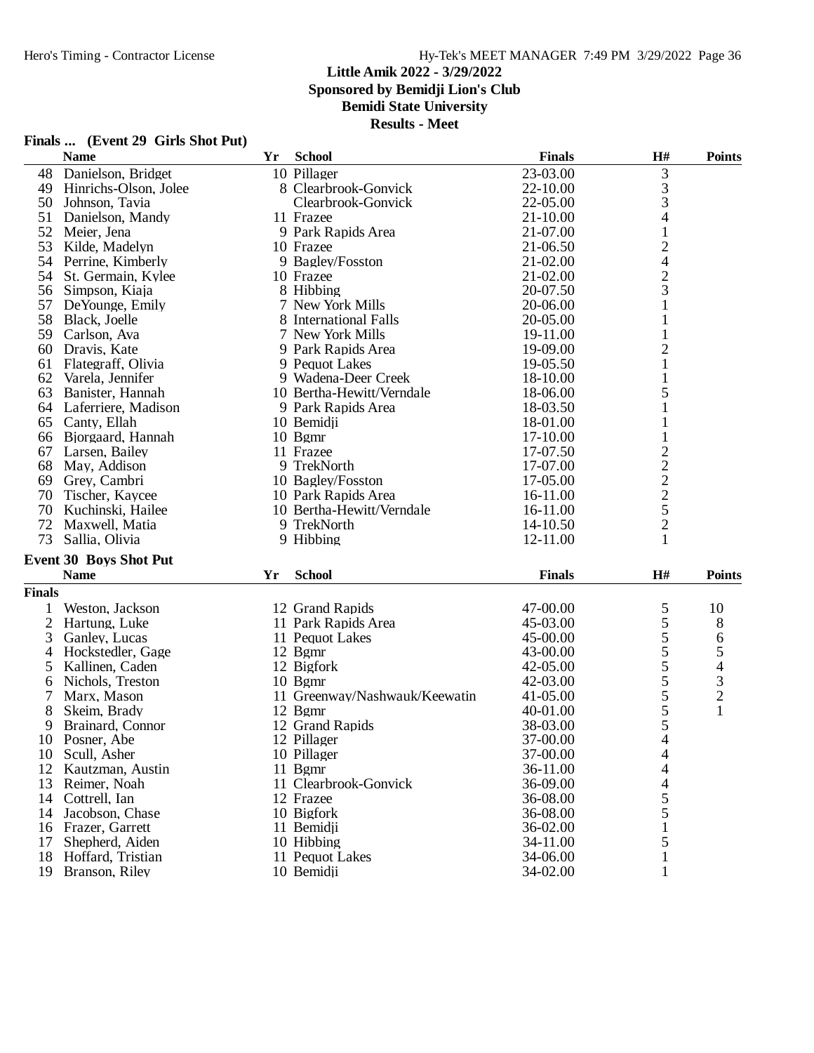# Little Amik 2022 - 3/29/2022

**Sponsored by Bemidji Lion's Club**

**Bemidi State University**

**Results - Meet**

## Finals ... (Event 29 Girls Shot Put)

| | Name | Yr | School | Finals | H# | Points |
|---|---|---|---|---|---|---|
| 48 | Danielson, Bridget | 10 | Pillager | 23-03.00 | 3 | |
| 49 | Hinrichs-Olson, Jolee | 8 | Clearbrook-Gonvick | 22-10.00 | 3 | |
| 50 | Johnson, Tavia | | Clearbrook-Gonvick | 22-05.00 | 3 | |
| 51 | Danielson, Mandy | 11 | Frazee | 21-10.00 | 4 | |
| 52 | Meier, Jena | 9 | Park Rapids Area | 21-07.00 | 1 | |
| 53 | Kilde, Madelyn | 10 | Frazee | 21-06.50 | 2 | |
| 54 | Perrine, Kimberly | 9 | Bagley/Fosston | 21-02.00 | 4 | |
| 54 | St. Germain, Kylee | 10 | Frazee | 21-02.00 | 2 | |
| 56 | Simpson, Kiaja | 8 | Hibbing | 20-07.50 | 3 | |
| 57 | DeYounge, Emily | 7 | New York Mills | 20-06.00 | 1 | |
| 58 | Black, Joelle | 8 | International Falls | 20-05.00 | 1 | |
| 59 | Carlson, Ava | 7 | New York Mills | 19-11.00 | 1 | |
| 60 | Dravis, Kate | 9 | Park Rapids Area | 19-09.00 | 2 | |
| 61 | Flategraff, Olivia | 9 | Pequot Lakes | 19-05.50 | 1 | |
| 62 | Varela, Jennifer | 9 | Wadena-Deer Creek | 18-10.00 | 1 | |
| 63 | Banister, Hannah | 10 | Bertha-Hewitt/Verndale | 18-06.00 | 5 | |
| 64 | Laferriere, Madison | 9 | Park Rapids Area | 18-03.50 | 1 | |
| 65 | Canty, Ellah | 10 | Bemidji | 18-01.00 | 1 | |
| 66 | Bjorgaard, Hannah | 10 | Bgmr | 17-10.00 | 1 | |
| 67 | Larsen, Bailey | 11 | Frazee | 17-07.50 | 2 | |
| 68 | May, Addison | 9 | TrekNorth | 17-07.00 | 2 | |
| 69 | Grey, Cambri | 10 | Bagley/Fosston | 17-05.00 | 2 | |
| 70 | Tischer, Kaycee | 10 | Park Rapids Area | 16-11.00 | 2 | |
| 70 | Kuchinski, Hailee | 10 | Bertha-Hewitt/Verndale | 16-11.00 | 5 | |
| 72 | Maxwell, Matia | 9 | TrekNorth | 14-10.50 | 2 | |
| 73 | Sallia, Olivia | 9 | Hibbing | 12-11.00 | 1 | |

## Event 30 Boys Shot Put

| | Name | Yr | School | Finals | H# | Points |
|---|---|---|---|---|---|---|
| **Finals** | | | | | | |
| 1 | Weston, Jackson | 12 | Grand Rapids | 47-00.00 | 5 | 10 |
| 2 | Hartung, Luke | 11 | Park Rapids Area | 45-03.00 | 5 | 8 |
| 3 | Ganley, Lucas | 11 | Pequot Lakes | 45-00.00 | 5 | 6 |
| 4 | Hockstedler, Gage | 12 | Bgmr | 43-00.00 | 5 | 5 |
| 5 | Kallinen, Caden | 12 | Bigfork | 42-05.00 | 5 | 4 |
| 6 | Nichols, Treston | 10 | Bgmr | 42-03.00 | 5 | 3 |
| 7 | Marx, Mason | 11 | Greenway/Nashwauk/Keewatin | 41-05.00 | 5 | 2 |
| 8 | Skeim, Brady | 12 | Bgmr | 40-01.00 | 5 | 1 |
| 9 | Brainard, Connor | 12 | Grand Rapids | 38-03.00 | 5 | |
| 10 | Posner, Abe | 12 | Pillager | 37-00.00 | 4 | |
| 10 | Scull, Asher | 10 | Pillager | 37-00.00 | 4 | |
| 12 | Kautzman, Austin | 11 | Bgmr | 36-11.00 | 4 | |
| 13 | Reimer, Noah | 11 | Clearbrook-Gonvick | 36-09.00 | 4 | |
| 14 | Cottrell, Ian | 12 | Frazee | 36-08.00 | 5 | |
| 14 | Jacobson, Chase | 10 | Bigfork | 36-08.00 | 5 | |
| 16 | Frazer, Garrett | 11 | Bemidji | 36-02.00 | 1 | |
| 17 | Shepherd, Aiden | 10 | Hibbing | 34-11.00 | 5 | |
| 18 | Hoffard, Tristian | 11 | Pequot Lakes | 34-06.00 | 1 | |
| 19 | Branson, Riley | 10 | Bemidji | 34-02.00 | 1 | |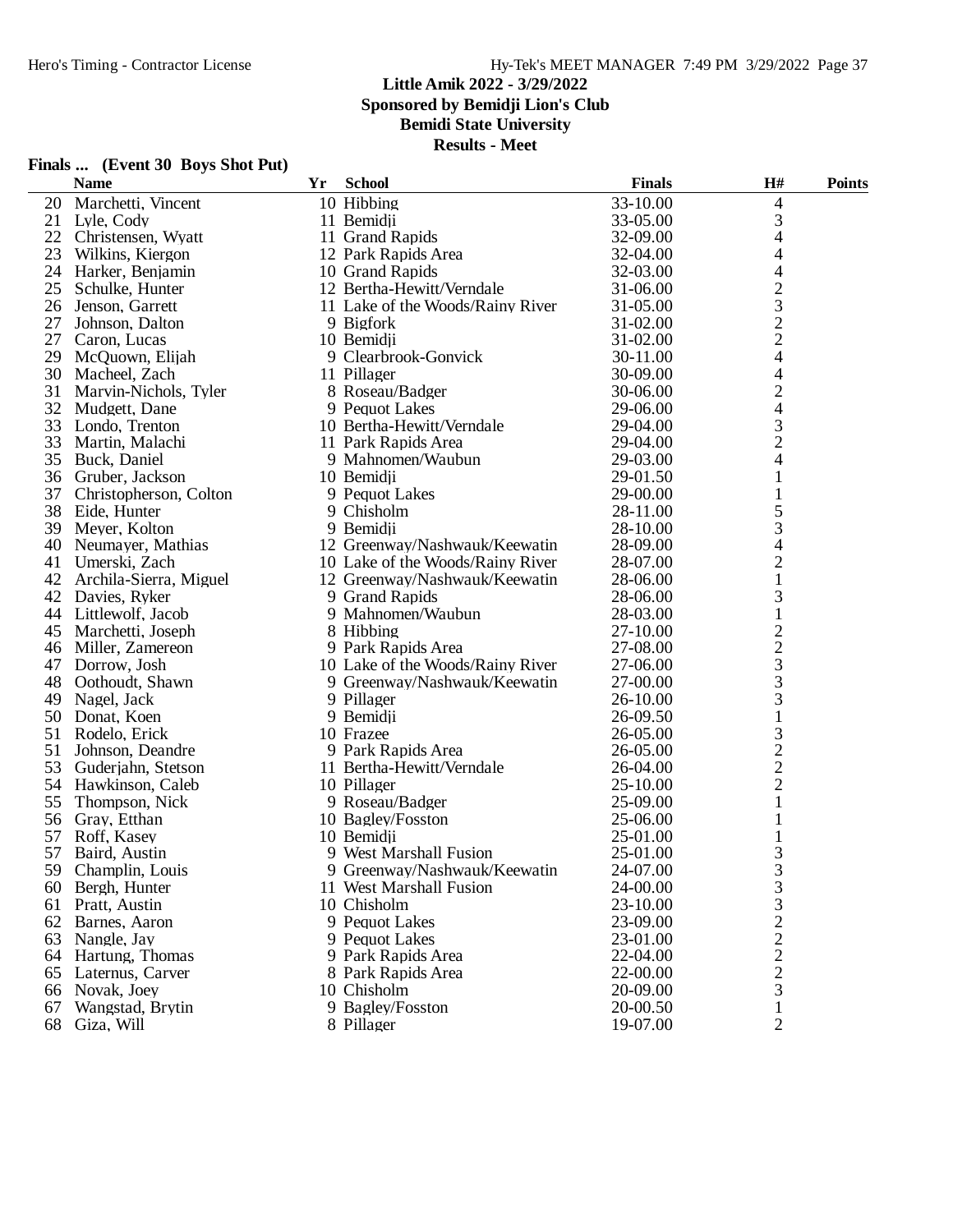## Little Amik 2022 - 3/29/2022
### Sponsored by Bemidji Lion's Club
### Bemidi State University
### Results - Meet

**Finals ... (Event 30 Boys Shot Put)**

| | Name | Yr | School | Finals | H# | Points |
|---|---|---|---|---|---|---|
| 20 | Marchetti, Vincent | 10 | Hibbing | 33-10.00 | 4 | |
| 21 | Lyle, Cody | 11 | Bemidji | 33-05.00 | 3 | |
| 22 | Christensen, Wyatt | 11 | Grand Rapids | 32-09.00 | 4 | |
| 23 | Wilkins, Kiergon | 12 | Park Rapids Area | 32-04.00 | 4 | |
| 24 | Harker, Benjamin | 10 | Grand Rapids | 32-03.00 | 4 | |
| 25 | Schulke, Hunter | 12 | Bertha-Hewitt/Verndale | 31-06.00 | 2 | |
| 26 | Jenson, Garrett | 11 | Lake of the Woods/Rainy River | 31-05.00 | 3 | |
| 27 | Johnson, Dalton | 9 | Bigfork | 31-02.00 | 2 | |
| 27 | Caron, Lucas | 10 | Bemidji | 31-02.00 | 2 | |
| 29 | McQuown, Elijah | 9 | Clearbrook-Gonvick | 30-11.00 | 4 | |
| 30 | Macheel, Zach | 11 | Pillager | 30-09.00 | 4 | |
| 31 | Marvin-Nichols, Tyler | 8 | Roseau/Badger | 30-06.00 | 2 | |
| 32 | Mudgett, Dane | 9 | Pequot Lakes | 29-06.00 | 4 | |
| 33 | Londo, Trenton | 10 | Bertha-Hewitt/Verndale | 29-04.00 | 3 | |
| 33 | Martin, Malachi | 11 | Park Rapids Area | 29-04.00 | 2 | |
| 35 | Buck, Daniel | 9 | Mahnomen/Waubun | 29-03.00 | 4 | |
| 36 | Gruber, Jackson | 10 | Bemidji | 29-01.50 | 1 | |
| 37 | Christopherson, Colton | 9 | Pequot Lakes | 29-00.00 | 1 | |
| 38 | Eide, Hunter | 9 | Chisholm | 28-11.00 | 5 | |
| 39 | Meyer, Kolton | 9 | Bemidji | 28-10.00 | 3 | |
| 40 | Neumayer, Mathias | 12 | Greenway/Nashwauk/Keewatin | 28-09.00 | 4 | |
| 41 | Umerski, Zach | 10 | Lake of the Woods/Rainy River | 28-07.00 | 2 | |
| 42 | Archila-Sierra, Miguel | 12 | Greenway/Nashwauk/Keewatin | 28-06.00 | 1 | |
| 42 | Davies, Ryker | 9 | Grand Rapids | 28-06.00 | 3 | |
| 44 | Littlewolf, Jacob | 9 | Mahnomen/Waubun | 28-03.00 | 1 | |
| 45 | Marchetti, Joseph | 8 | Hibbing | 27-10.00 | 2 | |
| 46 | Miller, Zamereon | 9 | Park Rapids Area | 27-08.00 | 2 | |
| 47 | Dorrow, Josh | 10 | Lake of the Woods/Rainy River | 27-06.00 | 3 | |
| 48 | Oothoudt, Shawn | 9 | Greenway/Nashwauk/Keewatin | 27-00.00 | 3 | |
| 49 | Nagel, Jack | 9 | Pillager | 26-10.00 | 3 | |
| 50 | Donat, Koen | 9 | Bemidji | 26-09.50 | 1 | |
| 51 | Rodelo, Erick | 10 | Frazee | 26-05.00 | 3 | |
| 51 | Johnson, Deandre | 9 | Park Rapids Area | 26-05.00 | 2 | |
| 53 | Guderjahn, Stetson | 11 | Bertha-Hewitt/Verndale | 26-04.00 | 2 | |
| 54 | Hawkinson, Caleb | 10 | Pillager | 25-10.00 | 2 | |
| 55 | Thompson, Nick | 9 | Roseau/Badger | 25-09.00 | 1 | |
| 56 | Gray, Etthan | 10 | Bagley/Fosston | 25-06.00 | 1 | |
| 57 | Roff, Kasey | 10 | Bemidji | 25-01.00 | 1 | |
| 57 | Baird, Austin | 9 | West Marshall Fusion | 25-01.00 | 3 | |
| 59 | Champlin, Louis | 9 | Greenway/Nashwauk/Keewatin | 24-07.00 | 3 | |
| 60 | Bergh, Hunter | 11 | West Marshall Fusion | 24-00.00 | 3 | |
| 61 | Pratt, Austin | 10 | Chisholm | 23-10.00 | 3 | |
| 62 | Barnes, Aaron | 9 | Pequot Lakes | 23-09.00 | 2 | |
| 63 | Nangle, Jay | 9 | Pequot Lakes | 23-01.00 | 2 | |
| 64 | Hartung, Thomas | 9 | Park Rapids Area | 22-04.00 | 2 | |
| 65 | Laternus, Carver | 8 | Park Rapids Area | 22-00.00 | 2 | |
| 66 | Novak, Joey | 10 | Chisholm | 20-09.00 | 3 | |
| 67 | Wangstad, Brytin | 9 | Bagley/Fosston | 20-00.50 | 1 | |
| 68 | Giza, Will | 8 | Pillager | 19-07.00 | 2 | |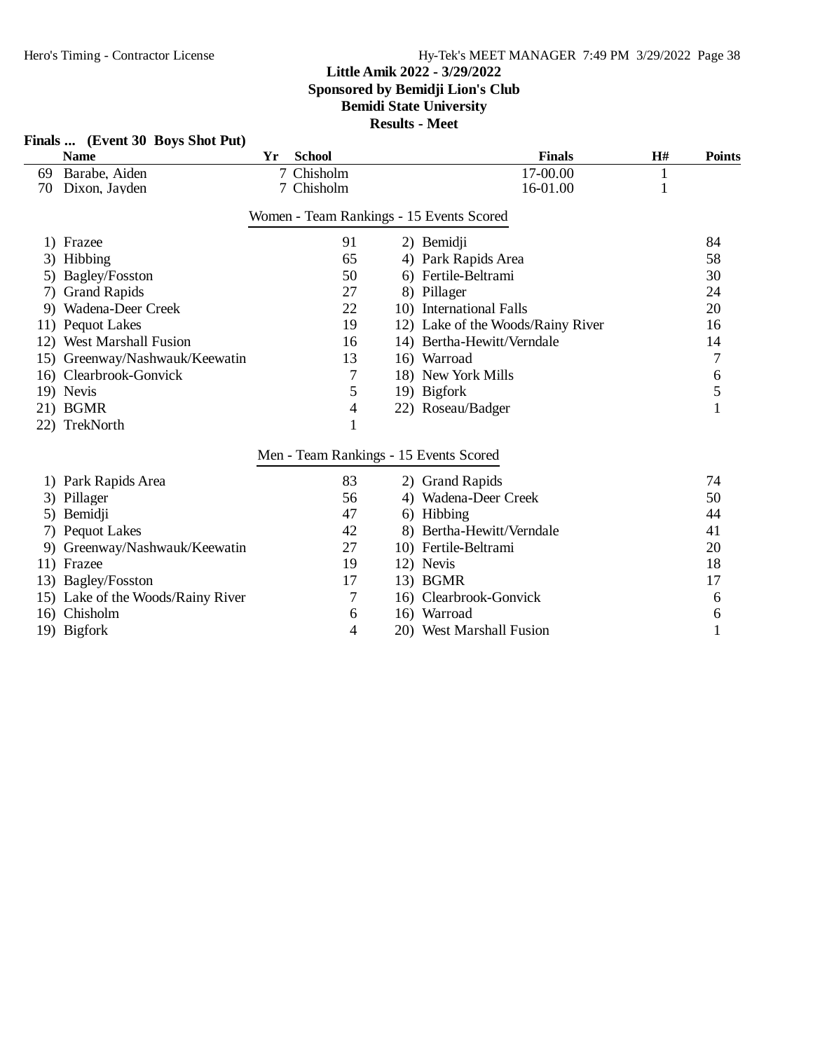**Little Amik 2022 - 3/29/2022**
**Sponsored by Bemidji Lion's Club**
**Bemidi State University**
**Results - Meet**

### Finals ... (Event 30 Boys Shot Put)

| | Name | Yr | School | Finals | H# | Points |
|---|---|---|---|---|---|---|
| 69 | Barabe, Aiden | 7 | Chisholm | 17-00.00 | 1 | |
| 70 | Dixon, Jayden | 7 | Chisholm | 16-01.00 | 1 | |

### Women - Team Rankings - 15 Events Scored

| | | | | | |
|---|---|---|---|---|---|
| 1) | Frazee | 91 | 2) | Bemidji | 84 |
| 3) | Hibbing | 65 | 4) | Park Rapids Area | 58 |
| 5) | Bagley/Fosston | 50 | 6) | Fertile-Beltrami | 30 |
| 7) | Grand Rapids | 27 | 8) | Pillager | 24 |
| 9) | Wadena-Deer Creek | 22 | 10) | International Falls | 20 |
| 11) | Pequot Lakes | 19 | 12) | Lake of the Woods/Rainy River | 16 |
| 12) | West Marshall Fusion | 16 | 14) | Bertha-Hewitt/Verndale | 14 |
| 15) | Greenway/Nashwauk/Keewatin | 13 | 16) | Warroad | 7 |
| 16) | Clearbrook-Gonvick | 7 | 18) | New York Mills | 6 |
| 19) | Nevis | 5 | 19) | Bigfork | 5 |
| 21) | BGMR | 4 | 22) | Roseau/Badger | 1 |
| 22) | TrekNorth | 1 | | | |

### Men - Team Rankings - 15 Events Scored

| | | | | | |
|---|---|---|---|---|---|
| 1) | Park Rapids Area | 83 | 2) | Grand Rapids | 74 |
| 3) | Pillager | 56 | 4) | Wadena-Deer Creek | 50 |
| 5) | Bemidji | 47 | 6) | Hibbing | 44 |
| 7) | Pequot Lakes | 42 | 8) | Bertha-Hewitt/Verndale | 41 |
| 9) | Greenway/Nashwauk/Keewatin | 27 | 10) | Fertile-Beltrami | 20 |
| 11) | Frazee | 19 | 12) | Nevis | 18 |
| 13) | Bagley/Fosston | 17 | 13) | BGMR | 17 |
| 15) | Lake of the Woods/Rainy River | 7 | 16) | Clearbrook-Gonvick | 6 |
| 16) | Chisholm | 6 | 16) | Warroad | 6 |
| 19) | Bigfork | 4 | 20) | West Marshall Fusion | 1 |